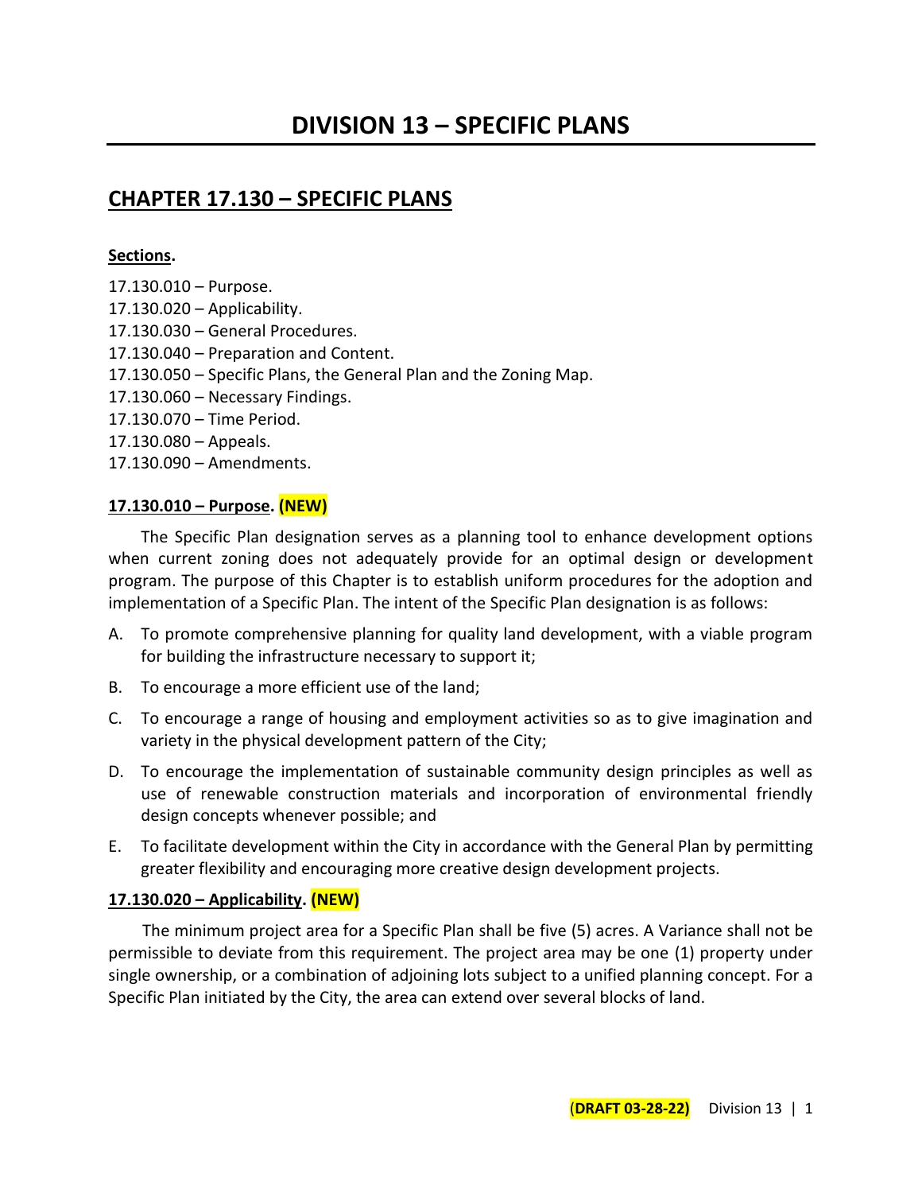# DIVISION 13 – SPECIFIC PLANS

## CHAPTER 17.130 – SPECIFIC PLANS

**Sections.**

17.130.010 – Purpose.
17.130.020 – Applicability.
17.130.030 – General Procedures.
17.130.040 – Preparation and Content.
17.130.050 – Specific Plans, the General Plan and the Zoning Map.
17.130.060 – Necessary Findings.
17.130.070 – Time Period.
17.130.080 – Appeals.
17.130.090 – Amendments.

### 17.130.010 – Purpose. (NEW)

The Specific Plan designation serves as a planning tool to enhance development options when current zoning does not adequately provide for an optimal design or development program. The purpose of this Chapter is to establish uniform procedures for the adoption and implementation of a Specific Plan. The intent of the Specific Plan designation is as follows:

A. To promote comprehensive planning for quality land development, with a viable program for building the infrastructure necessary to support it;

B. To encourage a more efficient use of the land;

C. To encourage a range of housing and employment activities so as to give imagination and variety in the physical development pattern of the City;

D. To encourage the implementation of sustainable community design principles as well as use of renewable construction materials and incorporation of environmental friendly design concepts whenever possible; and

E. To facilitate development within the City in accordance with the General Plan by permitting greater flexibility and encouraging more creative design development projects.

### 17.130.020 – Applicability. (NEW)

The minimum project area for a Specific Plan shall be five (5) acres. A Variance shall not be permissible to deviate from this requirement. The project area may be one (1) property under single ownership, or a combination of adjoining lots subject to a unified planning concept. For a Specific Plan initiated by the City, the area can extend over several blocks of land.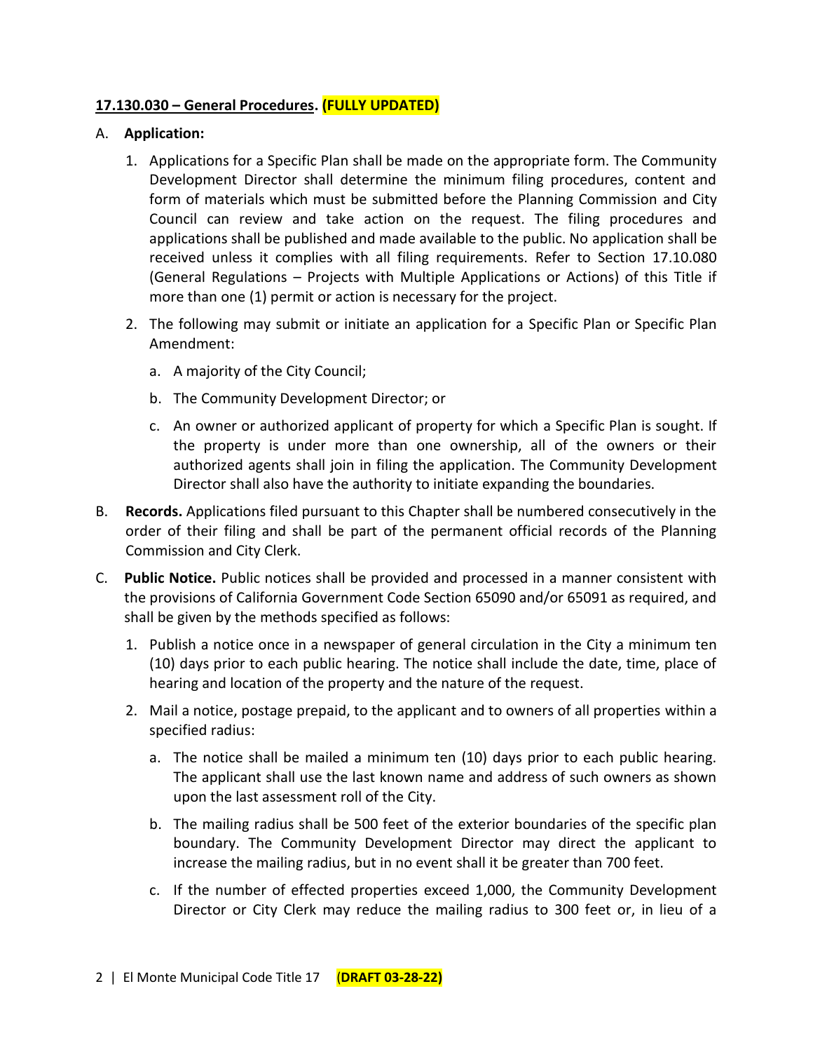**17.130.030 – General Procedures. (FULLY UPDATED)**

A. **Application:**

1. Applications for a Specific Plan shall be made on the appropriate form. The Community Development Director shall determine the minimum filing procedures, content and form of materials which must be submitted before the Planning Commission and City Council can review and take action on the request. The filing procedures and applications shall be published and made available to the public. No application shall be received unless it complies with all filing requirements. Refer to Section 17.10.080 (General Regulations – Projects with Multiple Applications or Actions) of this Title if more than one (1) permit or action is necessary for the project.

2. The following may submit or initiate an application for a Specific Plan or Specific Plan Amendment:

   a. A majority of the City Council;

   b. The Community Development Director; or

   c. An owner or authorized applicant of property for which a Specific Plan is sought. If the property is under more than one ownership, all of the owners or their authorized agents shall join in filing the application. The Community Development Director shall also have the authority to initiate expanding the boundaries.

B. **Records.** Applications filed pursuant to this Chapter shall be numbered consecutively in the order of their filing and shall be part of the permanent official records of the Planning Commission and City Clerk.

C. **Public Notice.** Public notices shall be provided and processed in a manner consistent with the provisions of California Government Code Section 65090 and/or 65091 as required, and shall be given by the methods specified as follows:

1. Publish a notice once in a newspaper of general circulation in the City a minimum ten (10) days prior to each public hearing. The notice shall include the date, time, place of hearing and location of the property and the nature of the request.

2. Mail a notice, postage prepaid, to the applicant and to owners of all properties within a specified radius:

   a. The notice shall be mailed a minimum ten (10) days prior to each public hearing. The applicant shall use the last known name and address of such owners as shown upon the last assessment roll of the City.

   b. The mailing radius shall be 500 feet of the exterior boundaries of the specific plan boundary. The Community Development Director may direct the applicant to increase the mailing radius, but in no event shall it be greater than 700 feet.

   c. If the number of effected properties exceed 1,000, the Community Development Director or City Clerk may reduce the mailing radius to 300 feet or, in lieu of a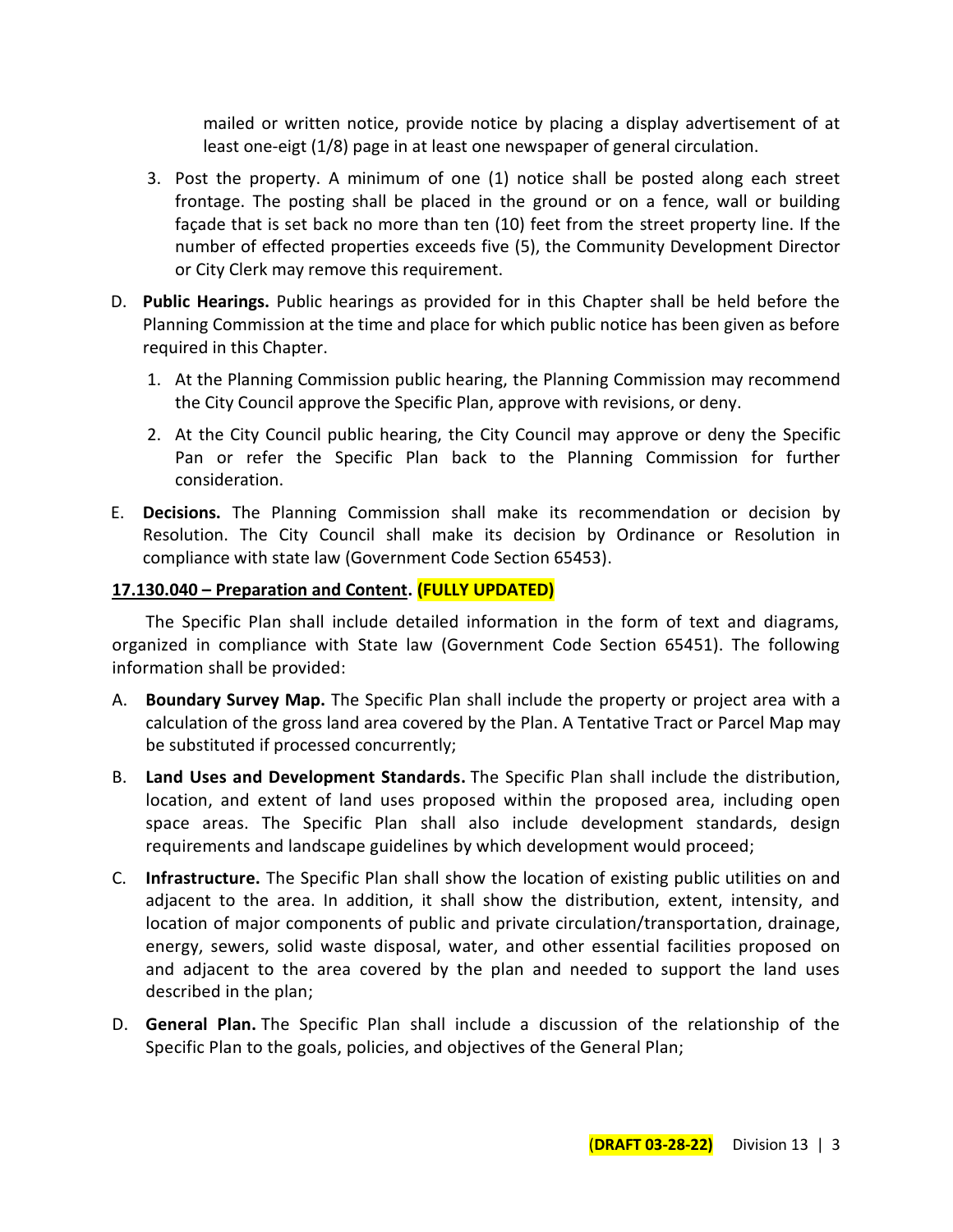mailed or written notice, provide notice by placing a display advertisement of at least one-eigt (1/8) page in at least one newspaper of general circulation.

3. Post the property. A minimum of one (1) notice shall be posted along each street frontage. The posting shall be placed in the ground or on a fence, wall or building façade that is set back no more than ten (10) feet from the street property line. If the number of effected properties exceeds five (5), the Community Development Director or City Clerk may remove this requirement.

D. **Public Hearings.** Public hearings as provided for in this Chapter shall be held before the Planning Commission at the time and place for which public notice has been given as before required in this Chapter.

   1. At the Planning Commission public hearing, the Planning Commission may recommend the City Council approve the Specific Plan, approve with revisions, or deny.

   2. At the City Council public hearing, the City Council may approve or deny the Specific Pan or refer the Specific Plan back to the Planning Commission for further consideration.

E. **Decisions.** The Planning Commission shall make its recommendation or decision by Resolution. The City Council shall make its decision by Ordinance or Resolution in compliance with state law (Government Code Section 65453).

**17.130.040 – Preparation and Content. (FULLY UPDATED)**

The Specific Plan shall include detailed information in the form of text and diagrams, organized in compliance with State law (Government Code Section 65451). The following information shall be provided:

A. **Boundary Survey Map.** The Specific Plan shall include the property or project area with a calculation of the gross land area covered by the Plan. A Tentative Tract or Parcel Map may be substituted if processed concurrently;

B. **Land Uses and Development Standards.** The Specific Plan shall include the distribution, location, and extent of land uses proposed within the proposed area, including open space areas. The Specific Plan shall also include development standards, design requirements and landscape guidelines by which development would proceed;

C. **Infrastructure.** The Specific Plan shall show the location of existing public utilities on and adjacent to the area. In addition, it shall show the distribution, extent, intensity, and location of major components of public and private circulation/transportation, drainage, energy, sewers, solid waste disposal, water, and other essential facilities proposed on and adjacent to the area covered by the plan and needed to support the land uses described in the plan;

D. **General Plan.** The Specific Plan shall include a discussion of the relationship of the Specific Plan to the goals, policies, and objectives of the General Plan;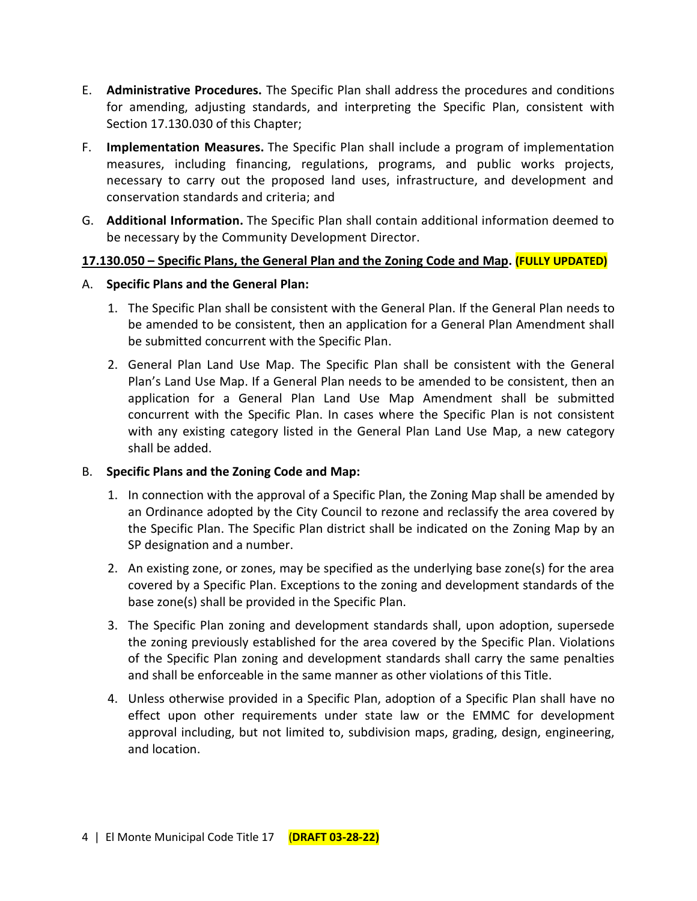E. **Administrative Procedures.** The Specific Plan shall address the procedures and conditions for amending, adjusting standards, and interpreting the Specific Plan, consistent with Section 17.130.030 of this Chapter;

F. **Implementation Measures.** The Specific Plan shall include a program of implementation measures, including financing, regulations, programs, and public works projects, necessary to carry out the proposed land uses, infrastructure, and development and conservation standards and criteria; and

G. **Additional Information.** The Specific Plan shall contain additional information deemed to be necessary by the Community Development Director.

**17.130.050 – Specific Plans, the General Plan and the Zoning Code and Map. (FULLY UPDATED)**

A. **Specific Plans and the General Plan:**

1. The Specific Plan shall be consistent with the General Plan. If the General Plan needs to be amended to be consistent, then an application for a General Plan Amendment shall be submitted concurrent with the Specific Plan.
2. General Plan Land Use Map. The Specific Plan shall be consistent with the General Plan's Land Use Map. If a General Plan needs to be amended to be consistent, then an application for a General Plan Land Use Map Amendment shall be submitted concurrent with the Specific Plan. In cases where the Specific Plan is not consistent with any existing category listed in the General Plan Land Use Map, a new category shall be added.

B. **Specific Plans and the Zoning Code and Map:**

1. In connection with the approval of a Specific Plan, the Zoning Map shall be amended by an Ordinance adopted by the City Council to rezone and reclassify the area covered by the Specific Plan. The Specific Plan district shall be indicated on the Zoning Map by an SP designation and a number.
2. An existing zone, or zones, may be specified as the underlying base zone(s) for the area covered by a Specific Plan. Exceptions to the zoning and development standards of the base zone(s) shall be provided in the Specific Plan.
3. The Specific Plan zoning and development standards shall, upon adoption, supersede the zoning previously established for the area covered by the Specific Plan. Violations of the Specific Plan zoning and development standards shall carry the same penalties and shall be enforceable in the same manner as other violations of this Title.
4. Unless otherwise provided in a Specific Plan, adoption of a Specific Plan shall have no effect upon other requirements under state law or the EMMC for development approval including, but not limited to, subdivision maps, grading, design, engineering, and location.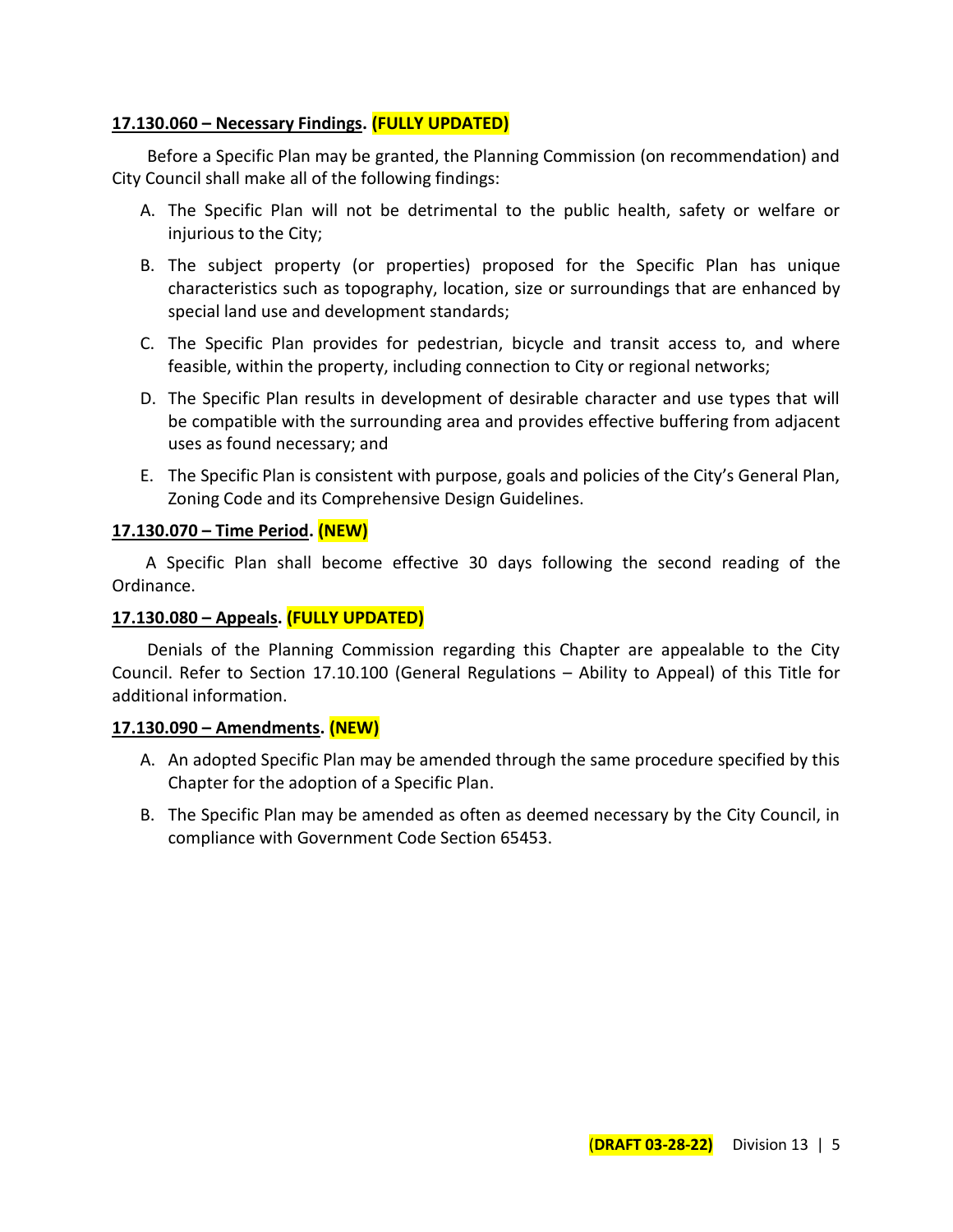**17.130.060 – Necessary Findings. (FULLY UPDATED)**

Before a Specific Plan may be granted, the Planning Commission (on recommendation) and City Council shall make all of the following findings:

A. The Specific Plan will not be detrimental to the public health, safety or welfare or injurious to the City;

B. The subject property (or properties) proposed for the Specific Plan has unique characteristics such as topography, location, size or surroundings that are enhanced by special land use and development standards;

C. The Specific Plan provides for pedestrian, bicycle and transit access to, and where feasible, within the property, including connection to City or regional networks;

D. The Specific Plan results in development of desirable character and use types that will be compatible with the surrounding area and provides effective buffering from adjacent uses as found necessary; and

E. The Specific Plan is consistent with purpose, goals and policies of the City's General Plan, Zoning Code and its Comprehensive Design Guidelines.

**17.130.070 – Time Period. (NEW)**

A Specific Plan shall become effective 30 days following the second reading of the Ordinance.

**17.130.080 – Appeals. (FULLY UPDATED)**

Denials of the Planning Commission regarding this Chapter are appealable to the City Council. Refer to Section 17.10.100 (General Regulations – Ability to Appeal) of this Title for additional information.

**17.130.090 – Amendments. (NEW)**

A. An adopted Specific Plan may be amended through the same procedure specified by this Chapter for the adoption of a Specific Plan.

B. The Specific Plan may be amended as often as deemed necessary by the City Council, in compliance with Government Code Section 65453.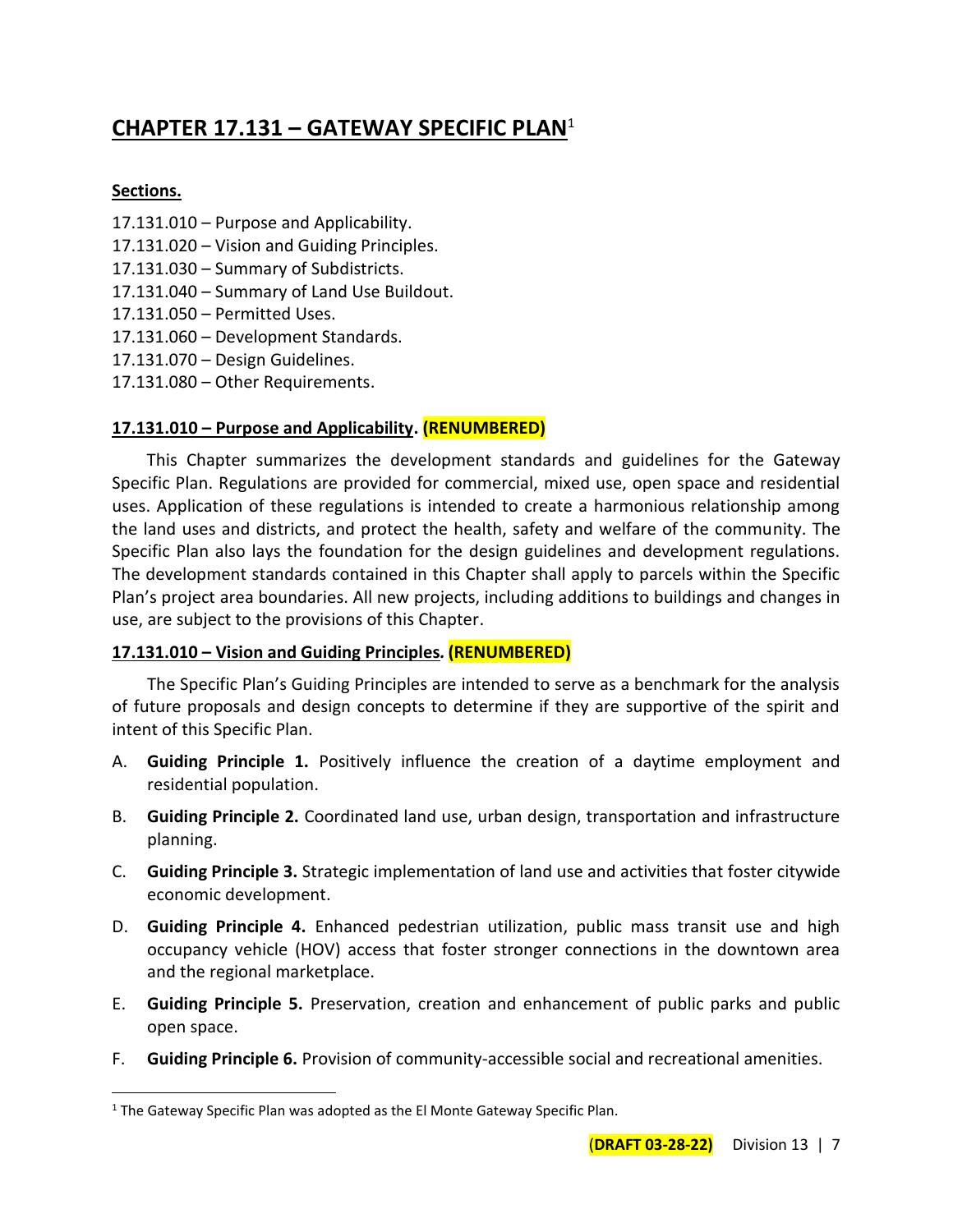# CHAPTER 17.131 – GATEWAY SPECIFIC PLAN[1]

**Sections.**

17.131.010 – Purpose and Applicability.
17.131.020 – Vision and Guiding Principles.
17.131.030 – Summary of Subdistricts.
17.131.040 – Summary of Land Use Buildout.
17.131.050 – Permitted Uses.
17.131.060 – Development Standards.
17.131.070 – Design Guidelines.
17.131.080 – Other Requirements.

## 17.131.010 – Purpose and Applicability. **(RENUMBERED)**

This Chapter summarizes the development standards and guidelines for the Gateway Specific Plan. Regulations are provided for commercial, mixed use, open space and residential uses. Application of these regulations is intended to create a harmonious relationship among the land uses and districts, and protect the health, safety and welfare of the community. The Specific Plan also lays the foundation for the design guidelines and development regulations. The development standards contained in this Chapter shall apply to parcels within the Specific Plan's project area boundaries. All new projects, including additions to buildings and changes in use, are subject to the provisions of this Chapter.

## 17.131.010 – Vision and Guiding Principles. **(RENUMBERED)**

The Specific Plan's Guiding Principles are intended to serve as a benchmark for the analysis of future proposals and design concepts to determine if they are supportive of the spirit and intent of this Specific Plan.

A. **Guiding Principle 1.** Positively influence the creation of a daytime employment and residential population.

B. **Guiding Principle 2.** Coordinated land use, urban design, transportation and infrastructure planning.

C. **Guiding Principle 3.** Strategic implementation of land use and activities that foster citywide economic development.

D. **Guiding Principle 4.** Enhanced pedestrian utilization, public mass transit use and high occupancy vehicle (HOV) access that foster stronger connections in the downtown area and the regional marketplace.

E. **Guiding Principle 5.** Preservation, creation and enhancement of public parks and public open space.

F. **Guiding Principle 6.** Provision of community-accessible social and recreational amenities.

---

[1] The Gateway Specific Plan was adopted as the El Monte Gateway Specific Plan.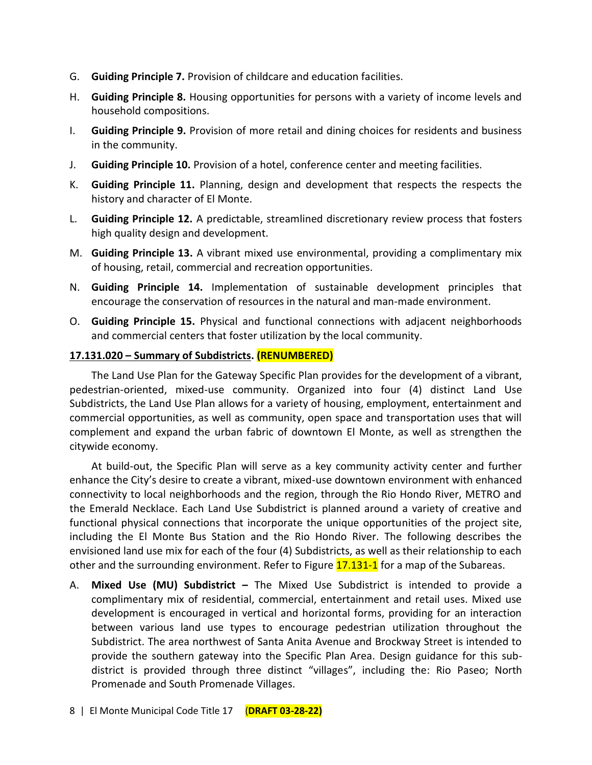G. **Guiding Principle 7.** Provision of childcare and education facilities.

H. **Guiding Principle 8.** Housing opportunities for persons with a variety of income levels and household compositions.

I. **Guiding Principle 9.** Provision of more retail and dining choices for residents and business in the community.

J. **Guiding Principle 10.** Provision of a hotel, conference center and meeting facilities.

K. **Guiding Principle 11.** Planning, design and development that respects the respects the history and character of El Monte.

L. **Guiding Principle 12.** A predictable, streamlined discretionary review process that fosters high quality design and development.

M. **Guiding Principle 13.** A vibrant mixed use environmental, providing a complimentary mix of housing, retail, commercial and recreation opportunities.

N. **Guiding Principle 14.** Implementation of sustainable development principles that encourage the conservation of resources in the natural and man-made environment.

O. **Guiding Principle 15.** Physical and functional connections with adjacent neighborhoods and commercial centers that foster utilization by the local community.

**17.131.020 – Summary of Subdistricts. (RENUMBERED)**

The Land Use Plan for the Gateway Specific Plan provides for the development of a vibrant, pedestrian-oriented, mixed-use community. Organized into four (4) distinct Land Use Subdistricts, the Land Use Plan allows for a variety of housing, employment, entertainment and commercial opportunities, as well as community, open space and transportation uses that will complement and expand the urban fabric of downtown El Monte, as well as strengthen the citywide economy.

At build-out, the Specific Plan will serve as a key community activity center and further enhance the City's desire to create a vibrant, mixed-use downtown environment with enhanced connectivity to local neighborhoods and the region, through the Rio Hondo River, METRO and the Emerald Necklace. Each Land Use Subdistrict is planned around a variety of creative and functional physical connections that incorporate the unique opportunities of the project site, including the El Monte Bus Station and the Rio Hondo River. The following describes the envisioned land use mix for each of the four (4) Subdistricts, as well as their relationship to each other and the surrounding environment. Refer to Figure 17.131-1 for a map of the Subareas.

A. **Mixed Use (MU) Subdistrict –** The Mixed Use Subdistrict is intended to provide a complimentary mix of residential, commercial, entertainment and retail uses. Mixed use development is encouraged in vertical and horizontal forms, providing for an interaction between various land use types to encourage pedestrian utilization throughout the Subdistrict. The area northwest of Santa Anita Avenue and Brockway Street is intended to provide the southern gateway into the Specific Plan Area. Design guidance for this sub-district is provided through three distinct "villages", including the: Rio Paseo; North Promenade and South Promenade Villages.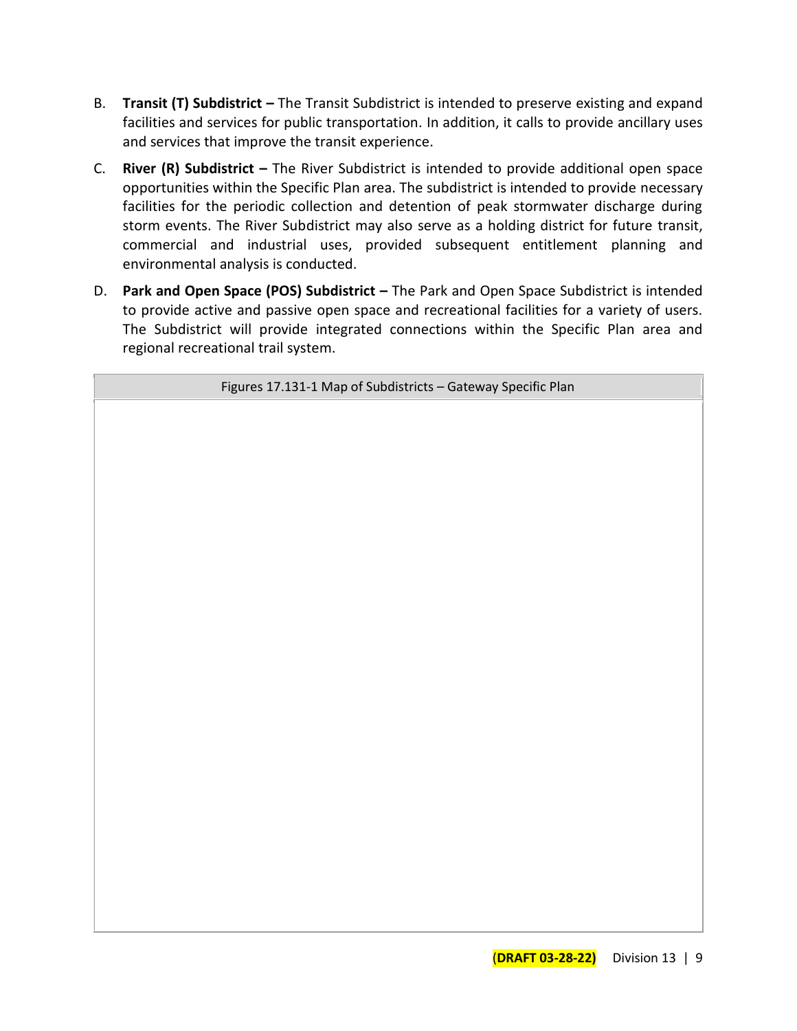B. **Transit (T) Subdistrict –** The Transit Subdistrict is intended to preserve existing and expand facilities and services for public transportation. In addition, it calls to provide ancillary uses and services that improve the transit experience.

C. **River (R) Subdistrict –** The River Subdistrict is intended to provide additional open space opportunities within the Specific Plan area. The subdistrict is intended to provide necessary facilities for the periodic collection and detention of peak stormwater discharge during storm events. The River Subdistrict may also serve as a holding district for future transit, commercial and industrial uses, provided subsequent entitlement planning and environmental analysis is conducted.

D. **Park and Open Space (POS) Subdistrict –** The Park and Open Space Subdistrict is intended to provide active and passive open space and recreational facilities for a variety of users. The Subdistrict will provide integrated connections within the Specific Plan area and regional recreational trail system.

| Figures 17.131-1 Map of Subdistricts – Gateway Specific Plan |
| --- |
| |

(**DRAFT 03-28-22**)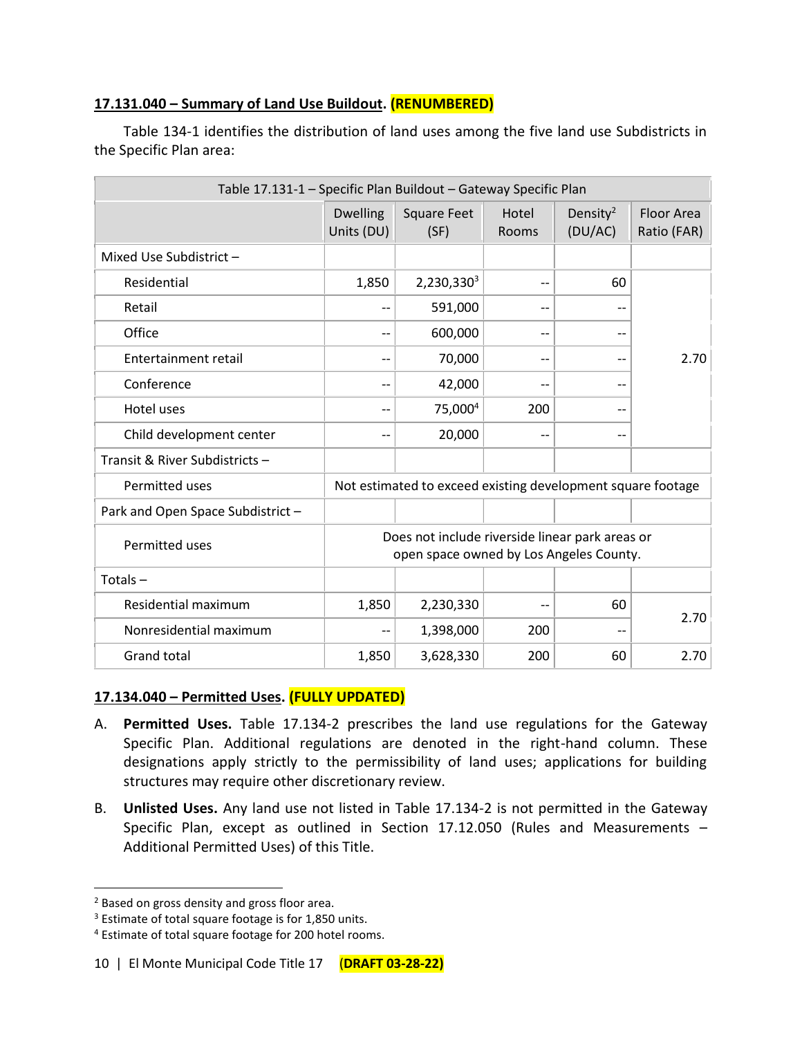**17.131.040 – Summary of Land Use Buildout. (RENUMBERED)**

Table 134-1 identifies the distribution of land uses among the five land use Subdistricts in the Specific Plan area:

| Table 17.131-1 – Specific Plan Buildout – Gateway Specific Plan | | | | | |
|---|---|---|---|---|---|
| | Dwelling Units (DU) | Square Feet (SF) | Hotel Rooms | Density[2] (DU/AC) | Floor Area Ratio (FAR) |
| Mixed Use Subdistrict – | | | | | |
| Residential | 1,850 | 2,230,330[3] | -- | 60 | 2.70 |
| Retail | -- | 591,000 | -- | -- | |
| Office | -- | 600,000 | -- | -- | |
| Entertainment retail | -- | 70,000 | -- | -- | |
| Conference | -- | 42,000 | -- | -- | |
| Hotel uses | -- | 75,000[4] | 200 | -- | |
| Child development center | -- | 20,000 | -- | -- | |
| Transit & River Subdistricts – | | | | | |
| Permitted uses | Not estimated to exceed existing development square footage | | | | |
| Park and Open Space Subdistrict – | | | | | |
| Permitted uses | Does not include riverside linear park areas or open space owned by Los Angeles County. | | | | |
| Totals – | | | | | |
| Residential maximum | 1,850 | 2,230,330 | -- | 60 | 2.70 |
| Nonresidential maximum | -- | 1,398,000 | 200 | -- | |
| Grand total | 1,850 | 3,628,330 | 200 | 60 | 2.70 |

**17.134.040 – Permitted Uses. (FULLY UPDATED)**

A. **Permitted Uses.** Table 17.134-2 prescribes the land use regulations for the Gateway Specific Plan. Additional regulations are denoted in the right-hand column. These designations apply strictly to the permissibility of land uses; applications for building structures may require other discretionary review.

B. **Unlisted Uses.** Any land use not listed in Table 17.134-2 is not permitted in the Gateway Specific Plan, except as outlined in Section 17.12.050 (Rules and Measurements – Additional Permitted Uses) of this Title.

---

[2] Based on gross density and gross floor area.

[3] Estimate of total square footage is for 1,850 units.

[4] Estimate of total square footage for 200 hotel rooms.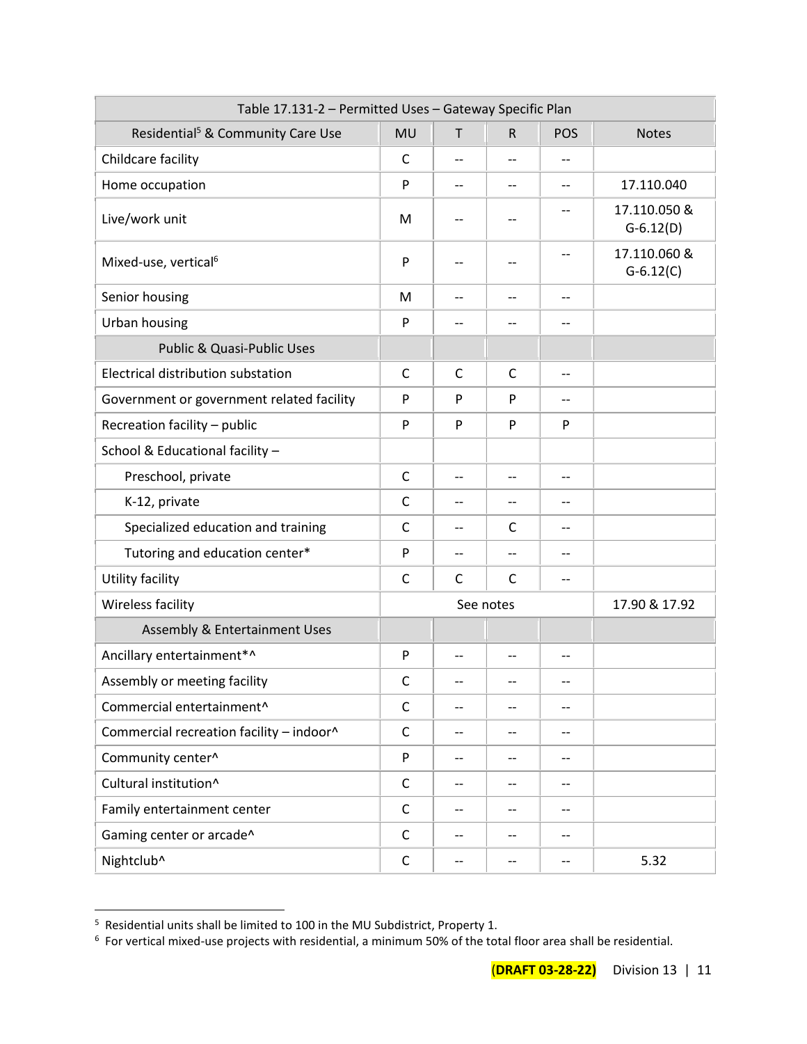| Table 17.131-2 – Permitted Uses – Gateway Specific Plan | | | | | |
|---|---|---|---|---|---|
| Residential[5] & Community Care Use | MU | T | R | POS | Notes |
| Childcare facility | C | -- | -- | -- | |
| Home occupation | P | -- | -- | -- | 17.110.040 |
| Live/work unit | M | -- | -- | -- | 17.110.050 & G-6.12(D) |
| Mixed-use, vertical[6] | P | -- | -- | -- | 17.110.060 & G-6.12(C) |
| Senior housing | M | -- | -- | -- | |
| Urban housing | P | -- | -- | -- | |
| Public & Quasi-Public Uses | | | | | |
| Electrical distribution substation | C | C | C | -- | |
| Government or government related facility | P | P | P | -- | |
| Recreation facility – public | P | P | P | P | |
| School & Educational facility – | | | | | |
| Preschool, private | C | -- | -- | -- | |
| K-12, private | C | -- | -- | -- | |
| Specialized education and training | C | -- | C | -- | |
| Tutoring and education center* | P | -- | -- | -- | |
| Utility facility | C | C | C | -- | |
| Wireless facility | See notes | | | | 17.90 & 17.92 |
| Assembly & Entertainment Uses | | | | | |
| Ancillary entertainment*^ | P | -- | -- | -- | |
| Assembly or meeting facility | C | -- | -- | -- | |
| Commercial entertainment^ | C | -- | -- | -- | |
| Commercial recreation facility – indoor^ | C | -- | -- | -- | |
| Community center^ | P | -- | -- | -- | |
| Cultural institution^ | C | -- | -- | -- | |
| Family entertainment center | C | -- | -- | -- | |
| Gaming center or arcade^ | C | -- | -- | -- | |
| Nightclub^ | C | -- | -- | -- | 5.32 |

[5] Residential units shall be limited to 100 in the MU Subdistrict, Property 1.

[6] For vertical mixed-use projects with residential, a minimum 50% of the total floor area shall be residential.

**(DRAFT 03-28-22)** Division 13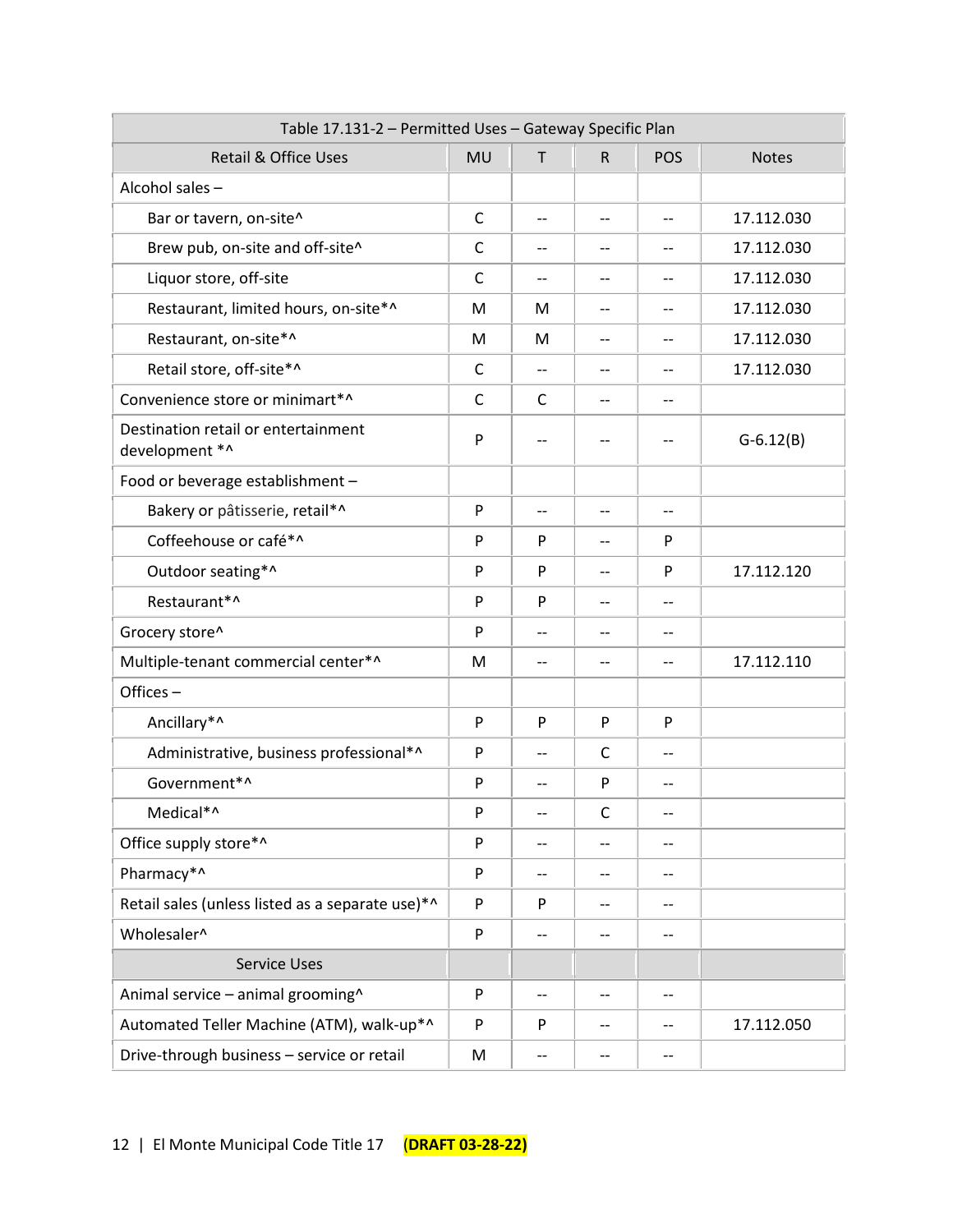| Table 17.131-2 – Permitted Uses – Gateway Specific Plan | | | | | |
|---|---|---|---|---|---|
| Retail & Office Uses | MU | T | R | POS | Notes |
| Alcohol sales – | | | | | |
| Bar or tavern, on-site^ | C | -- | -- | -- | 17.112.030 |
| Brew pub, on-site and off-site^ | C | -- | -- | -- | 17.112.030 |
| Liquor store, off-site | C | -- | -- | -- | 17.112.030 |
| Restaurant, limited hours, on-site*^ | M | M | -- | -- | 17.112.030 |
| Restaurant, on-site*^ | M | M | -- | -- | 17.112.030 |
| Retail store, off-site*^ | C | -- | -- | -- | 17.112.030 |
| Convenience store or minimart*^ | C | C | -- | -- | |
| Destination retail or entertainment development *^ | P | -- | -- | -- | G-6.12(B) |
| Food or beverage establishment – | | | | | |
| Bakery or pâtisserie, retail*^ | P | -- | -- | -- | |
| Coffeehouse or café*^ | P | P | -- | P | |
| Outdoor seating*^ | P | P | -- | P | 17.112.120 |
| Restaurant*^ | P | P | -- | -- | |
| Grocery store^ | P | -- | -- | -- | |
| Multiple-tenant commercial center*^ | M | -- | -- | -- | 17.112.110 |
| Offices – | | | | | |
| Ancillary*^ | P | P | P | P | |
| Administrative, business professional*^ | P | -- | C | -- | |
| Government*^ | P | -- | P | -- | |
| Medical*^ | P | -- | C | -- | |
| Office supply store*^ | P | -- | -- | -- | |
| Pharmacy*^ | P | -- | -- | -- | |
| Retail sales (unless listed as a separate use)*^ | P | P | -- | -- | |
| Wholesaler^ | P | -- | -- | -- | |
| Service Uses | | | | | |
| Animal service – animal grooming^ | P | -- | -- | -- | |
| Automated Teller Machine (ATM), walk-up*^ | P | P | -- | -- | 17.112.050 |
| Drive-through business – service or retail | M | -- | -- | -- | |

El Monte Municipal Code Title 17 **(DRAFT 03-28-22)**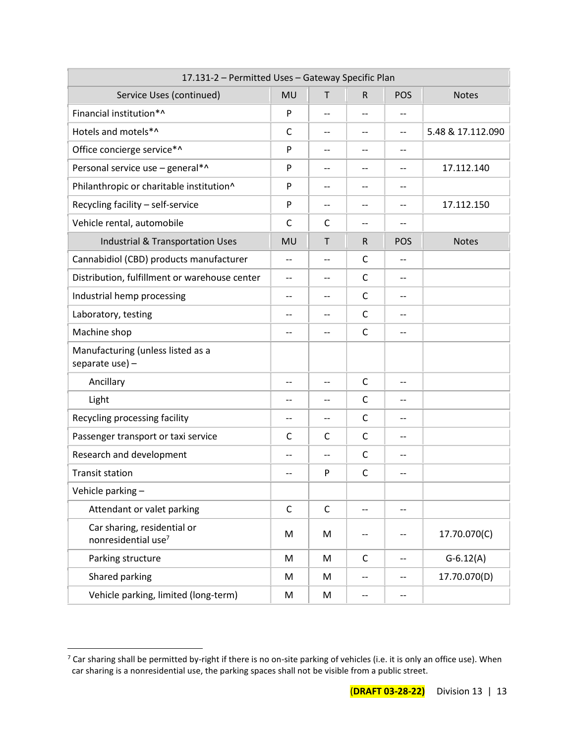| 17.131-2 – Permitted Uses – Gateway Specific Plan | | | | | |
|---|---|---|---|---|---|
| Service Uses (continued) | MU | T | R | POS | Notes |
| Financial institution*^ | P | -- | -- | -- | |
| Hotels and motels*^ | C | -- | -- | -- | 5.48 & 17.112.090 |
| Office concierge service*^ | P | -- | -- | -- | |
| Personal service use – general*^ | P | -- | -- | -- | 17.112.140 |
| Philanthropic or charitable institution^ | P | -- | -- | -- | |
| Recycling facility – self-service | P | -- | -- | -- | 17.112.150 |
| Vehicle rental, automobile | C | C | -- | -- | |
| Industrial & Transportation Uses | MU | T | R | POS | Notes |
| Cannabidiol (CBD) products manufacturer | -- | -- | C | -- | |
| Distribution, fulfillment or warehouse center | -- | -- | C | -- | |
| Industrial hemp processing | -- | -- | C | -- | |
| Laboratory, testing | -- | -- | C | -- | |
| Machine shop | -- | -- | C | -- | |
| Manufacturing (unless listed as a separate use) – | | | | | |
| Ancillary | -- | -- | C | -- | |
| Light | -- | -- | C | -- | |
| Recycling processing facility | -- | -- | C | -- | |
| Passenger transport or taxi service | C | C | C | -- | |
| Research and development | -- | -- | C | -- | |
| Transit station | -- | P | C | -- | |
| Vehicle parking – | | | | | |
| Attendant or valet parking | C | C | -- | -- | |
| Car sharing, residential or nonresidential use[7] | M | M | -- | -- | 17.70.070(C) |
| Parking structure | M | M | C | -- | G-6.12(A) |
| Shared parking | M | M | -- | -- | 17.70.070(D) |
| Vehicle parking, limited (long-term) | M | M | -- | -- | |

[7] Car sharing shall be permitted by-right if there is no on-site parking of vehicles (i.e. it is only an office use). When car sharing is a nonresidential use, the parking spaces shall not be visible from a public street.

**(DRAFT 03-28-22)** Division 13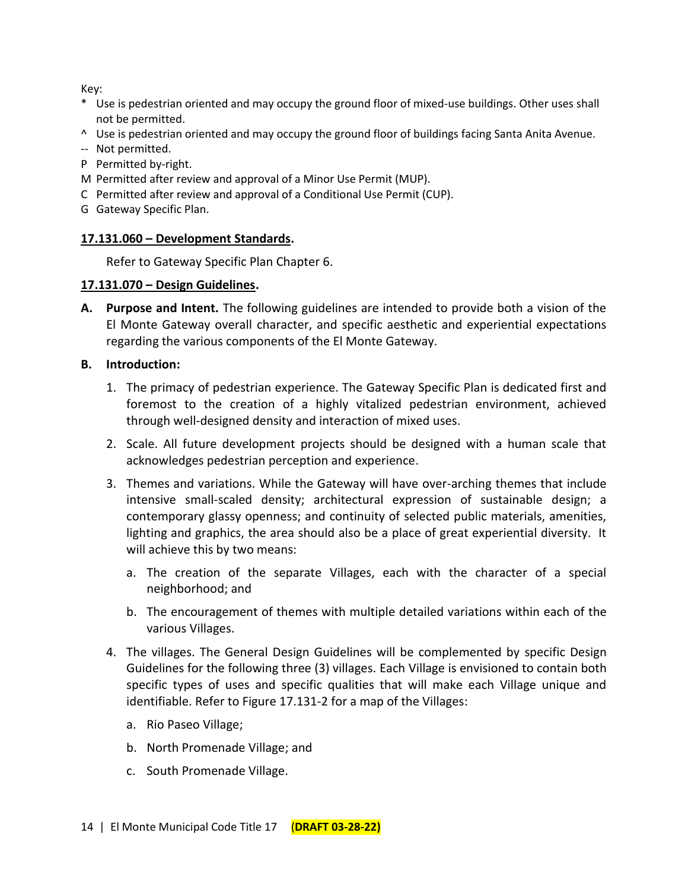Key:

- \* Use is pedestrian oriented and may occupy the ground floor of mixed-use buildings. Other uses shall not be permitted.
- ^ Use is pedestrian oriented and may occupy the ground floor of buildings facing Santa Anita Avenue.
- -- Not permitted.
- P Permitted by-right.
- M Permitted after review and approval of a Minor Use Permit (MUP).
- C Permitted after review and approval of a Conditional Use Permit (CUP).
- G Gateway Specific Plan.

**17.131.060 – Development Standards.**

Refer to Gateway Specific Plan Chapter 6.

**17.131.070 – Design Guidelines.**

**A. Purpose and Intent.** The following guidelines are intended to provide both a vision of the El Monte Gateway overall character, and specific aesthetic and experiential expectations regarding the various components of the El Monte Gateway.

**B. Introduction:**

1. The primacy of pedestrian experience. The Gateway Specific Plan is dedicated first and foremost to the creation of a highly vitalized pedestrian environment, achieved through well-designed density and interaction of mixed uses.

2. Scale. All future development projects should be designed with a human scale that acknowledges pedestrian perception and experience.

3. Themes and variations. While the Gateway will have over-arching themes that include intensive small-scaled density; architectural expression of sustainable design; a contemporary glassy openness; and continuity of selected public materials, amenities, lighting and graphics, the area should also be a place of great experiential diversity. It will achieve this by two means:

   a. The creation of the separate Villages, each with the character of a special neighborhood; and

   b. The encouragement of themes with multiple detailed variations within each of the various Villages.

4. The villages. The General Design Guidelines will be complemented by specific Design Guidelines for the following three (3) villages. Each Village is envisioned to contain both specific types of uses and specific qualities that will make each Village unique and identifiable. Refer to Figure 17.131-2 for a map of the Villages:

   a. Rio Paseo Village;

   b. North Promenade Village; and

   c. South Promenade Village.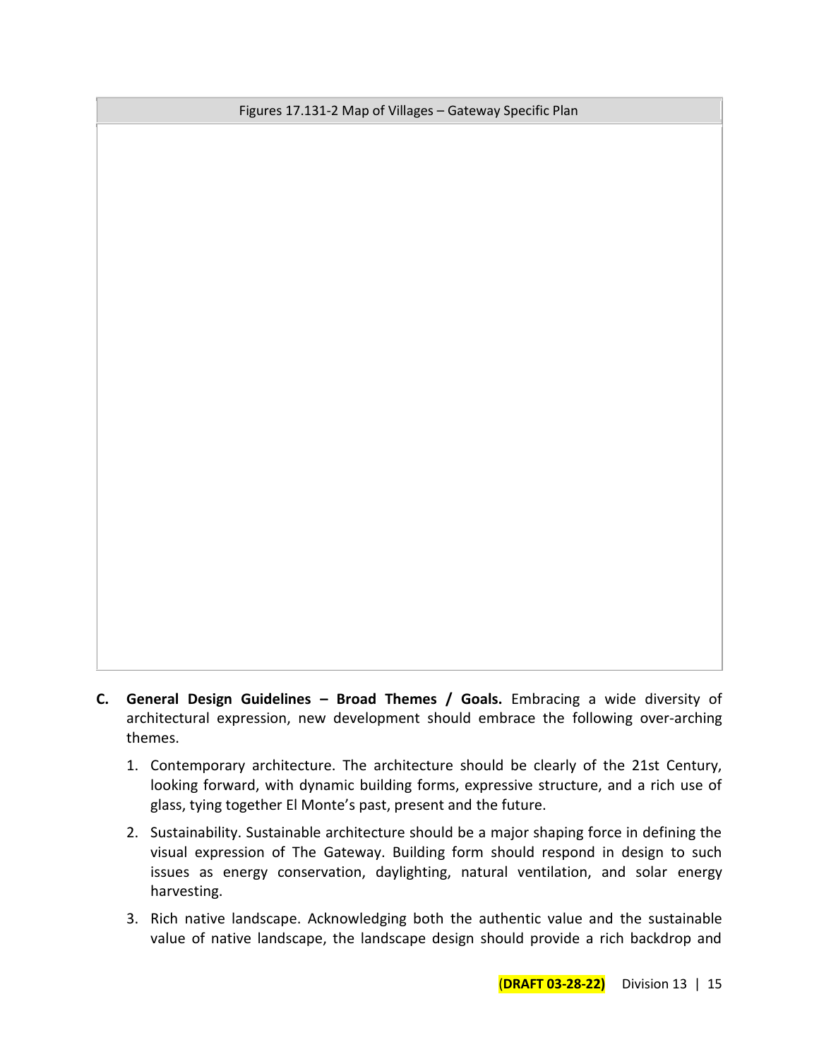Figures 17.131-2 Map of Villages – Gateway Specific Plan

**C. General Design Guidelines – Broad Themes / Goals.** Embracing a wide diversity of architectural expression, new development should embrace the following over-arching themes.

1. Contemporary architecture. The architecture should be clearly of the 21st Century, looking forward, with dynamic building forms, expressive structure, and a rich use of glass, tying together El Monte's past, present and the future.

2. Sustainability. Sustainable architecture should be a major shaping force in defining the visual expression of The Gateway. Building form should respond in design to such issues as energy conservation, daylighting, natural ventilation, and solar energy harvesting.

3. Rich native landscape. Acknowledging both the authentic value and the sustainable value of native landscape, the landscape design should provide a rich backdrop and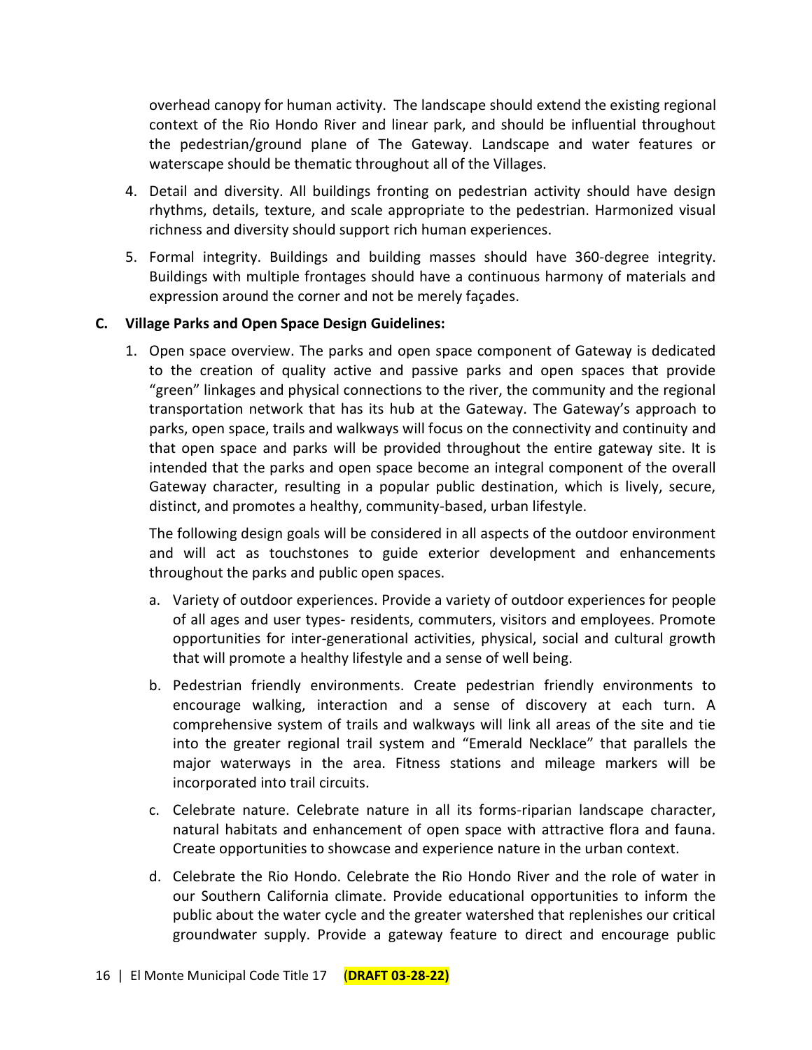overhead canopy for human activity. The landscape should extend the existing regional context of the Rio Hondo River and linear park, and should be influential throughout the pedestrian/ground plane of The Gateway. Landscape and water features or waterscape should be thematic throughout all of the Villages.

4. Detail and diversity. All buildings fronting on pedestrian activity should have design rhythms, details, texture, and scale appropriate to the pedestrian. Harmonized visual richness and diversity should support rich human experiences.

5. Formal integrity. Buildings and building masses should have 360-degree integrity. Buildings with multiple frontages should have a continuous harmony of materials and expression around the corner and not be merely façades.

**C. Village Parks and Open Space Design Guidelines:**

1. Open space overview. The parks and open space component of Gateway is dedicated to the creation of quality active and passive parks and open spaces that provide "green" linkages and physical connections to the river, the community and the regional transportation network that has its hub at the Gateway. The Gateway's approach to parks, open space, trails and walkways will focus on the connectivity and continuity and that open space and parks will be provided throughout the entire gateway site. It is intended that the parks and open space become an integral component of the overall Gateway character, resulting in a popular public destination, which is lively, secure, distinct, and promotes a healthy, community-based, urban lifestyle.

   The following design goals will be considered in all aspects of the outdoor environment and will act as touchstones to guide exterior development and enhancements throughout the parks and public open spaces.

   a. Variety of outdoor experiences. Provide a variety of outdoor experiences for people of all ages and user types- residents, commuters, visitors and employees. Promote opportunities for inter-generational activities, physical, social and cultural growth that will promote a healthy lifestyle and a sense of well being.

   b. Pedestrian friendly environments. Create pedestrian friendly environments to encourage walking, interaction and a sense of discovery at each turn. A comprehensive system of trails and walkways will link all areas of the site and tie into the greater regional trail system and "Emerald Necklace" that parallels the major waterways in the area. Fitness stations and mileage markers will be incorporated into trail circuits.

   c. Celebrate nature. Celebrate nature in all its forms-riparian landscape character, natural habitats and enhancement of open space with attractive flora and fauna. Create opportunities to showcase and experience nature in the urban context.

   d. Celebrate the Rio Hondo. Celebrate the Rio Hondo River and the role of water in our Southern California climate. Provide educational opportunities to inform the public about the water cycle and the greater watershed that replenishes our critical groundwater supply. Provide a gateway feature to direct and encourage public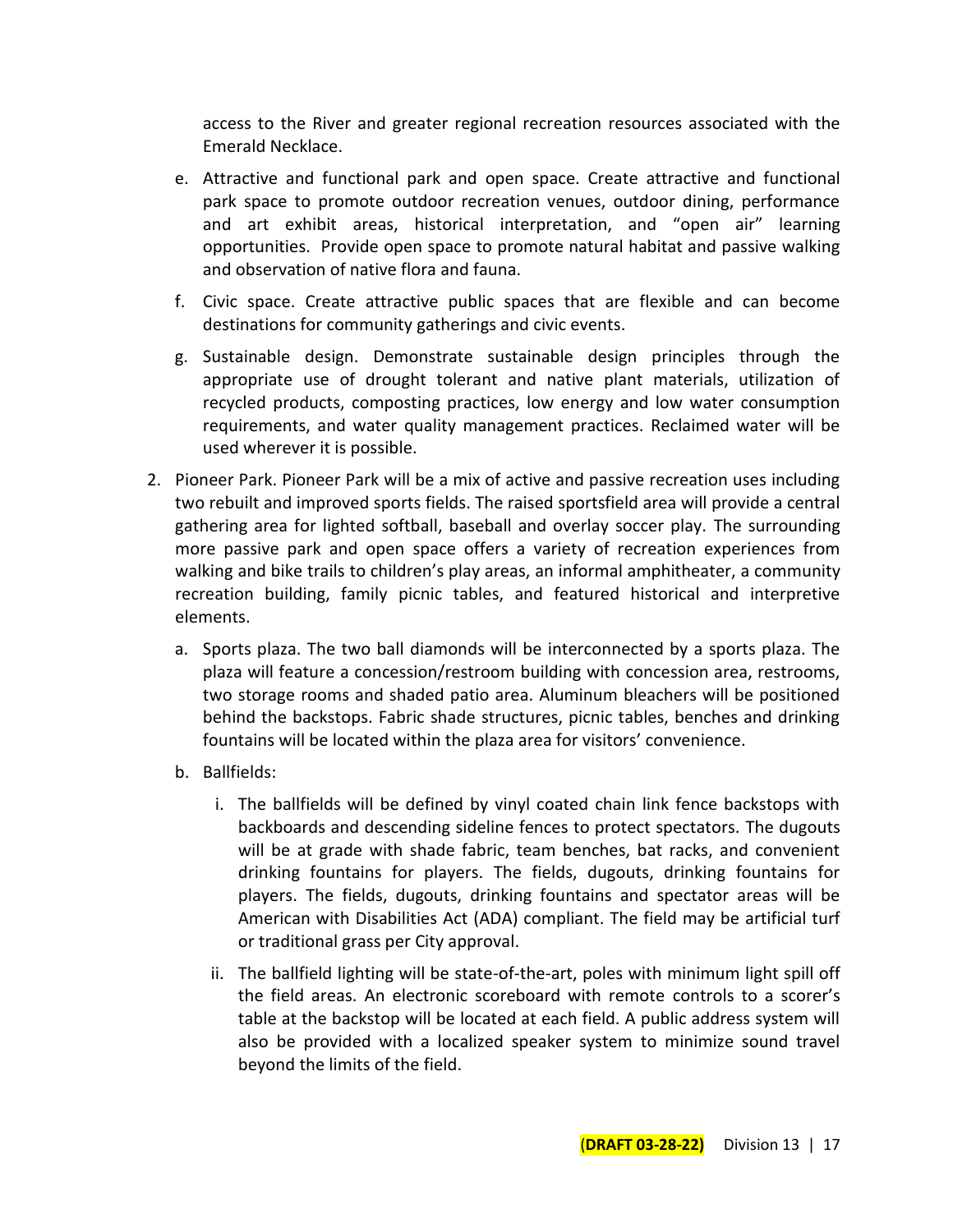access to the River and greater regional recreation resources associated with the Emerald Necklace.

e. Attractive and functional park and open space. Create attractive and functional park space to promote outdoor recreation venues, outdoor dining, performance and art exhibit areas, historical interpretation, and "open air" learning opportunities. Provide open space to promote natural habitat and passive walking and observation of native flora and fauna.

f. Civic space. Create attractive public spaces that are flexible and can become destinations for community gatherings and civic events.

g. Sustainable design. Demonstrate sustainable design principles through the appropriate use of drought tolerant and native plant materials, utilization of recycled products, composting practices, low energy and low water consumption requirements, and water quality management practices. Reclaimed water will be used wherever it is possible.

2. Pioneer Park. Pioneer Park will be a mix of active and passive recreation uses including two rebuilt and improved sports fields. The raised sportsfield area will provide a central gathering area for lighted softball, baseball and overlay soccer play. The surrounding more passive park and open space offers a variety of recreation experiences from walking and bike trails to children's play areas, an informal amphitheater, a community recreation building, family picnic tables, and featured historical and interpretive elements.

   a. Sports plaza. The two ball diamonds will be interconnected by a sports plaza. The plaza will feature a concession/restroom building with concession area, restrooms, two storage rooms and shaded patio area. Aluminum bleachers will be positioned behind the backstops. Fabric shade structures, picnic tables, benches and drinking fountains will be located within the plaza area for visitors' convenience.

   b. Ballfields:

      i. The ballfields will be defined by vinyl coated chain link fence backstops with backboards and descending sideline fences to protect spectators. The dugouts will be at grade with shade fabric, team benches, bat racks, and convenient drinking fountains for players. The fields, dugouts, drinking fountains for players. The fields, dugouts, drinking fountains and spectator areas will be American with Disabilities Act (ADA) compliant. The field may be artificial turf or traditional grass per City approval.

      ii. The ballfield lighting will be state-of-the-art, poles with minimum light spill off the field areas. An electronic scoreboard with remote controls to a scorer's table at the backstop will be located at each field. A public address system will also be provided with a localized speaker system to minimize sound travel beyond the limits of the field.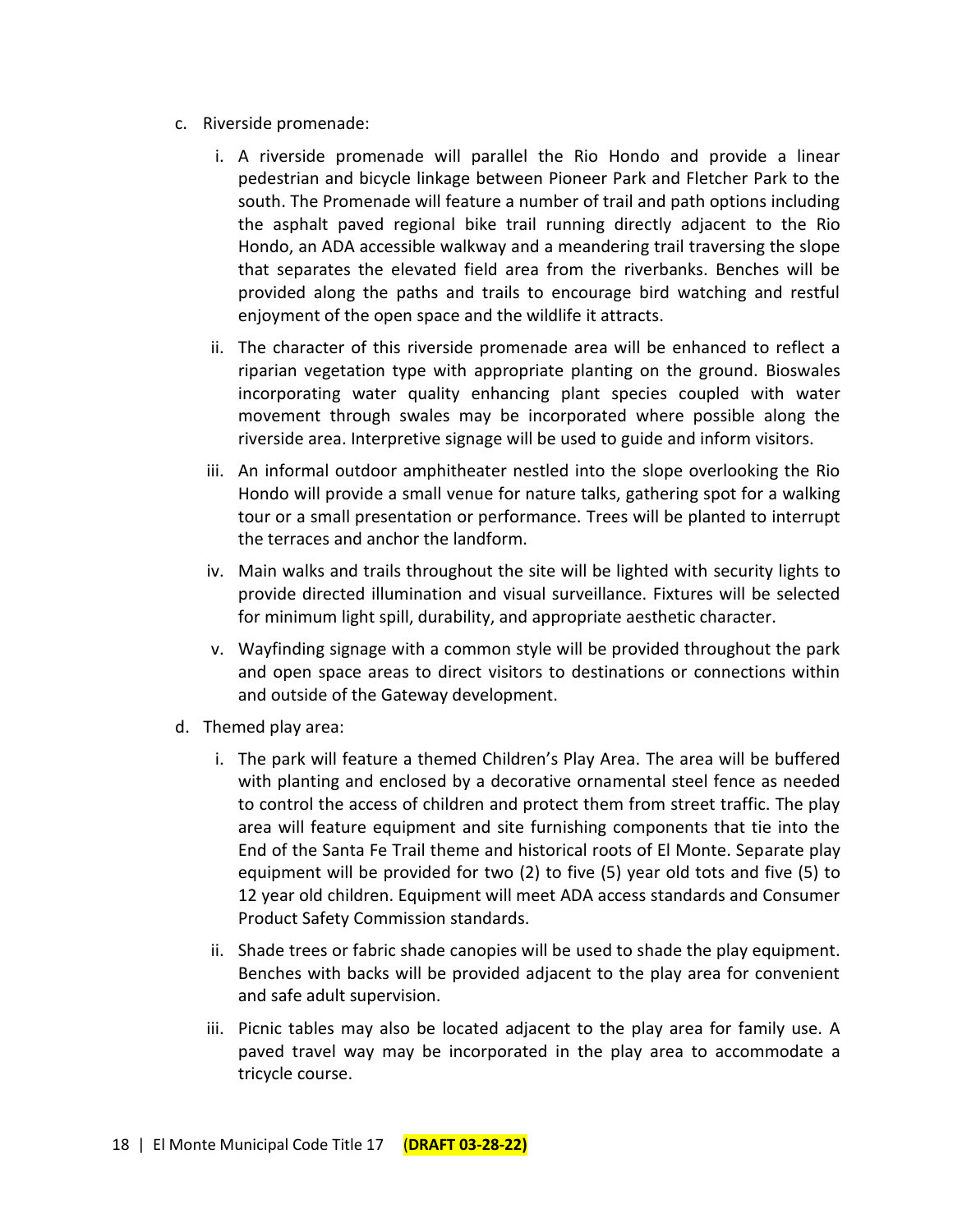c. Riverside promenade:

   i. A riverside promenade will parallel the Rio Hondo and provide a linear pedestrian and bicycle linkage between Pioneer Park and Fletcher Park to the south. The Promenade will feature a number of trail and path options including the asphalt paved regional bike trail running directly adjacent to the Rio Hondo, an ADA accessible walkway and a meandering trail traversing the slope that separates the elevated field area from the riverbanks. Benches will be provided along the paths and trails to encourage bird watching and restful enjoyment of the open space and the wildlife it attracts.

   ii. The character of this riverside promenade area will be enhanced to reflect a riparian vegetation type with appropriate planting on the ground. Bioswales incorporating water quality enhancing plant species coupled with water movement through swales may be incorporated where possible along the riverside area. Interpretive signage will be used to guide and inform visitors.

   iii. An informal outdoor amphitheater nestled into the slope overlooking the Rio Hondo will provide a small venue for nature talks, gathering spot for a walking tour or a small presentation or performance. Trees will be planted to interrupt the terraces and anchor the landform.

   iv. Main walks and trails throughout the site will be lighted with security lights to provide directed illumination and visual surveillance. Fixtures will be selected for minimum light spill, durability, and appropriate aesthetic character.

   v. Wayfinding signage with a common style will be provided throughout the park and open space areas to direct visitors to destinations or connections within and outside of the Gateway development.

d. Themed play area:

   i. The park will feature a themed Children's Play Area. The area will be buffered with planting and enclosed by a decorative ornamental steel fence as needed to control the access of children and protect them from street traffic. The play area will feature equipment and site furnishing components that tie into the End of the Santa Fe Trail theme and historical roots of El Monte. Separate play equipment will be provided for two (2) to five (5) year old tots and five (5) to 12 year old children. Equipment will meet ADA access standards and Consumer Product Safety Commission standards.

   ii. Shade trees or fabric shade canopies will be used to shade the play equipment. Benches with backs will be provided adjacent to the play area for convenient and safe adult supervision.

   iii. Picnic tables may also be located adjacent to the play area for family use. A paved travel way may be incorporated in the play area to accommodate a tricycle course.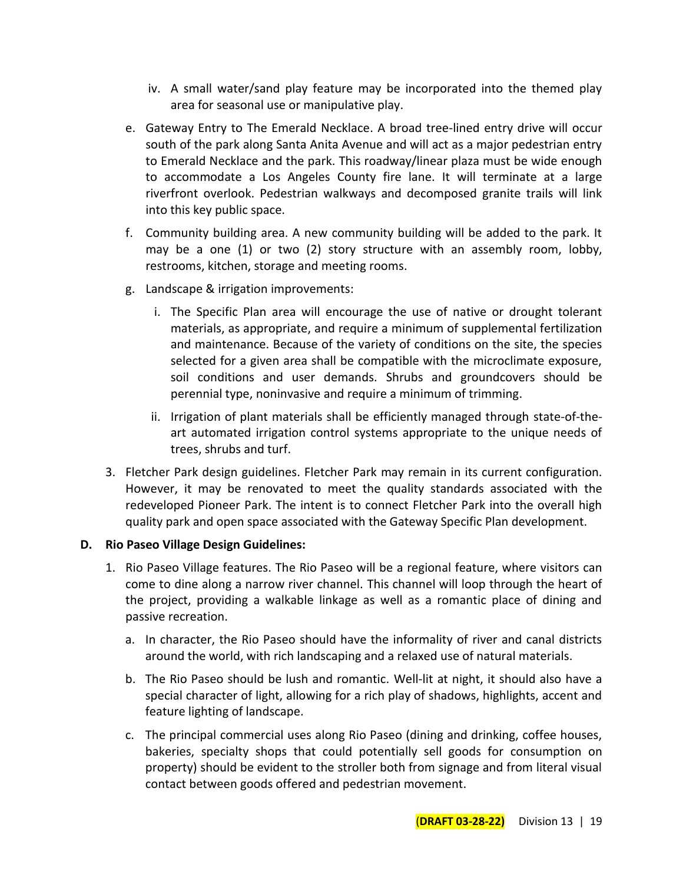iv. A small water/sand play feature may be incorporated into the themed play area for seasonal use or manipulative play.

e. Gateway Entry to The Emerald Necklace. A broad tree-lined entry drive will occur south of the park along Santa Anita Avenue and will act as a major pedestrian entry to Emerald Necklace and the park. This roadway/linear plaza must be wide enough to accommodate a Los Angeles County fire lane. It will terminate at a large riverfront overlook. Pedestrian walkways and decomposed granite trails will link into this key public space.

f. Community building area. A new community building will be added to the park. It may be a one (1) or two (2) story structure with an assembly room, lobby, restrooms, kitchen, storage and meeting rooms.

g. Landscape & irrigation improvements:

i. The Specific Plan area will encourage the use of native or drought tolerant materials, as appropriate, and require a minimum of supplemental fertilization and maintenance. Because of the variety of conditions on the site, the species selected for a given area shall be compatible with the microclimate exposure, soil conditions and user demands. Shrubs and groundcovers should be perennial type, noninvasive and require a minimum of trimming.

ii. Irrigation of plant materials shall be efficiently managed through state-of-the-art automated irrigation control systems appropriate to the unique needs of trees, shrubs and turf.

3. Fletcher Park design guidelines. Fletcher Park may remain in its current configuration. However, it may be renovated to meet the quality standards associated with the redeveloped Pioneer Park. The intent is to connect Fletcher Park into the overall high quality park and open space associated with the Gateway Specific Plan development.

**D. Rio Paseo Village Design Guidelines:**

1. Rio Paseo Village features. The Rio Paseo will be a regional feature, where visitors can come to dine along a narrow river channel. This channel will loop through the heart of the project, providing a walkable linkage as well as a romantic place of dining and passive recreation.

   a. In character, the Rio Paseo should have the informality of river and canal districts around the world, with rich landscaping and a relaxed use of natural materials.

   b. The Rio Paseo should be lush and romantic. Well-lit at night, it should also have a special character of light, allowing for a rich play of shadows, highlights, accent and feature lighting of landscape.

   c. The principal commercial uses along Rio Paseo (dining and drinking, coffee houses, bakeries, specialty shops that could potentially sell goods for consumption on property) should be evident to the stroller both from signage and from literal visual contact between goods offered and pedestrian movement.

**(DRAFT 03-28-22)** Division 13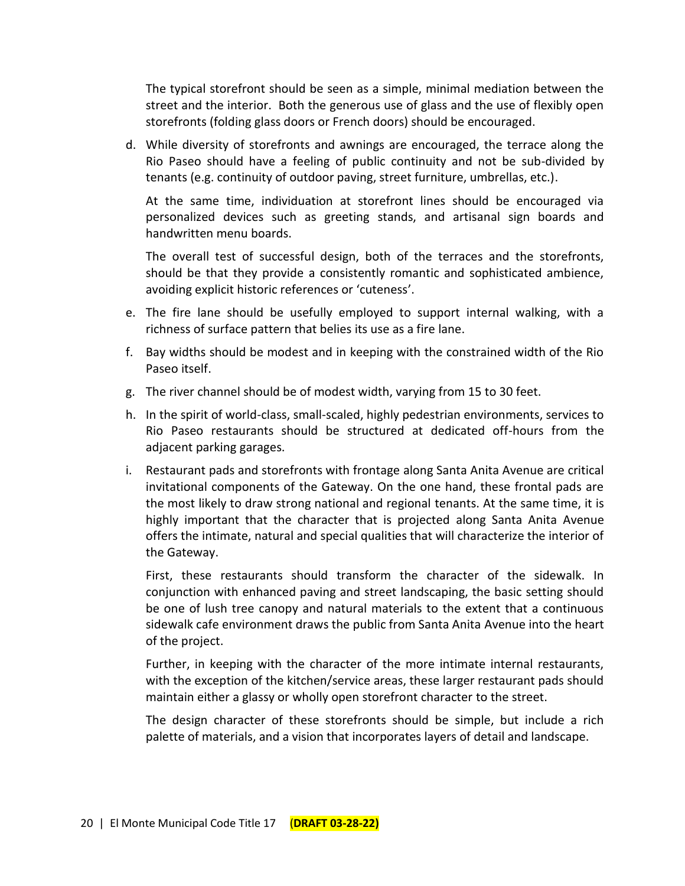The typical storefront should be seen as a simple, minimal mediation between the street and the interior. Both the generous use of glass and the use of flexibly open storefronts (folding glass doors or French doors) should be encouraged.

d. While diversity of storefronts and awnings are encouraged, the terrace along the Rio Paseo should have a feeling of public continuity and not be sub-divided by tenants (e.g. continuity of outdoor paving, street furniture, umbrellas, etc.).

   At the same time, individuation at storefront lines should be encouraged via personalized devices such as greeting stands, and artisanal sign boards and handwritten menu boards.

   The overall test of successful design, both of the terraces and the storefronts, should be that they provide a consistently romantic and sophisticated ambience, avoiding explicit historic references or 'cuteness'.

e. The fire lane should be usefully employed to support internal walking, with a richness of surface pattern that belies its use as a fire lane.

f. Bay widths should be modest and in keeping with the constrained width of the Rio Paseo itself.

g. The river channel should be of modest width, varying from 15 to 30 feet.

h. In the spirit of world-class, small-scaled, highly pedestrian environments, services to Rio Paseo restaurants should be structured at dedicated off-hours from the adjacent parking garages.

i. Restaurant pads and storefronts with frontage along Santa Anita Avenue are critical invitational components of the Gateway. On the one hand, these frontal pads are the most likely to draw strong national and regional tenants. At the same time, it is highly important that the character that is projected along Santa Anita Avenue offers the intimate, natural and special qualities that will characterize the interior of the Gateway.

   First, these restaurants should transform the character of the sidewalk. In conjunction with enhanced paving and street landscaping, the basic setting should be one of lush tree canopy and natural materials to the extent that a continuous sidewalk cafe environment draws the public from Santa Anita Avenue into the heart of the project.

   Further, in keeping with the character of the more intimate internal restaurants, with the exception of the kitchen/service areas, these larger restaurant pads should maintain either a glassy or wholly open storefront character to the street.

   The design character of these storefronts should be simple, but include a rich palette of materials, and a vision that incorporates layers of detail and landscape.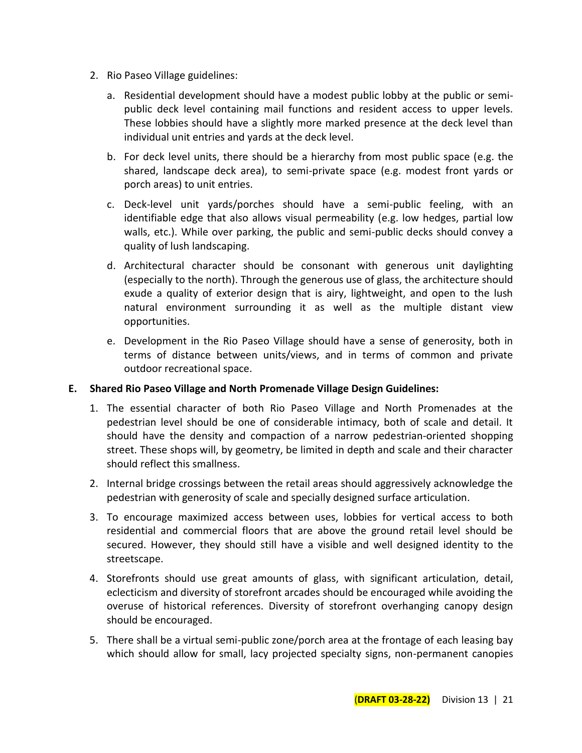2. Rio Paseo Village guidelines:

   a. Residential development should have a modest public lobby at the public or semi-public deck level containing mail functions and resident access to upper levels. These lobbies should have a slightly more marked presence at the deck level than individual unit entries and yards at the deck level.

   b. For deck level units, there should be a hierarchy from most public space (e.g. the shared, landscape deck area), to semi-private space (e.g. modest front yards or porch areas) to unit entries.

   c. Deck-level unit yards/porches should have a semi-public feeling, with an identifiable edge that also allows visual permeability (e.g. low hedges, partial low walls, etc.). While over parking, the public and semi-public decks should convey a quality of lush landscaping.

   d. Architectural character should be consonant with generous unit daylighting (especially to the north). Through the generous use of glass, the architecture should exude a quality of exterior design that is airy, lightweight, and open to the lush natural environment surrounding it as well as the multiple distant view opportunities.

   e. Development in the Rio Paseo Village should have a sense of generosity, both in terms of distance between units/views, and in terms of common and private outdoor recreational space.

**E. Shared Rio Paseo Village and North Promenade Village Design Guidelines:**

1. The essential character of both Rio Paseo Village and North Promenades at the pedestrian level should be one of considerable intimacy, both of scale and detail. It should have the density and compaction of a narrow pedestrian-oriented shopping street. These shops will, by geometry, be limited in depth and scale and their character should reflect this smallness.

2. Internal bridge crossings between the retail areas should aggressively acknowledge the pedestrian with generosity of scale and specially designed surface articulation.

3. To encourage maximized access between uses, lobbies for vertical access to both residential and commercial floors that are above the ground retail level should be secured. However, they should still have a visible and well designed identity to the streetscape.

4. Storefronts should use great amounts of glass, with significant articulation, detail, eclecticism and diversity of storefront arcades should be encouraged while avoiding the overuse of historical references. Diversity of storefront overhanging canopy design should be encouraged.

5. There shall be a virtual semi-public zone/porch area at the frontage of each leasing bay which should allow for small, lacy projected specialty signs, non-permanent canopies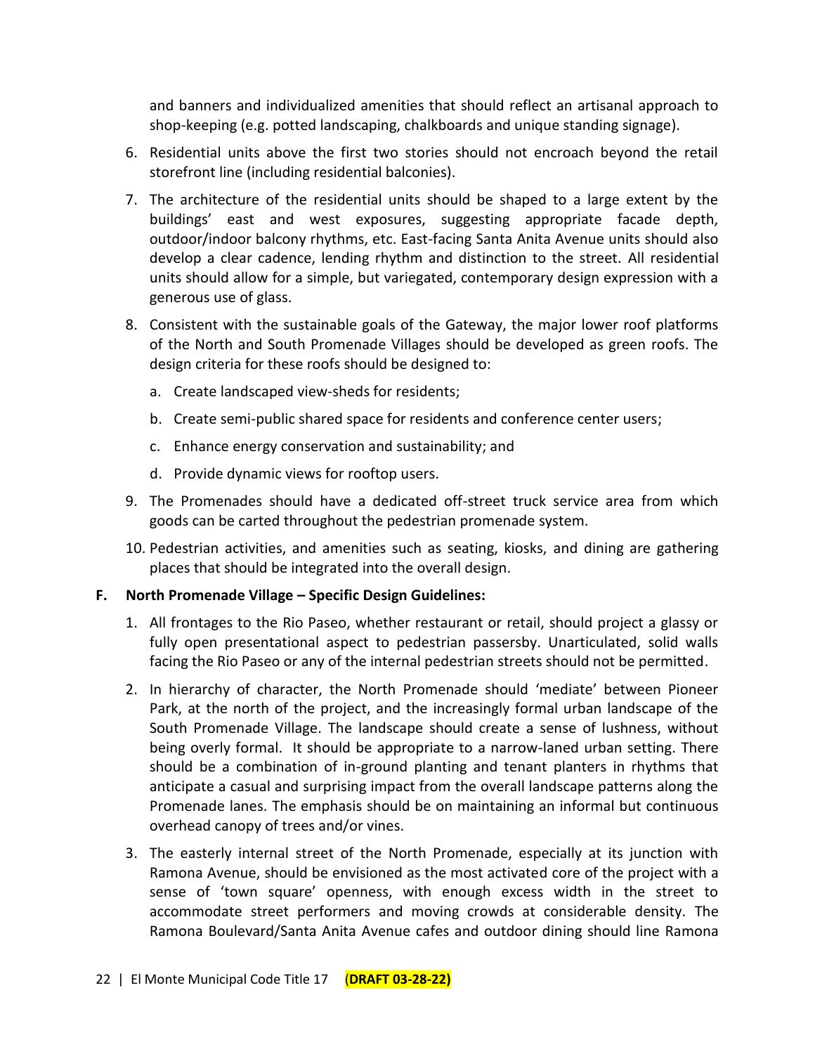and banners and individualized amenities that should reflect an artisanal approach to shop-keeping (e.g. potted landscaping, chalkboards and unique standing signage).

6. Residential units above the first two stories should not encroach beyond the retail storefront line (including residential balconies).

7. The architecture of the residential units should be shaped to a large extent by the buildings' east and west exposures, suggesting appropriate facade depth, outdoor/indoor balcony rhythms, etc. East-facing Santa Anita Avenue units should also develop a clear cadence, lending rhythm and distinction to the street. All residential units should allow for a simple, but variegated, contemporary design expression with a generous use of glass.

8. Consistent with the sustainable goals of the Gateway, the major lower roof platforms of the North and South Promenade Villages should be developed as green roofs. The design criteria for these roofs should be designed to:

   a. Create landscaped view-sheds for residents;

   b. Create semi-public shared space for residents and conference center users;

   c. Enhance energy conservation and sustainability; and

   d. Provide dynamic views for rooftop users.

9. The Promenades should have a dedicated off-street truck service area from which goods can be carted throughout the pedestrian promenade system.

10. Pedestrian activities, and amenities such as seating, kiosks, and dining are gathering places that should be integrated into the overall design.

**F. North Promenade Village – Specific Design Guidelines:**

1. All frontages to the Rio Paseo, whether restaurant or retail, should project a glassy or fully open presentational aspect to pedestrian passersby. Unarticulated, solid walls facing the Rio Paseo or any of the internal pedestrian streets should not be permitted.

2. In hierarchy of character, the North Promenade should 'mediate' between Pioneer Park, at the north of the project, and the increasingly formal urban landscape of the South Promenade Village. The landscape should create a sense of lushness, without being overly formal. It should be appropriate to a narrow-laned urban setting. There should be a combination of in-ground planting and tenant planters in rhythms that anticipate a casual and surprising impact from the overall landscape patterns along the Promenade lanes. The emphasis should be on maintaining an informal but continuous overhead canopy of trees and/or vines.

3. The easterly internal street of the North Promenade, especially at its junction with Ramona Avenue, should be envisioned as the most activated core of the project with a sense of 'town square' openness, with enough excess width in the street to accommodate street performers and moving crowds at considerable density. The Ramona Boulevard/Santa Anita Avenue cafes and outdoor dining should line Ramona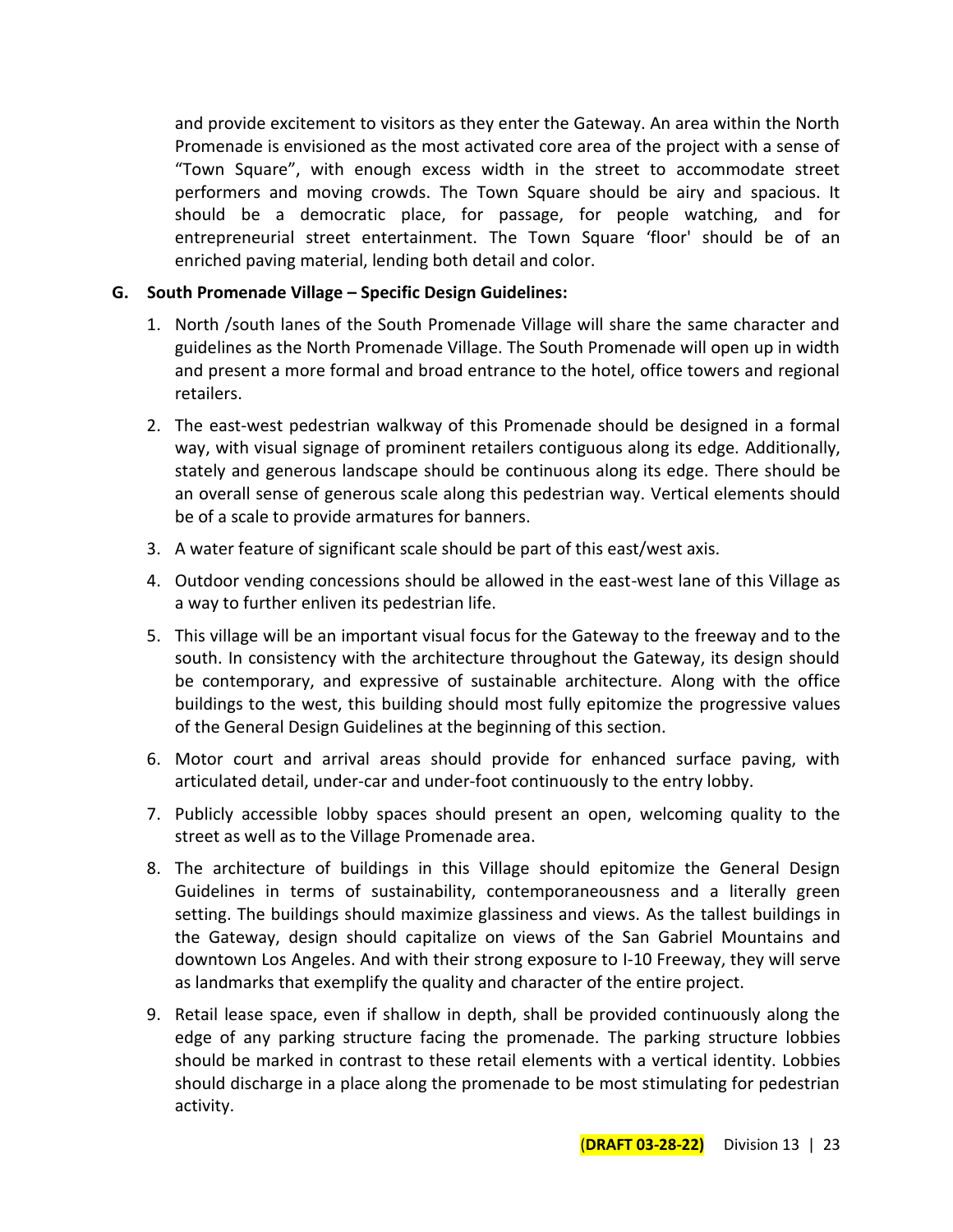and provide excitement to visitors as they enter the Gateway. An area within the North Promenade is envisioned as the most activated core area of the project with a sense of "Town Square", with enough excess width in the street to accommodate street performers and moving crowds. The Town Square should be airy and spacious. It should be a democratic place, for passage, for people watching, and for entrepreneurial street entertainment. The Town Square 'floor' should be of an enriched paving material, lending both detail and color.

**G. South Promenade Village – Specific Design Guidelines:**

1. North /south lanes of the South Promenade Village will share the same character and guidelines as the North Promenade Village. The South Promenade will open up in width and present a more formal and broad entrance to the hotel, office towers and regional retailers.
2. The east-west pedestrian walkway of this Promenade should be designed in a formal way, with visual signage of prominent retailers contiguous along its edge. Additionally, stately and generous landscape should be continuous along its edge. There should be an overall sense of generous scale along this pedestrian way. Vertical elements should be of a scale to provide armatures for banners.
3. A water feature of significant scale should be part of this east/west axis.
4. Outdoor vending concessions should be allowed in the east-west lane of this Village as a way to further enliven its pedestrian life.
5. This village will be an important visual focus for the Gateway to the freeway and to the south. In consistency with the architecture throughout the Gateway, its design should be contemporary, and expressive of sustainable architecture. Along with the office buildings to the west, this building should most fully epitomize the progressive values of the General Design Guidelines at the beginning of this section.
6. Motor court and arrival areas should provide for enhanced surface paving, with articulated detail, under-car and under-foot continuously to the entry lobby.
7. Publicly accessible lobby spaces should present an open, welcoming quality to the street as well as to the Village Promenade area.
8. The architecture of buildings in this Village should epitomize the General Design Guidelines in terms of sustainability, contemporaneousness and a literally green setting. The buildings should maximize glassiness and views. As the tallest buildings in the Gateway, design should capitalize on views of the San Gabriel Mountains and downtown Los Angeles. And with their strong exposure to I-10 Freeway, they will serve as landmarks that exemplify the quality and character of the entire project.
9. Retail lease space, even if shallow in depth, shall be provided continuously along the edge of any parking structure facing the promenade. The parking structure lobbies should be marked in contrast to these retail elements with a vertical identity. Lobbies should discharge in a place along the promenade to be most stimulating for pedestrian activity.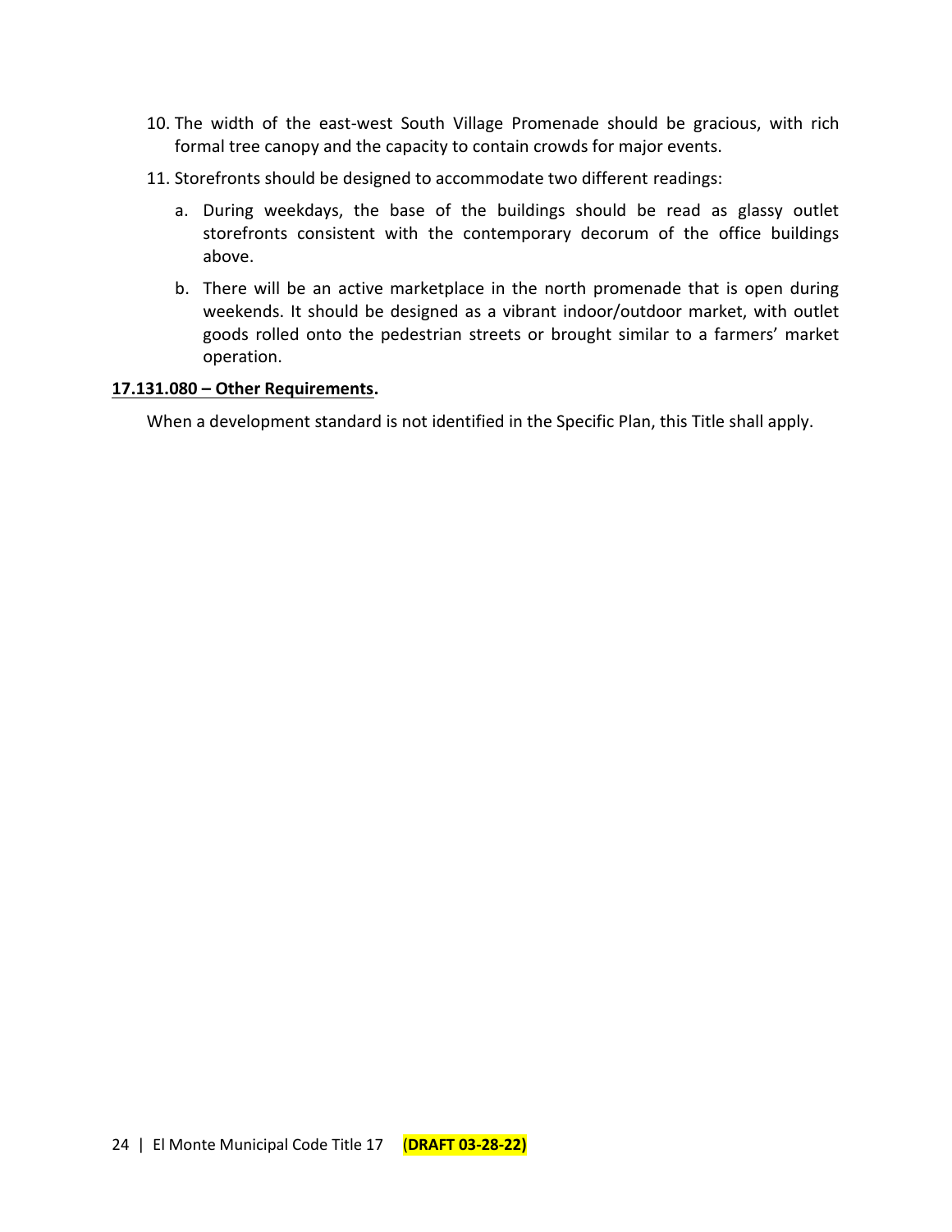10. The width of the east-west South Village Promenade should be gracious, with rich formal tree canopy and the capacity to contain crowds for major events.
11. Storefronts should be designed to accommodate two different readings:
    a. During weekdays, the base of the buildings should be read as glassy outlet storefronts consistent with the contemporary decorum of the office buildings above.
    b. There will be an active marketplace in the north promenade that is open during weekends. It should be designed as a vibrant indoor/outdoor market, with outlet goods rolled onto the pedestrian streets or brought similar to a farmers' market operation.

**17.131.080 – Other Requirements.**

When a development standard is not identified in the Specific Plan, this Title shall apply.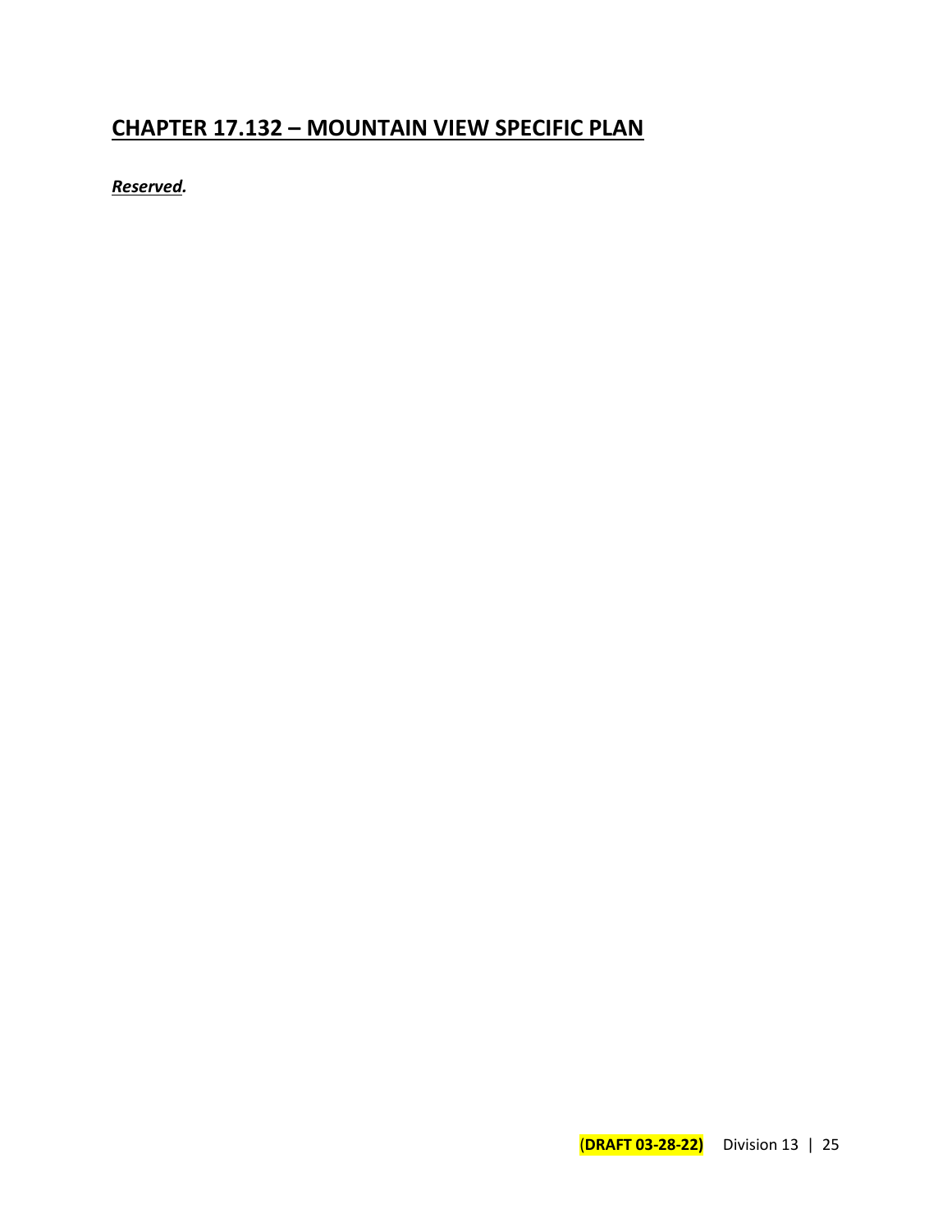# CHAPTER 17.132 – MOUNTAIN VIEW SPECIFIC PLAN

***Reserved.***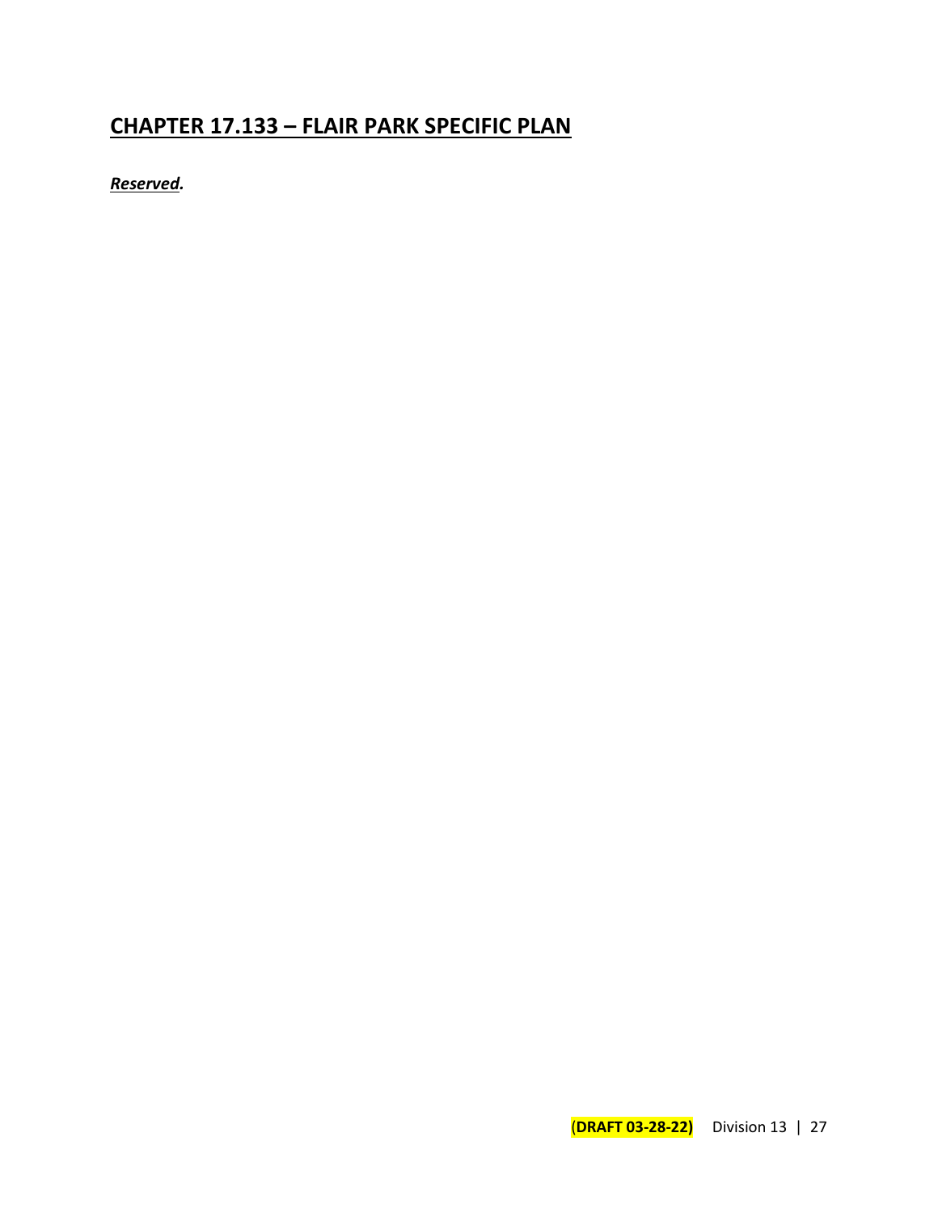# CHAPTER 17.133 – FLAIR PARK SPECIFIC PLAN

***Reserved.***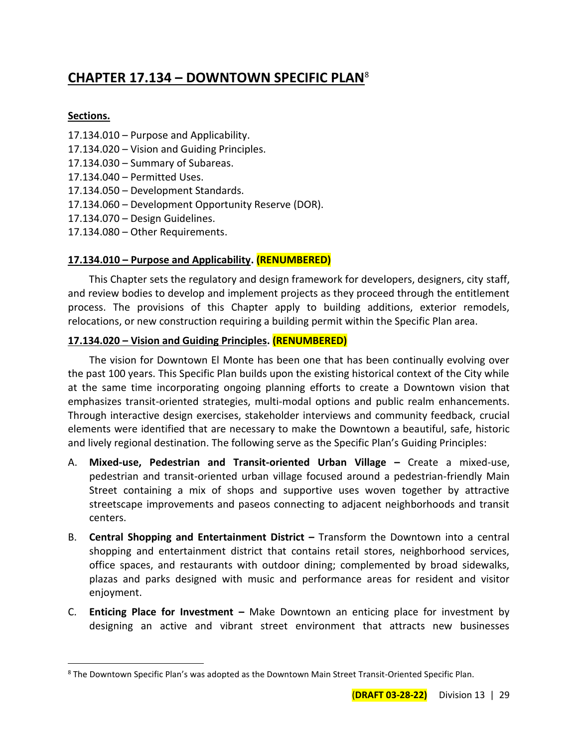# CHAPTER 17.134 – DOWNTOWN SPECIFIC PLAN[8]

**Sections.**

17.134.010 – Purpose and Applicability.
17.134.020 – Vision and Guiding Principles.
17.134.030 – Summary of Subareas.
17.134.040 – Permitted Uses.
17.134.050 – Development Standards.
17.134.060 – Development Opportunity Reserve (DOR).
17.134.070 – Design Guidelines.
17.134.080 – Other Requirements.

**17.134.010 – Purpose and Applicability. (RENUMBERED)**

This Chapter sets the regulatory and design framework for developers, designers, city staff, and review bodies to develop and implement projects as they proceed through the entitlement process. The provisions of this Chapter apply to building additions, exterior remodels, relocations, or new construction requiring a building permit within the Specific Plan area.

**17.134.020 – Vision and Guiding Principles. (RENUMBERED)**

The vision for Downtown El Monte has been one that has been continually evolving over the past 100 years. This Specific Plan builds upon the existing historical context of the City while at the same time incorporating ongoing planning efforts to create a Downtown vision that emphasizes transit-oriented strategies, multi-modal options and public realm enhancements. Through interactive design exercises, stakeholder interviews and community feedback, crucial elements were identified that are necessary to make the Downtown a beautiful, safe, historic and lively regional destination. The following serve as the Specific Plan's Guiding Principles:

A. **Mixed-use, Pedestrian and Transit-oriented Urban Village –** Create a mixed-use, pedestrian and transit-oriented urban village focused around a pedestrian-friendly Main Street containing a mix of shops and supportive uses woven together by attractive streetscape improvements and paseos connecting to adjacent neighborhoods and transit centers.

B. **Central Shopping and Entertainment District –** Transform the Downtown into a central shopping and entertainment district that contains retail stores, neighborhood services, office spaces, and restaurants with outdoor dining; complemented by broad sidewalks, plazas and parks designed with music and performance areas for resident and visitor enjoyment.

C. **Enticing Place for Investment –** Make Downtown an enticing place for investment by designing an active and vibrant street environment that attracts new businesses

[8] The Downtown Specific Plan's was adopted as the Downtown Main Street Transit-Oriented Specific Plan.

(DRAFT 03-28-22)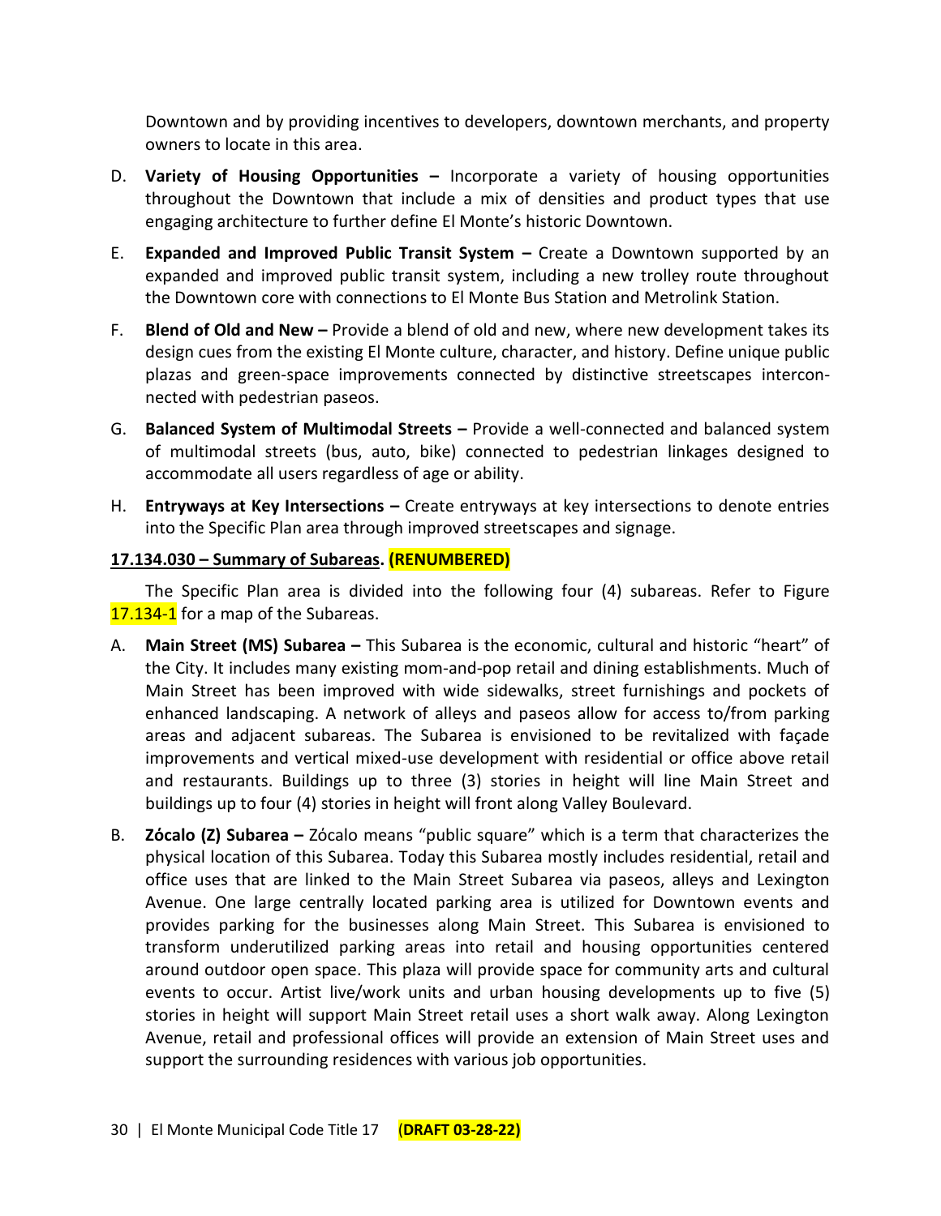Downtown and by providing incentives to developers, downtown merchants, and property owners to locate in this area.

D. **Variety of Housing Opportunities –** Incorporate a variety of housing opportunities throughout the Downtown that include a mix of densities and product types that use engaging architecture to further define El Monte's historic Downtown.

E. **Expanded and Improved Public Transit System –** Create a Downtown supported by an expanded and improved public transit system, including a new trolley route throughout the Downtown core with connections to El Monte Bus Station and Metrolink Station.

F. **Blend of Old and New –** Provide a blend of old and new, where new development takes its design cues from the existing El Monte culture, character, and history. Define unique public plazas and green-space improvements connected by distinctive streetscapes interconnected with pedestrian paseos.

G. **Balanced System of Multimodal Streets –** Provide a well-connected and balanced system of multimodal streets (bus, auto, bike) connected to pedestrian linkages designed to accommodate all users regardless of age or ability.

H. **Entryways at Key Intersections –** Create entryways at key intersections to denote entries into the Specific Plan area through improved streetscapes and signage.

**17.134.030 – Summary of Subareas. (RENUMBERED)**

The Specific Plan area is divided into the following four (4) subareas. Refer to Figure 17.134-1 for a map of the Subareas.

A. **Main Street (MS) Subarea –** This Subarea is the economic, cultural and historic "heart" of the City. It includes many existing mom-and-pop retail and dining establishments. Much of Main Street has been improved with wide sidewalks, street furnishings and pockets of enhanced landscaping. A network of alleys and paseos allow for access to/from parking areas and adjacent subareas. The Subarea is envisioned to be revitalized with façade improvements and vertical mixed-use development with residential or office above retail and restaurants. Buildings up to three (3) stories in height will line Main Street and buildings up to four (4) stories in height will front along Valley Boulevard.

B. **Zócalo (Z) Subarea –** Zócalo means "public square" which is a term that characterizes the physical location of this Subarea. Today this Subarea mostly includes residential, retail and office uses that are linked to the Main Street Subarea via paseos, alleys and Lexington Avenue. One large centrally located parking area is utilized for Downtown events and provides parking for the businesses along Main Street. This Subarea is envisioned to transform underutilized parking areas into retail and housing opportunities centered around outdoor open space. This plaza will provide space for community arts and cultural events to occur. Artist live/work units and urban housing developments up to five (5) stories in height will support Main Street retail uses a short walk away. Along Lexington Avenue, retail and professional offices will provide an extension of Main Street uses and support the surrounding residences with various job opportunities.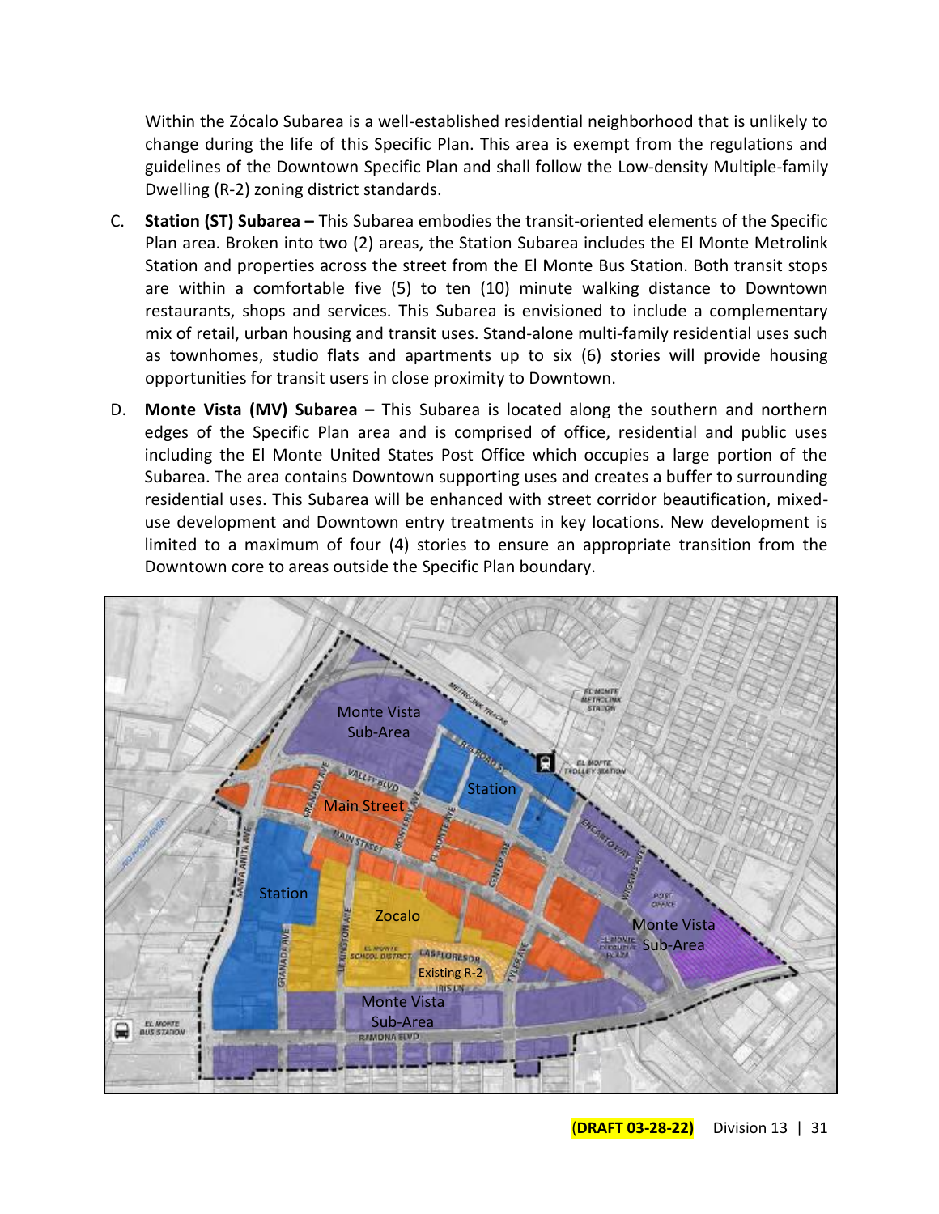Within the Zócalo Subarea is a well-established residential neighborhood that is unlikely to change during the life of this Specific Plan. This area is exempt from the regulations and guidelines of the Downtown Specific Plan and shall follow the Low-density Multiple-family Dwelling (R-2) zoning district standards.

C. **Station (ST) Subarea –** This Subarea embodies the transit-oriented elements of the Specific Plan area. Broken into two (2) areas, the Station Subarea includes the El Monte Metrolink Station and properties across the street from the El Monte Bus Station. Both transit stops are within a comfortable five (5) to ten (10) minute walking distance to Downtown restaurants, shops and services. This Subarea is envisioned to include a complementary mix of retail, urban housing and transit uses. Stand-alone multi-family residential uses such as townhomes, studio flats and apartments up to six (6) stories will provide housing opportunities for transit users in close proximity to Downtown.

D. **Monte Vista (MV) Subarea –** This Subarea is located along the southern and northern edges of the Specific Plan area and is comprised of office, residential and public uses including the El Monte United States Post Office which occupies a large portion of the Subarea. The area contains Downtown supporting uses and creates a buffer to surrounding residential uses. This Subarea will be enhanced with street corridor beautification, mixed-use development and Downtown entry treatments in key locations. New development is limited to a maximum of four (4) stories to ensure an appropriate transition from the Downtown core to areas outside the Specific Plan boundary.

(**DRAFT 03-28-22)**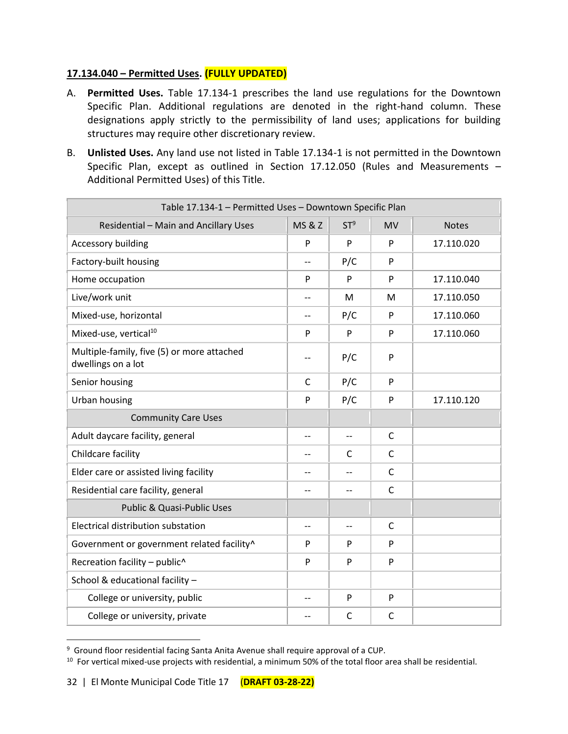**17.134.040 – Permitted Uses. (FULLY UPDATED)**

A. **Permitted Uses.** Table 17.134-1 prescribes the land use regulations for the Downtown Specific Plan. Additional regulations are denoted in the right-hand column. These designations apply strictly to the permissibility of land uses; applications for building structures may require other discretionary review.

B. **Unlisted Uses.** Any land use not listed in Table 17.134-1 is not permitted in the Downtown Specific Plan, except as outlined in Section 17.12.050 (Rules and Measurements – Additional Permitted Uses) of this Title.

| Table 17.134-1 – Permitted Uses – Downtown Specific Plan | | | | |
|---|---|---|---|---|
| Residential – Main and Ancillary Uses | MS & Z | ST[9] | MV | Notes |
| Accessory building | P | P | P | 17.110.020 |
| Factory-built housing | -- | P/C | P | |
| Home occupation | P | P | P | 17.110.040 |
| Live/work unit | -- | M | M | 17.110.050 |
| Mixed-use, horizontal | -- | P/C | P | 17.110.060 |
| Mixed-use, vertical[10] | P | P | P | 17.110.060 |
| Multiple-family, five (5) or more attached dwellings on a lot | -- | P/C | P | |
| Senior housing | C | P/C | P | |
| Urban housing | P | P/C | P | 17.110.120 |
| Community Care Uses | | | | |
| Adult daycare facility, general | -- | -- | C | |
| Childcare facility | -- | C | C | |
| Elder care or assisted living facility | -- | -- | C | |
| Residential care facility, general | -- | -- | C | |
| Public & Quasi-Public Uses | | | | |
| Electrical distribution substation | -- | -- | C | |
| Government or government related facility^ | P | P | P | |
| Recreation facility – public^ | P | P | P | |
| School & educational facility – | | | | |
| College or university, public | -- | P | P | |
| College or university, private | -- | C | C | |

[9] Ground floor residential facing Santa Anita Avenue shall require approval of a CUP.

[10] For vertical mixed-use projects with residential, a minimum 50% of the total floor area shall be residential.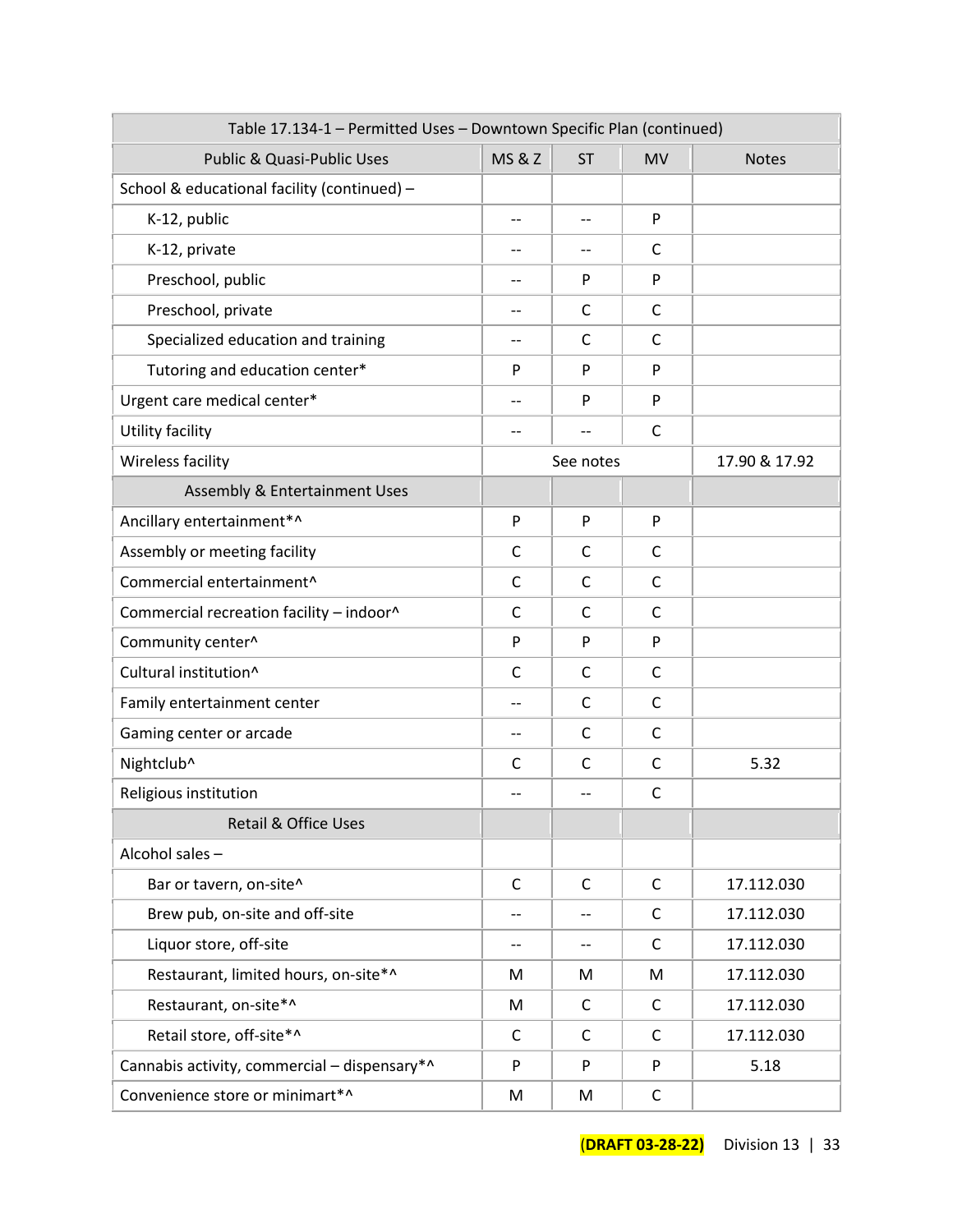| Table 17.134-1 – Permitted Uses – Downtown Specific Plan (continued) | | | | |
|---|---|---|---|---|
| Public & Quasi-Public Uses | MS & Z | ST | MV | Notes |
| School & educational facility (continued) – | | | | |
| K-12, public | -- | -- | P | |
| K-12, private | -- | -- | C | |
| Preschool, public | -- | P | P | |
| Preschool, private | -- | C | C | |
| Specialized education and training | -- | C | C | |
| Tutoring and education center* | P | P | P | |
| Urgent care medical center* | -- | P | P | |
| Utility facility | -- | -- | C | |
| Wireless facility | | See notes | | 17.90 & 17.92 |
| Assembly & Entertainment Uses | | | | |
| Ancillary entertainment*^ | P | P | P | |
| Assembly or meeting facility | C | C | C | |
| Commercial entertainment^ | C | C | C | |
| Commercial recreation facility – indoor^ | C | C | C | |
| Community center^ | P | P | P | |
| Cultural institution^ | C | C | C | |
| Family entertainment center | -- | C | C | |
| Gaming center or arcade | -- | C | C | |
| Nightclub^ | C | C | C | 5.32 |
| Religious institution | -- | -- | C | |
| Retail & Office Uses | | | | |
| Alcohol sales – | | | | |
| Bar or tavern, on-site^ | C | C | C | 17.112.030 |
| Brew pub, on-site and off-site | -- | -- | C | 17.112.030 |
| Liquor store, off-site | -- | -- | C | 17.112.030 |
| Restaurant, limited hours, on-site*^ | M | M | M | 17.112.030 |
| Restaurant, on-site*^ | M | C | C | 17.112.030 |
| Retail store, off-site*^ | C | C | C | 17.112.030 |
| Cannabis activity, commercial – dispensary*^ | P | P | P | 5.18 |
| Convenience store or minimart*^ | M | M | C | |

(DRAFT 03-28-22) Division 13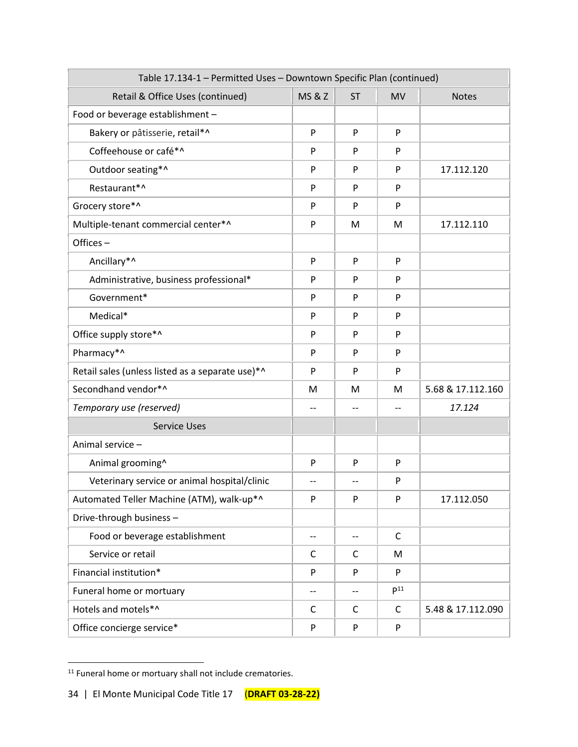| Table 17.134-1 – Permitted Uses – Downtown Specific Plan (continued) | | | | |
|---|---|---|---|---|
| Retail & Office Uses (continued) | MS & Z | ST | MV | Notes |
| Food or beverage establishment – | | | | |
| Bakery or pâtisserie, retail*^ | P | P | P | |
| Coffeehouse or café*^ | P | P | P | |
| Outdoor seating*^ | P | P | P | 17.112.120 |
| Restaurant*^ | P | P | P | |
| Grocery store*^ | P | P | P | |
| Multiple-tenant commercial center*^ | P | M | M | 17.112.110 |
| Offices – | | | | |
| Ancillary*^ | P | P | P | |
| Administrative, business professional* | P | P | P | |
| Government* | P | P | P | |
| Medical* | P | P | P | |
| Office supply store*^ | P | P | P | |
| Pharmacy*^ | P | P | P | |
| Retail sales (unless listed as a separate use)*^ | P | P | P | |
| Secondhand vendor*^ | M | M | M | 5.68 & 17.112.160 |
| *Temporary use (reserved)* | -- | -- | -- | *17.124* |
| Service Uses | | | | |
| Animal service – | | | | |
| Animal grooming^ | P | P | P | |
| Veterinary service or animal hospital/clinic | -- | -- | P | |
| Automated Teller Machine (ATM), walk-up*^ | P | P | P | 17.112.050 |
| Drive-through business – | | | | |
| Food or beverage establishment | -- | -- | C | |
| Service or retail | C | C | M | |
| Financial institution* | P | P | P | |
| Funeral home or mortuary | -- | -- | P[11] | |
| Hotels and motels*^ | C | C | C | 5.48 & 17.112.090 |
| Office concierge service* | P | P | P | |

[11] Funeral home or mortuary shall not include crematories.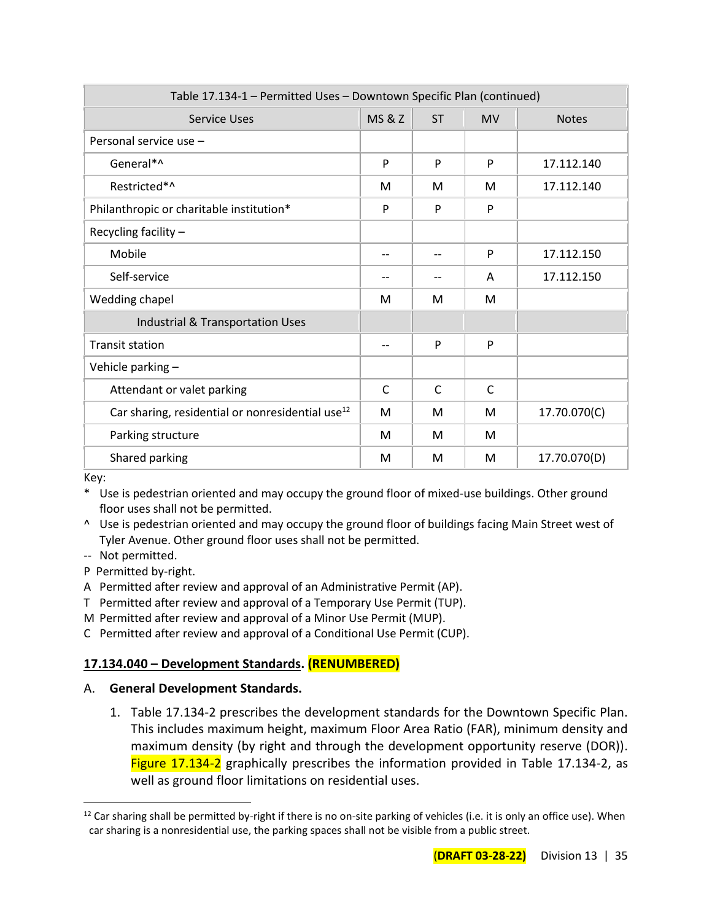| Table 17.134-1 – Permitted Uses – Downtown Specific Plan (continued) | | | | |
|---|---|---|---|---|
| Service Uses | MS & Z | ST | MV | Notes |
| Personal service use – | | | | |
| General*^ | P | P | P | 17.112.140 |
| Restricted*^ | M | M | M | 17.112.140 |
| Philanthropic or charitable institution* | P | P | P | |
| Recycling facility – | | | | |
| Mobile | -- | -- | P | 17.112.150 |
| Self-service | -- | -- | A | 17.112.150 |
| Wedding chapel | M | M | M | |
| Industrial & Transportation Uses | | | | |
| Transit station | -- | P | P | |
| Vehicle parking – | | | | |
| Attendant or valet parking | C | C | C | |
| Car sharing, residential or nonresidential use[12] | M | M | M | 17.70.070(C) |
| Parking structure | M | M | M | |
| Shared parking | M | M | M | 17.70.070(D) |

Key:

- \* Use is pedestrian oriented and may occupy the ground floor of mixed-use buildings. Other ground floor uses shall not be permitted.
- ^ Use is pedestrian oriented and may occupy the ground floor of buildings facing Main Street west of Tyler Avenue. Other ground floor uses shall not be permitted.
- -- Not permitted.
- P Permitted by-right.
- A Permitted after review and approval of an Administrative Permit (AP).
- T Permitted after review and approval of a Temporary Use Permit (TUP).
- M Permitted after review and approval of a Minor Use Permit (MUP).
- C Permitted after review and approval of a Conditional Use Permit (CUP).

**17.134.040 – Development Standards. (RENUMBERED)**

A. **General Development Standards.**

1. Table 17.134-2 prescribes the development standards for the Downtown Specific Plan. This includes maximum height, maximum Floor Area Ratio (FAR), minimum density and maximum density (by right and through the development opportunity reserve (DOR)). Figure 17.134-2 graphically prescribes the information provided in Table 17.134-2, as well as ground floor limitations on residential uses.

[12] Car sharing shall be permitted by-right if there is no on-site parking of vehicles (i.e. it is only an office use). When car sharing is a nonresidential use, the parking spaces shall not be visible from a public street.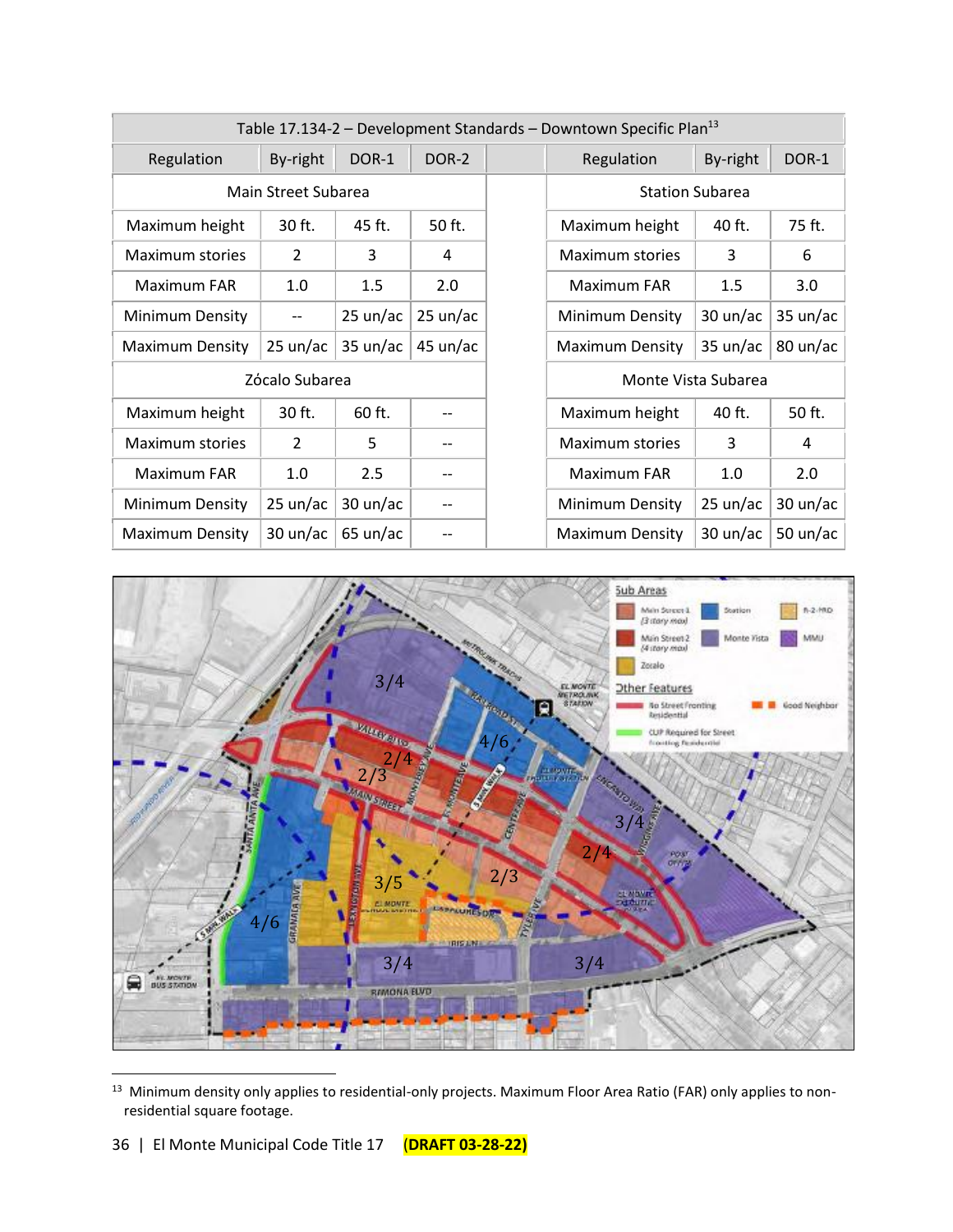| Table 17.134-2 – Development Standards – Downtown Specific Plan[13] | | | | | | | |
|---|---|---|---|---|---|---|---|
| Regulation | By-right | DOR-1 | DOR-2 | | Regulation | By-right | DOR-1 |
| Main Street Subarea | | | | | Station Subarea | | |
| Maximum height | 30 ft. | 45 ft. | 50 ft. | | Maximum height | 40 ft. | 75 ft. |
| Maximum stories | 2 | 3 | 4 | | Maximum stories | 3 | 6 |
| Maximum FAR | 1.0 | 1.5 | 2.0 | | Maximum FAR | 1.5 | 3.0 |
| Minimum Density | -- | 25 un/ac | 25 un/ac | | Minimum Density | 30 un/ac | 35 un/ac |
| Maximum Density | 25 un/ac | 35 un/ac | 45 un/ac | | Maximum Density | 35 un/ac | 80 un/ac |
| Zócalo Subarea | | | | | Monte Vista Subarea | | |
| Maximum height | 30 ft. | 60 ft. | -- | | Maximum height | 40 ft. | 50 ft. |
| Maximum stories | 2 | 5 | -- | | Maximum stories | 3 | 4 |
| Maximum FAR | 1.0 | 2.5 | -- | | Maximum FAR | 1.0 | 2.0 |
| Minimum Density | 25 un/ac | 30 un/ac | -- | | Minimum Density | 25 un/ac | 30 un/ac |
| Maximum Density | 30 un/ac | 65 un/ac | -- | | Maximum Density | 30 un/ac | 50 un/ac |

[13] Minimum density only applies to residential-only projects. Maximum Floor Area Ratio (FAR) only applies to non-residential square footage.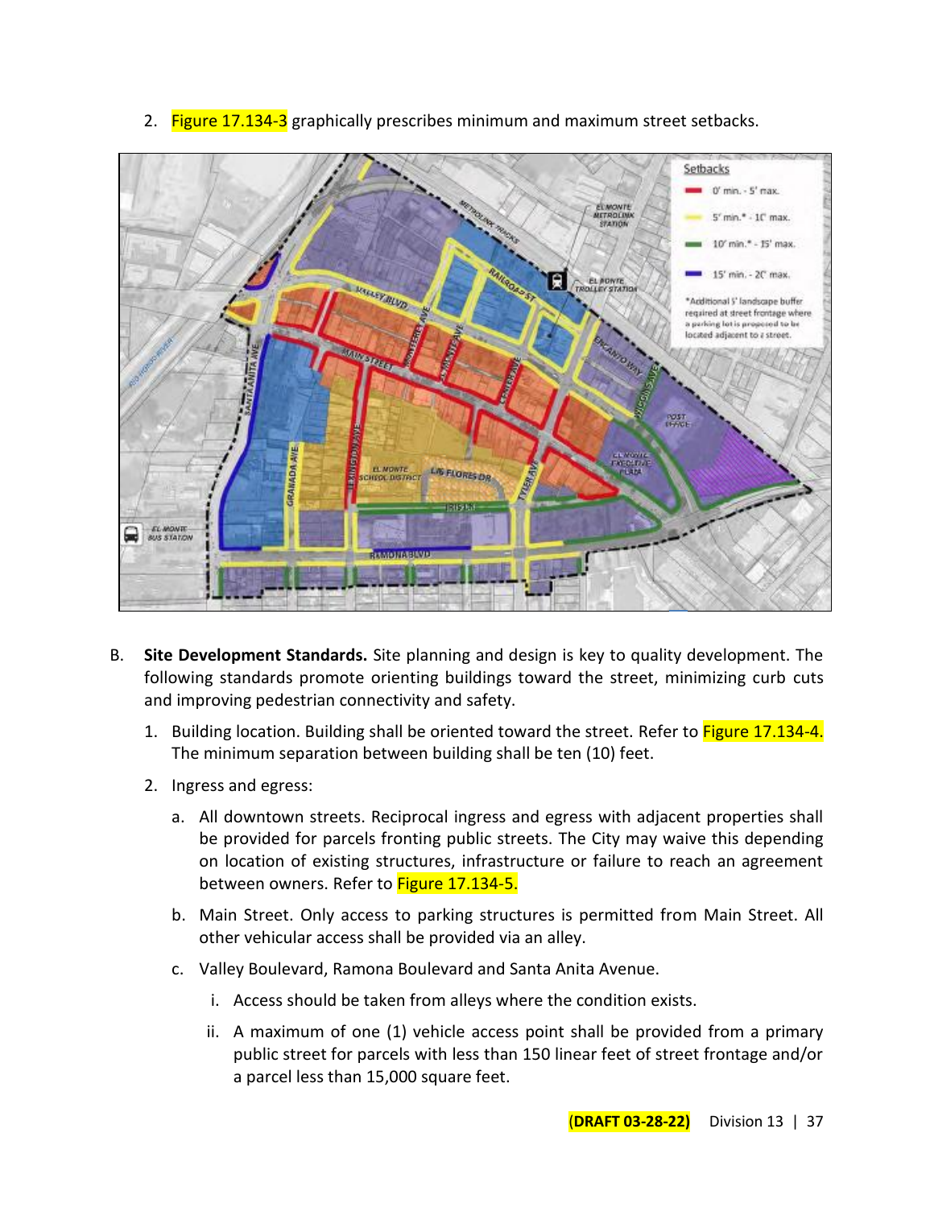2. Figure 17.134-3 graphically prescribes minimum and maximum street setbacks.

B. **Site Development Standards.** Site planning and design is key to quality development. The following standards promote orienting buildings toward the street, minimizing curb cuts and improving pedestrian connectivity and safety.

   1. Building location. Building shall be oriented toward the street. Refer to Figure 17.134-4. The minimum separation between building shall be ten (10) feet.

   2. Ingress and egress:

      a. All downtown streets. Reciprocal ingress and egress with adjacent properties shall be provided for parcels fronting public streets. The City may waive this depending on location of existing structures, infrastructure or failure to reach an agreement between owners. Refer to Figure 17.134-5.

      b. Main Street. Only access to parking structures is permitted from Main Street. All other vehicular access shall be provided via an alley.

      c. Valley Boulevard, Ramona Boulevard and Santa Anita Avenue.

         i. Access should be taken from alleys where the condition exists.

         ii. A maximum of one (1) vehicle access point shall be provided from a primary public street for parcels with less than 150 linear feet of street frontage and/or a parcel less than 15,000 square feet.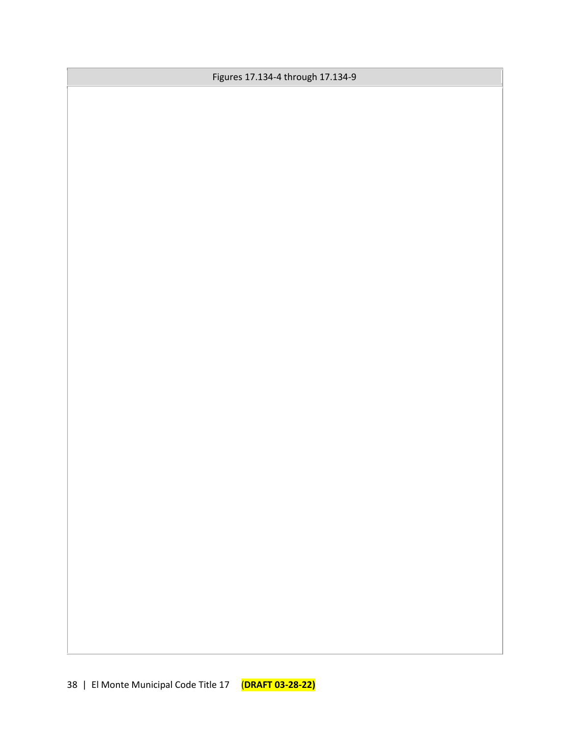| Figures 17.134-4 through 17.134-9 |
| --- |
| |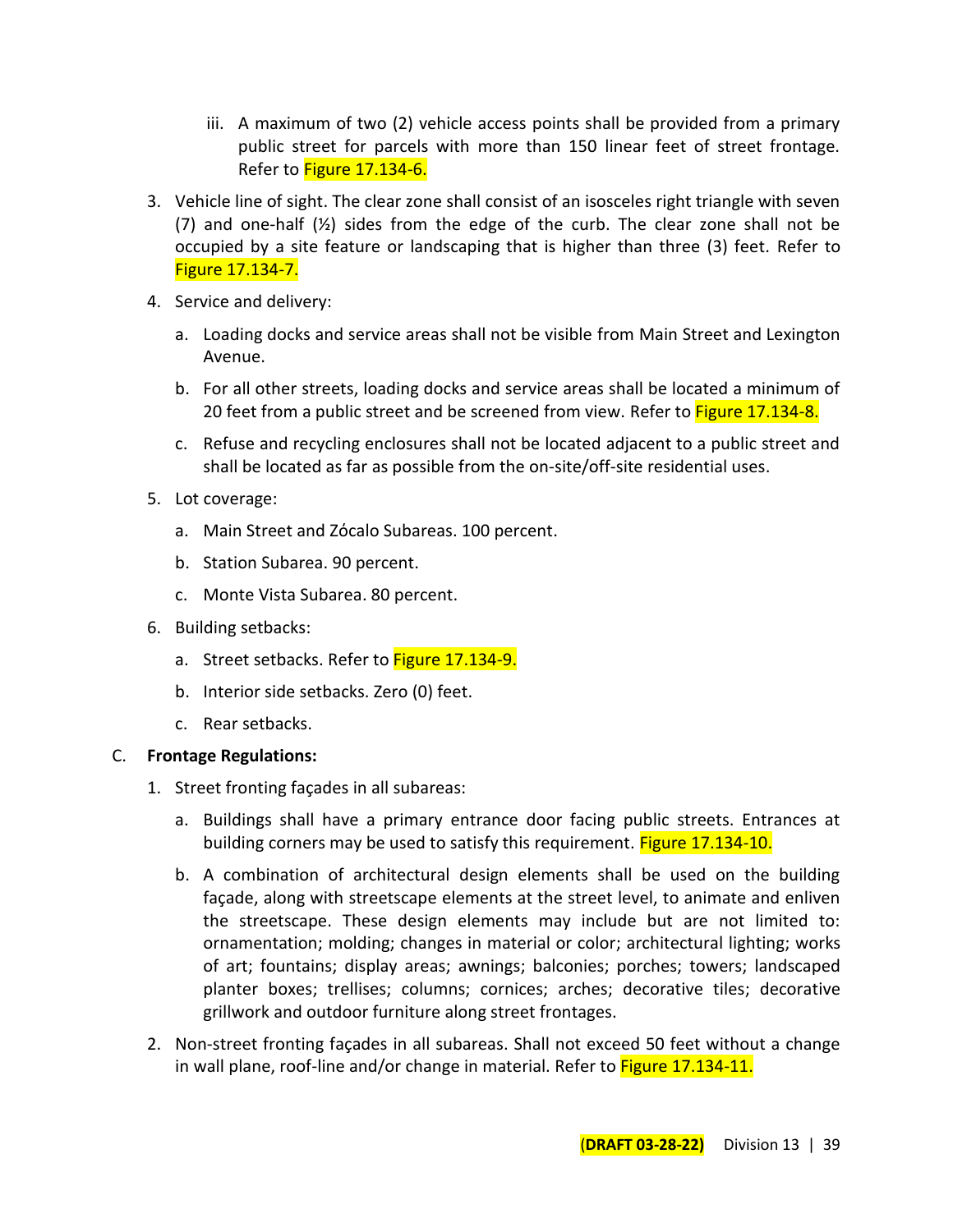iii. A maximum of two (2) vehicle access points shall be provided from a primary public street for parcels with more than 150 linear feet of street frontage. Refer to Figure 17.134-6.

3. Vehicle line of sight. The clear zone shall consist of an isosceles right triangle with seven (7) and one-half (½) sides from the edge of the curb. The clear zone shall not be occupied by a site feature or landscaping that is higher than three (3) feet. Refer to Figure 17.134-7.

4. Service and delivery:

   a. Loading docks and service areas shall not be visible from Main Street and Lexington Avenue.

   b. For all other streets, loading docks and service areas shall be located a minimum of 20 feet from a public street and be screened from view. Refer to Figure 17.134-8.

   c. Refuse and recycling enclosures shall not be located adjacent to a public street and shall be located as far as possible from the on-site/off-site residential uses.

5. Lot coverage:

   a. Main Street and Zócalo Subareas. 100 percent.

   b. Station Subarea. 90 percent.

   c. Monte Vista Subarea. 80 percent.

6. Building setbacks:

   a. Street setbacks. Refer to Figure 17.134-9.

   b. Interior side setbacks. Zero (0) feet.

   c. Rear setbacks.

C. **Frontage Regulations:**

1. Street fronting façades in all subareas:

   a. Buildings shall have a primary entrance door facing public streets. Entrances at building corners may be used to satisfy this requirement. Figure 17.134-10.

   b. A combination of architectural design elements shall be used on the building façade, along with streetscape elements at the street level, to animate and enliven the streetscape. These design elements may include but are not limited to: ornamentation; molding; changes in material or color; architectural lighting; works of art; fountains; display areas; awnings; balconies; porches; towers; landscaped planter boxes; trellises; columns; cornices; arches; decorative tiles; decorative grillwork and outdoor furniture along street frontages.

2. Non-street fronting façades in all subareas. Shall not exceed 50 feet without a change in wall plane, roof-line and/or change in material. Refer to Figure 17.134-11.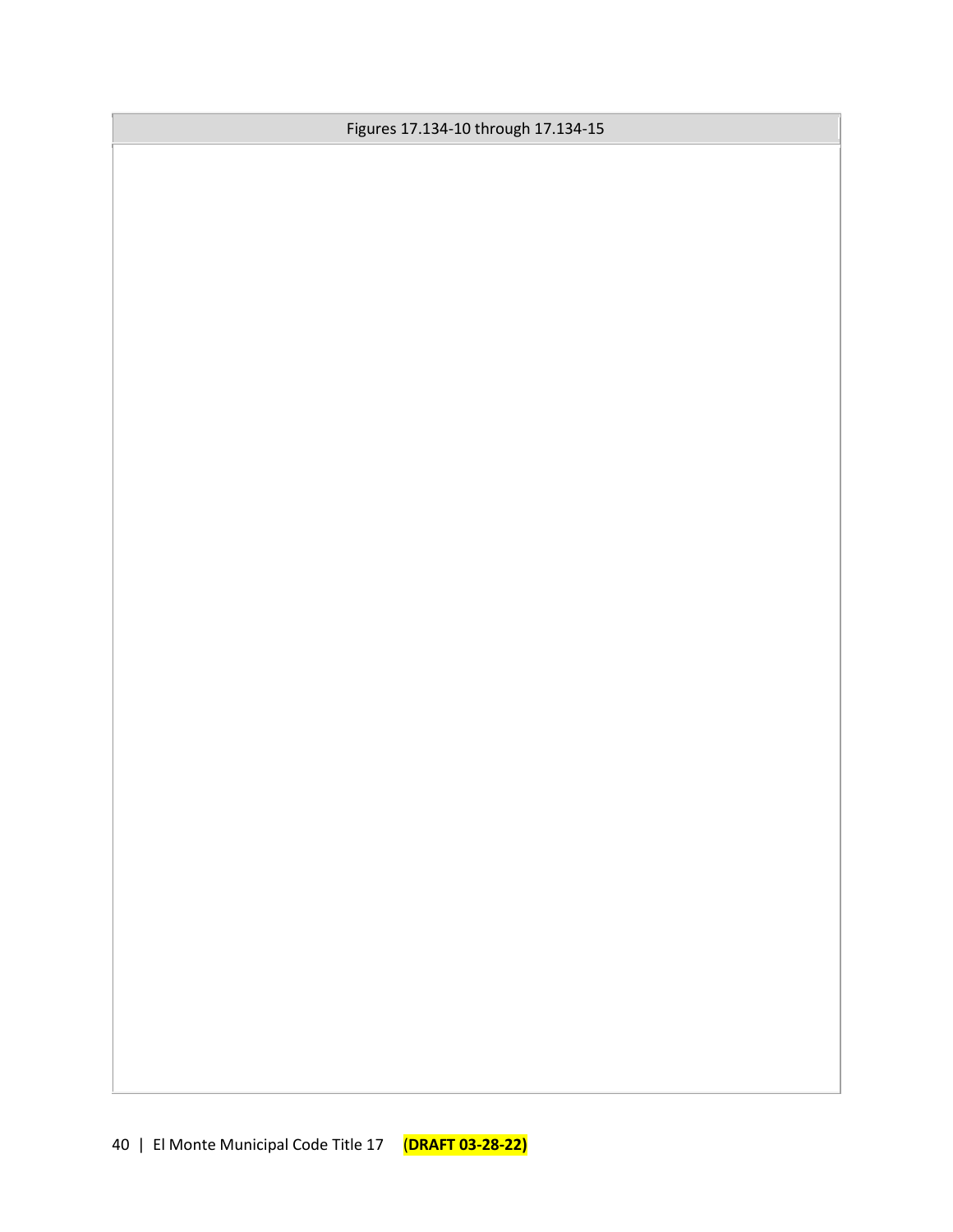| Figures 17.134-10 through 17.134-15 |
| --- |
| |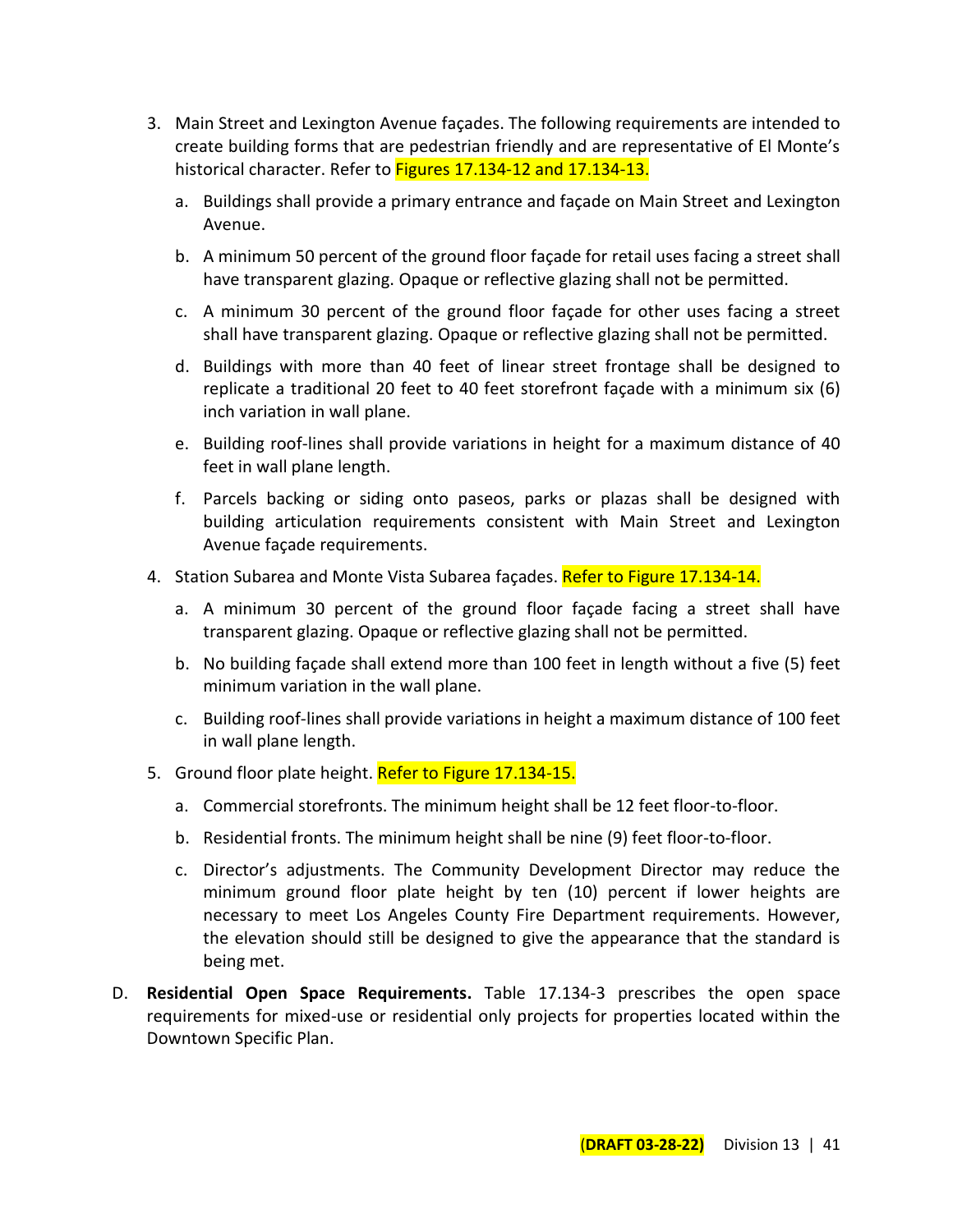3. Main Street and Lexington Avenue façades. The following requirements are intended to create building forms that are pedestrian friendly and are representative of El Monte's historical character. Refer to Figures 17.134-12 and 17.134-13.

   a. Buildings shall provide a primary entrance and façade on Main Street and Lexington Avenue.

   b. A minimum 50 percent of the ground floor façade for retail uses facing a street shall have transparent glazing. Opaque or reflective glazing shall not be permitted.

   c. A minimum 30 percent of the ground floor façade for other uses facing a street shall have transparent glazing. Opaque or reflective glazing shall not be permitted.

   d. Buildings with more than 40 feet of linear street frontage shall be designed to replicate a traditional 20 feet to 40 feet storefront façade with a minimum six (6) inch variation in wall plane.

   e. Building roof-lines shall provide variations in height for a maximum distance of 40 feet in wall plane length.

   f. Parcels backing or siding onto paseos, parks or plazas shall be designed with building articulation requirements consistent with Main Street and Lexington Avenue façade requirements.

4. Station Subarea and Monte Vista Subarea façades. Refer to Figure 17.134-14.

   a. A minimum 30 percent of the ground floor façade facing a street shall have transparent glazing. Opaque or reflective glazing shall not be permitted.

   b. No building façade shall extend more than 100 feet in length without a five (5) feet minimum variation in the wall plane.

   c. Building roof-lines shall provide variations in height a maximum distance of 100 feet in wall plane length.

5. Ground floor plate height. Refer to Figure 17.134-15.

   a. Commercial storefronts. The minimum height shall be 12 feet floor-to-floor.

   b. Residential fronts. The minimum height shall be nine (9) feet floor-to-floor.

   c. Director's adjustments. The Community Development Director may reduce the minimum ground floor plate height by ten (10) percent if lower heights are necessary to meet Los Angeles County Fire Department requirements. However, the elevation should still be designed to give the appearance that the standard is being met.

D. **Residential Open Space Requirements.** Table 17.134-3 prescribes the open space requirements for mixed-use or residential only projects for properties located within the Downtown Specific Plan.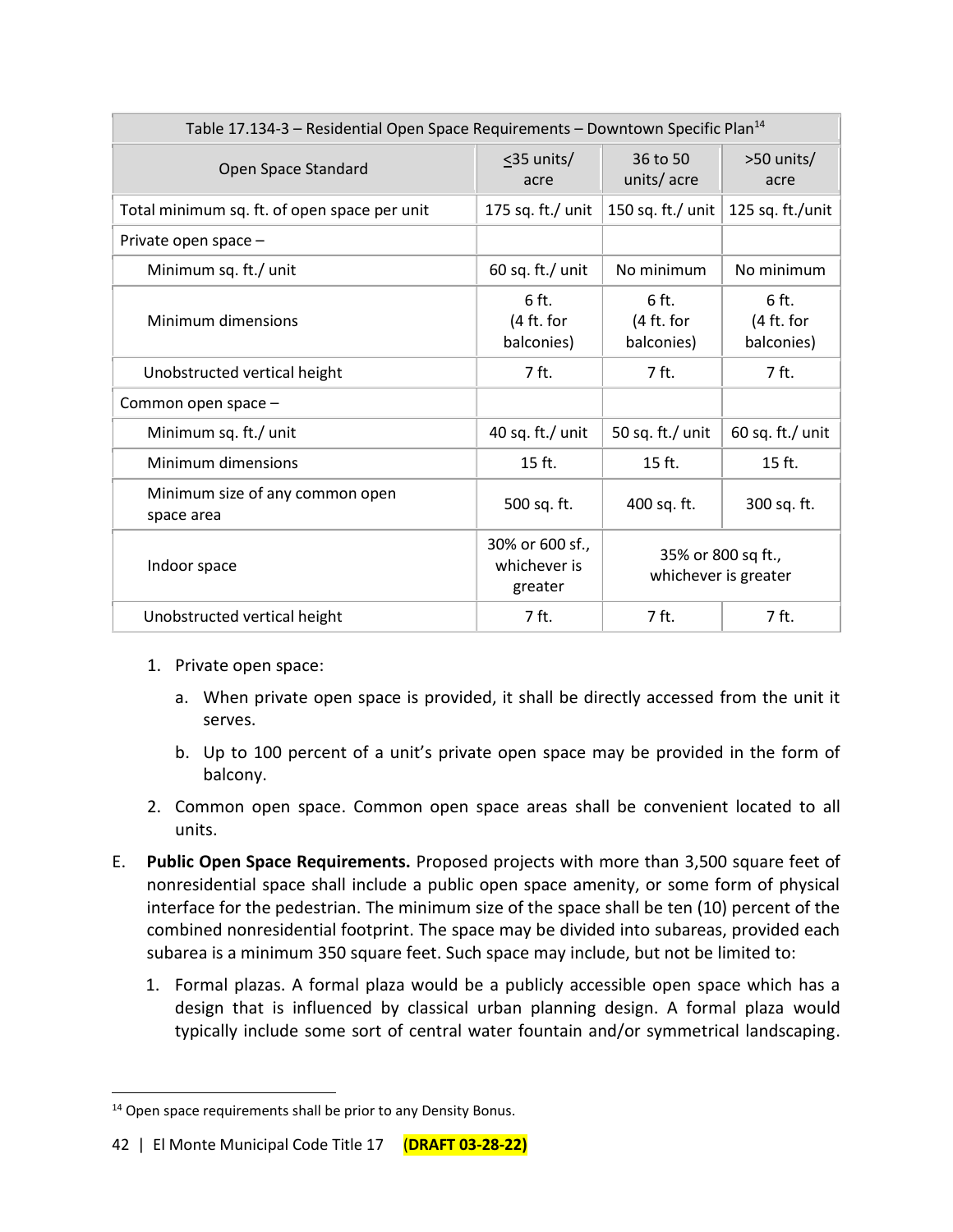| Table 17.134-3 – Residential Open Space Requirements – Downtown Specific Plan[14] | | | |
|---|---|---|---|
| Open Space Standard | ≤35 units/ acre | 36 to 50 units/ acre | >50 units/ acre |
| Total minimum sq. ft. of open space per unit | 175 sq. ft./ unit | 150 sq. ft./ unit | 125 sq. ft./unit |
| Private open space – | | | |
| Minimum sq. ft./ unit | 60 sq. ft./ unit | No minimum | No minimum |
| Minimum dimensions | 6 ft. (4 ft. for balconies) | 6 ft. (4 ft. for balconies) | 6 ft. (4 ft. for balconies) |
| Unobstructed vertical height | 7 ft. | 7 ft. | 7 ft. |
| Common open space – | | | |
| Minimum sq. ft./ unit | 40 sq. ft./ unit | 50 sq. ft./ unit | 60 sq. ft./ unit |
| Minimum dimensions | 15 ft. | 15 ft. | 15 ft. |
| Minimum size of any common open space area | 500 sq. ft. | 400 sq. ft. | 300 sq. ft. |
| Indoor space | 30% or 600 sf., whichever is greater | 35% or 800 sq ft., whichever is greater | |
| Unobstructed vertical height | 7 ft. | 7 ft. | 7 ft. |

1. Private open space:
   a. When private open space is provided, it shall be directly accessed from the unit it serves.
   b. Up to 100 percent of a unit's private open space may be provided in the form of balcony.
2. Common open space. Common open space areas shall be convenient located to all units.

E. **Public Open Space Requirements.** Proposed projects with more than 3,500 square feet of nonresidential space shall include a public open space amenity, or some form of physical interface for the pedestrian. The minimum size of the space shall be ten (10) percent of the combined nonresidential footprint. The space may be divided into subareas, provided each subarea is a minimum 350 square feet. Such space may include, but not be limited to:

   1. Formal plazas. A formal plaza would be a publicly accessible open space which has a design that is influenced by classical urban planning design. A formal plaza would typically include some sort of central water fountain and/or symmetrical landscaping.

[14] Open space requirements shall be prior to any Density Bonus.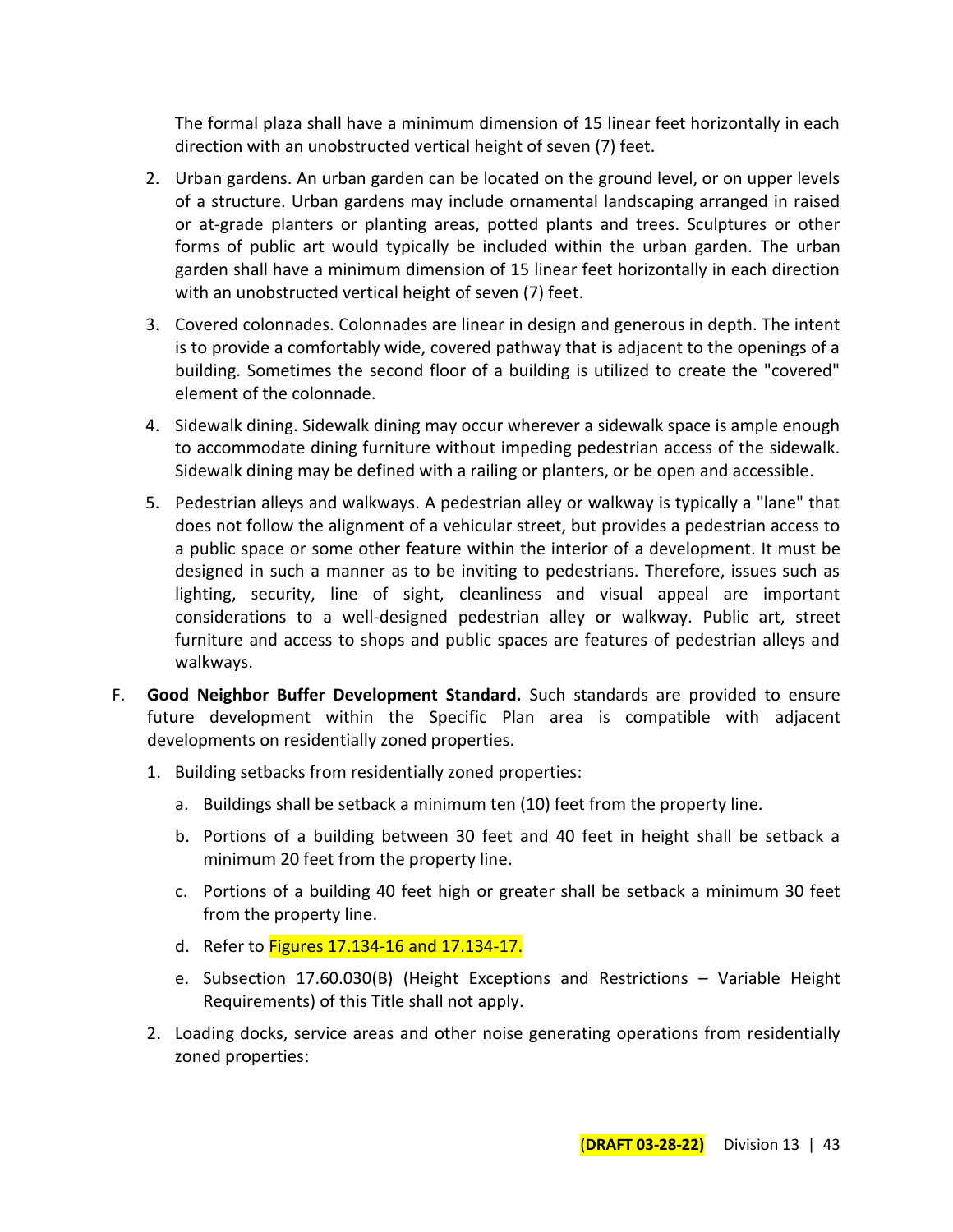The formal plaza shall have a minimum dimension of 15 linear feet horizontally in each direction with an unobstructed vertical height of seven (7) feet.

2. Urban gardens. An urban garden can be located on the ground level, or on upper levels of a structure. Urban gardens may include ornamental landscaping arranged in raised or at-grade planters or planting areas, potted plants and trees. Sculptures or other forms of public art would typically be included within the urban garden. The urban garden shall have a minimum dimension of 15 linear feet horizontally in each direction with an unobstructed vertical height of seven (7) feet.

3. Covered colonnades. Colonnades are linear in design and generous in depth. The intent is to provide a comfortably wide, covered pathway that is adjacent to the openings of a building. Sometimes the second floor of a building is utilized to create the "covered" element of the colonnade.

4. Sidewalk dining. Sidewalk dining may occur wherever a sidewalk space is ample enough to accommodate dining furniture without impeding pedestrian access of the sidewalk. Sidewalk dining may be defined with a railing or planters, or be open and accessible.

5. Pedestrian alleys and walkways. A pedestrian alley or walkway is typically a "lane" that does not follow the alignment of a vehicular street, but provides a pedestrian access to a public space or some other feature within the interior of a development. It must be designed in such a manner as to be inviting to pedestrians. Therefore, issues such as lighting, security, line of sight, cleanliness and visual appeal are important considerations to a well-designed pedestrian alley or walkway. Public art, street furniture and access to shops and public spaces are features of pedestrian alleys and walkways.

F. **Good Neighbor Buffer Development Standard.** Such standards are provided to ensure future development within the Specific Plan area is compatible with adjacent developments on residentially zoned properties.

1. Building setbacks from residentially zoned properties:

   a. Buildings shall be setback a minimum ten (10) feet from the property line.

   b. Portions of a building between 30 feet and 40 feet in height shall be setback a minimum 20 feet from the property line.

   c. Portions of a building 40 feet high or greater shall be setback a minimum 30 feet from the property line.

   d. Refer to Figures 17.134-16 and 17.134-17.

   e. Subsection 17.60.030(B) (Height Exceptions and Restrictions – Variable Height Requirements) of this Title shall not apply.

2. Loading docks, service areas and other noise generating operations from residentially zoned properties: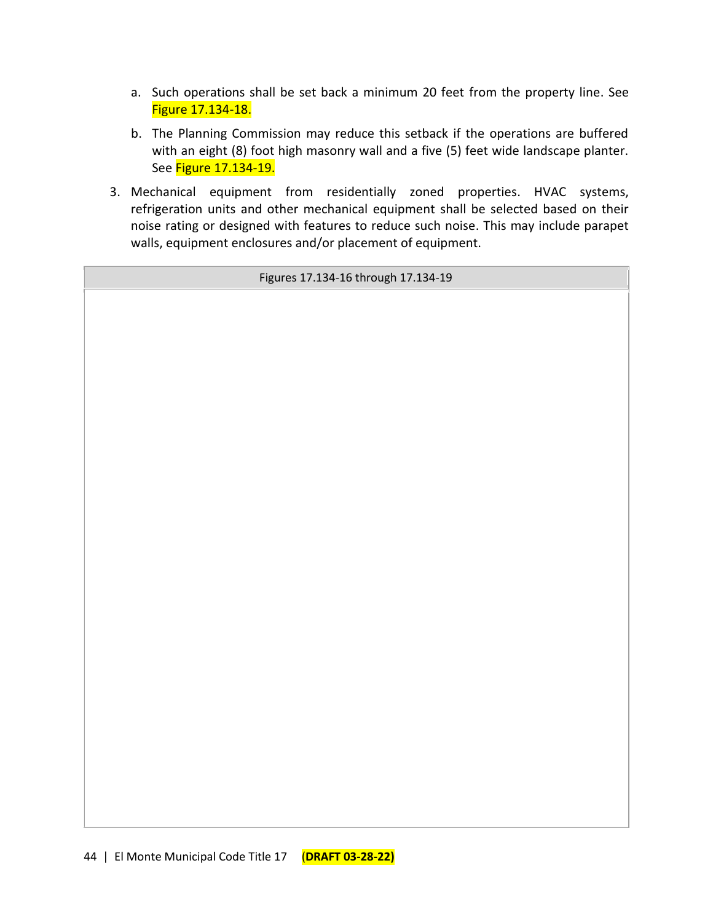a. Such operations shall be set back a minimum 20 feet from the property line. See Figure 17.134-18.

b. The Planning Commission may reduce this setback if the operations are buffered with an eight (8) foot high masonry wall and a five (5) feet wide landscape planter. See Figure 17.134-19.

3. Mechanical equipment from residentially zoned properties. HVAC systems, refrigeration units and other mechanical equipment shall be selected based on their noise rating or designed with features to reduce such noise. This may include parapet walls, equipment enclosures and/or placement of equipment.

| Figures 17.134-16 through 17.134-19 |
| --- |
| |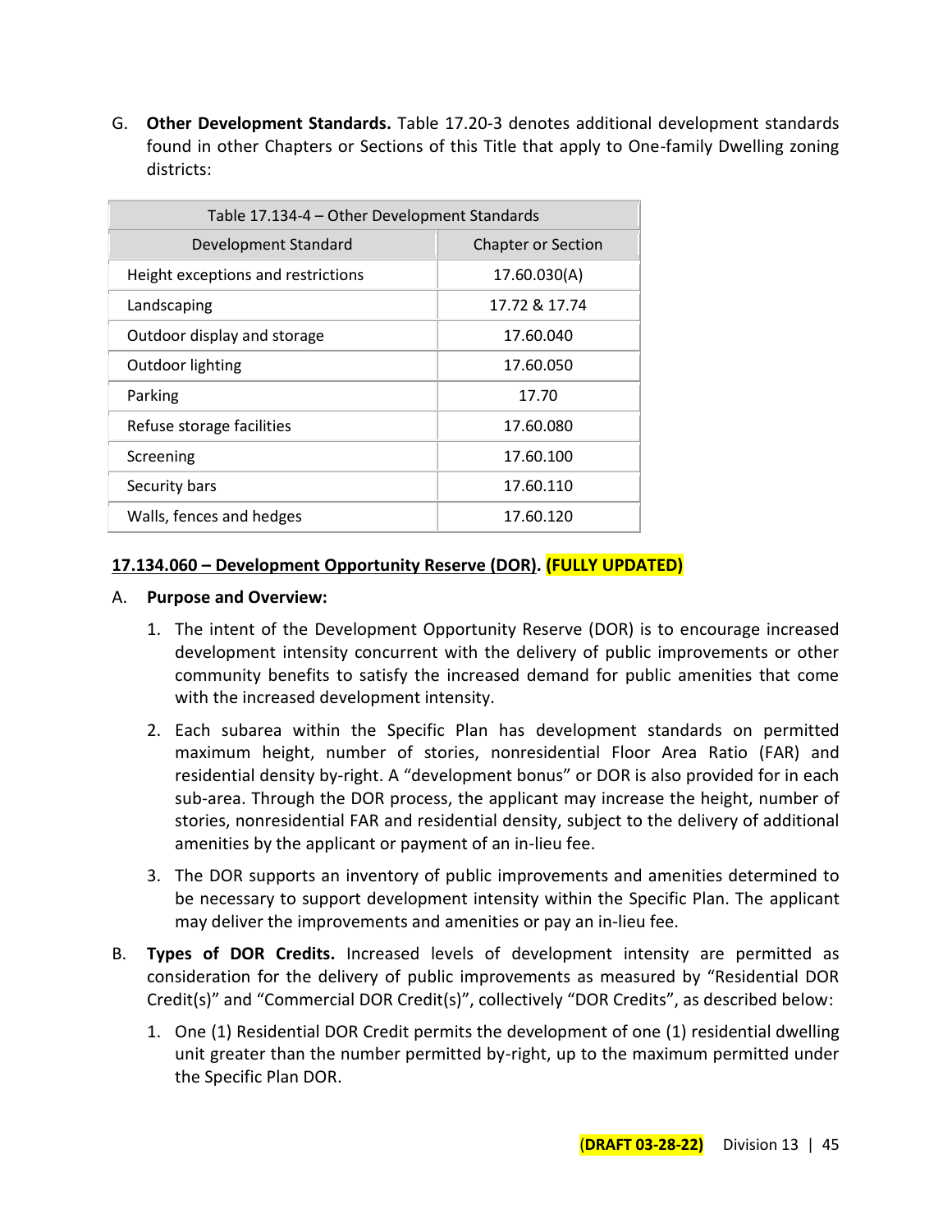G. **Other Development Standards.** Table 17.20-3 denotes additional development standards found in other Chapters or Sections of this Title that apply to One-family Dwelling zoning districts:

| Table 17.134-4 – Other Development Standards | |
|---|---|
| Development Standard | Chapter or Section |
| Height exceptions and restrictions | 17.60.030(A) |
| Landscaping | 17.72 & 17.74 |
| Outdoor display and storage | 17.60.040 |
| Outdoor lighting | 17.60.050 |
| Parking | 17.70 |
| Refuse storage facilities | 17.60.080 |
| Screening | 17.60.100 |
| Security bars | 17.60.110 |
| Walls, fences and hedges | 17.60.120 |

**17.134.060 – Development Opportunity Reserve (DOR). (FULLY UPDATED)**

A. **Purpose and Overview:**

1. The intent of the Development Opportunity Reserve (DOR) is to encourage increased development intensity concurrent with the delivery of public improvements or other community benefits to satisfy the increased demand for public amenities that come with the increased development intensity.

2. Each subarea within the Specific Plan has development standards on permitted maximum height, number of stories, nonresidential Floor Area Ratio (FAR) and residential density by-right. A "development bonus" or DOR is also provided for in each sub-area. Through the DOR process, the applicant may increase the height, number of stories, nonresidential FAR and residential density, subject to the delivery of additional amenities by the applicant or payment of an in-lieu fee.

3. The DOR supports an inventory of public improvements and amenities determined to be necessary to support development intensity within the Specific Plan. The applicant may deliver the improvements and amenities or pay an in-lieu fee.

B. **Types of DOR Credits.** Increased levels of development intensity are permitted as consideration for the delivery of public improvements as measured by "Residential DOR Credit(s)" and "Commercial DOR Credit(s)", collectively "DOR Credits", as described below:

1. One (1) Residential DOR Credit permits the development of one (1) residential dwelling unit greater than the number permitted by-right, up to the maximum permitted under the Specific Plan DOR.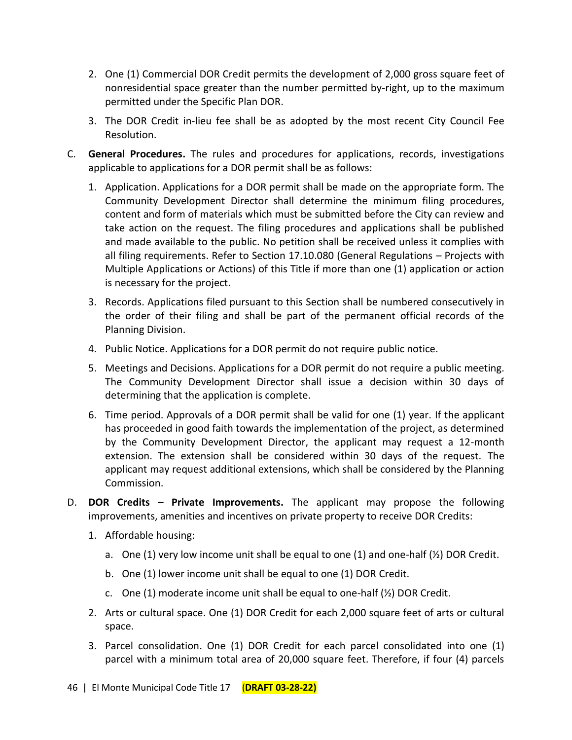2. One (1) Commercial DOR Credit permits the development of 2,000 gross square feet of nonresidential space greater than the number permitted by-right, up to the maximum permitted under the Specific Plan DOR.
3. The DOR Credit in-lieu fee shall be as adopted by the most recent City Council Fee Resolution.

C. **General Procedures.** The rules and procedures for applications, records, investigations applicable to applications for a DOR permit shall be as follows:

1. Application. Applications for a DOR permit shall be made on the appropriate form. The Community Development Director shall determine the minimum filing procedures, content and form of materials which must be submitted before the City can review and take action on the request. The filing procedures and applications shall be published and made available to the public. No petition shall be received unless it complies with all filing requirements. Refer to Section 17.10.080 (General Regulations – Projects with Multiple Applications or Actions) of this Title if more than one (1) application or action is necessary for the project.
3. Records. Applications filed pursuant to this Section shall be numbered consecutively in the order of their filing and shall be part of the permanent official records of the Planning Division.
4. Public Notice. Applications for a DOR permit do not require public notice.
5. Meetings and Decisions. Applications for a DOR permit do not require a public meeting. The Community Development Director shall issue a decision within 30 days of determining that the application is complete.
6. Time period. Approvals of a DOR permit shall be valid for one (1) year. If the applicant has proceeded in good faith towards the implementation of the project, as determined by the Community Development Director, the applicant may request a 12-month extension. The extension shall be considered within 30 days of the request. The applicant may request additional extensions, which shall be considered by the Planning Commission.

D. **DOR Credits – Private Improvements.** The applicant may propose the following improvements, amenities and incentives on private property to receive DOR Credits:

1. Affordable housing:
   a. One (1) very low income unit shall be equal to one (1) and one-half (½) DOR Credit.
   b. One (1) lower income unit shall be equal to one (1) DOR Credit.
   c. One (1) moderate income unit shall be equal to one-half (½) DOR Credit.
2. Arts or cultural space. One (1) DOR Credit for each 2,000 square feet of arts or cultural space.
3. Parcel consolidation. One (1) DOR Credit for each parcel consolidated into one (1) parcel with a minimum total area of 20,000 square feet. Therefore, if four (4) parcels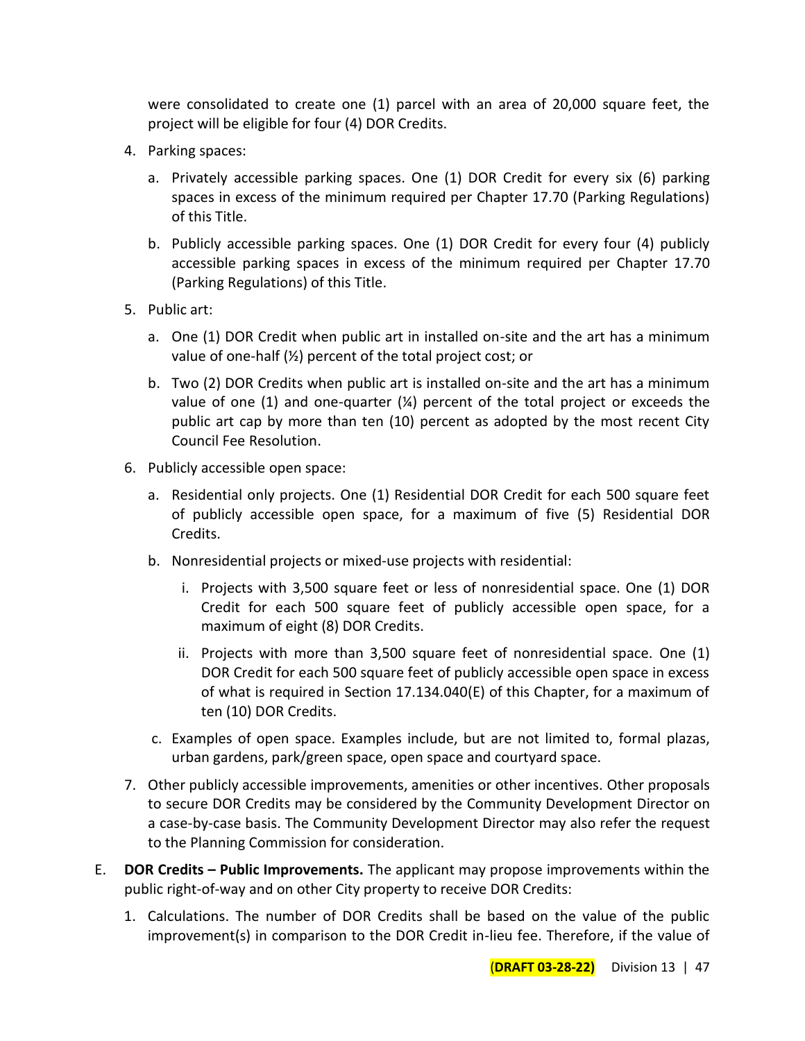were consolidated to create one (1) parcel with an area of 20,000 square feet, the project will be eligible for four (4) DOR Credits.

4. Parking spaces:

   a. Privately accessible parking spaces. One (1) DOR Credit for every six (6) parking spaces in excess of the minimum required per Chapter 17.70 (Parking Regulations) of this Title.

   b. Publicly accessible parking spaces. One (1) DOR Credit for every four (4) publicly accessible parking spaces in excess of the minimum required per Chapter 17.70 (Parking Regulations) of this Title.

5. Public art:

   a. One (1) DOR Credit when public art in installed on-site and the art has a minimum value of one-half (½) percent of the total project cost; or

   b. Two (2) DOR Credits when public art is installed on-site and the art has a minimum value of one (1) and one-quarter (¼) percent of the total project or exceeds the public art cap by more than ten (10) percent as adopted by the most recent City Council Fee Resolution.

6. Publicly accessible open space:

   a. Residential only projects. One (1) Residential DOR Credit for each 500 square feet of publicly accessible open space, for a maximum of five (5) Residential DOR Credits.

   b. Nonresidential projects or mixed-use projects with residential:

      i. Projects with 3,500 square feet or less of nonresidential space. One (1) DOR Credit for each 500 square feet of publicly accessible open space, for a maximum of eight (8) DOR Credits.

      ii. Projects with more than 3,500 square feet of nonresidential space. One (1) DOR Credit for each 500 square feet of publicly accessible open space in excess of what is required in Section 17.134.040(E) of this Chapter, for a maximum of ten (10) DOR Credits.

   c. Examples of open space. Examples include, but are not limited to, formal plazas, urban gardens, park/green space, open space and courtyard space.

7. Other publicly accessible improvements, amenities or other incentives. Other proposals to secure DOR Credits may be considered by the Community Development Director on a case-by-case basis. The Community Development Director may also refer the request to the Planning Commission for consideration.

E. **DOR Credits – Public Improvements.** The applicant may propose improvements within the public right-of-way and on other City property to receive DOR Credits:

   1. Calculations. The number of DOR Credits shall be based on the value of the public improvement(s) in comparison to the DOR Credit in-lieu fee. Therefore, if the value of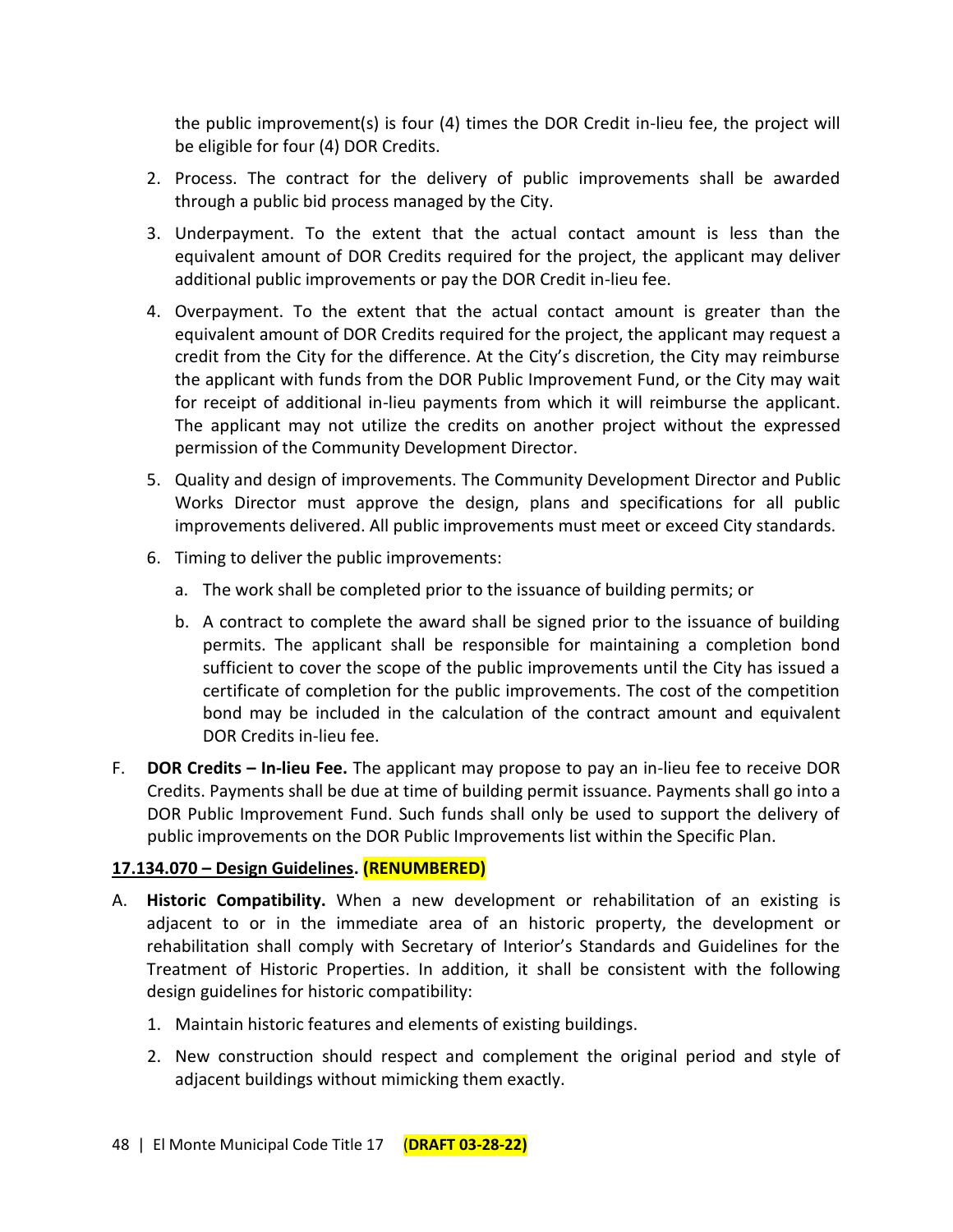the public improvement(s) is four (4) times the DOR Credit in-lieu fee, the project will be eligible for four (4) DOR Credits.

2. Process. The contract for the delivery of public improvements shall be awarded through a public bid process managed by the City.

3. Underpayment. To the extent that the actual contact amount is less than the equivalent amount of DOR Credits required for the project, the applicant may deliver additional public improvements or pay the DOR Credit in-lieu fee.

4. Overpayment. To the extent that the actual contact amount is greater than the equivalent amount of DOR Credits required for the project, the applicant may request a credit from the City for the difference. At the City's discretion, the City may reimburse the applicant with funds from the DOR Public Improvement Fund, or the City may wait for receipt of additional in-lieu payments from which it will reimburse the applicant. The applicant may not utilize the credits on another project without the expressed permission of the Community Development Director.

5. Quality and design of improvements. The Community Development Director and Public Works Director must approve the design, plans and specifications for all public improvements delivered. All public improvements must meet or exceed City standards.

6. Timing to deliver the public improvements:

   a. The work shall be completed prior to the issuance of building permits; or

   b. A contract to complete the award shall be signed prior to the issuance of building permits. The applicant shall be responsible for maintaining a completion bond sufficient to cover the scope of the public improvements until the City has issued a certificate of completion for the public improvements. The cost of the competition bond may be included in the calculation of the contract amount and equivalent DOR Credits in-lieu fee.

F. **DOR Credits – In-lieu Fee.** The applicant may propose to pay an in-lieu fee to receive DOR Credits. Payments shall be due at time of building permit issuance. Payments shall go into a DOR Public Improvement Fund. Such funds shall only be used to support the delivery of public improvements on the DOR Public Improvements list within the Specific Plan.

### 17.134.070 – Design Guidelines. (RENUMBERED)

A. **Historic Compatibility.** When a new development or rehabilitation of an existing is adjacent to or in the immediate area of an historic property, the development or rehabilitation shall comply with Secretary of Interior's Standards and Guidelines for the Treatment of Historic Properties. In addition, it shall be consistent with the following design guidelines for historic compatibility:

1. Maintain historic features and elements of existing buildings.

2. New construction should respect and complement the original period and style of adjacent buildings without mimicking them exactly.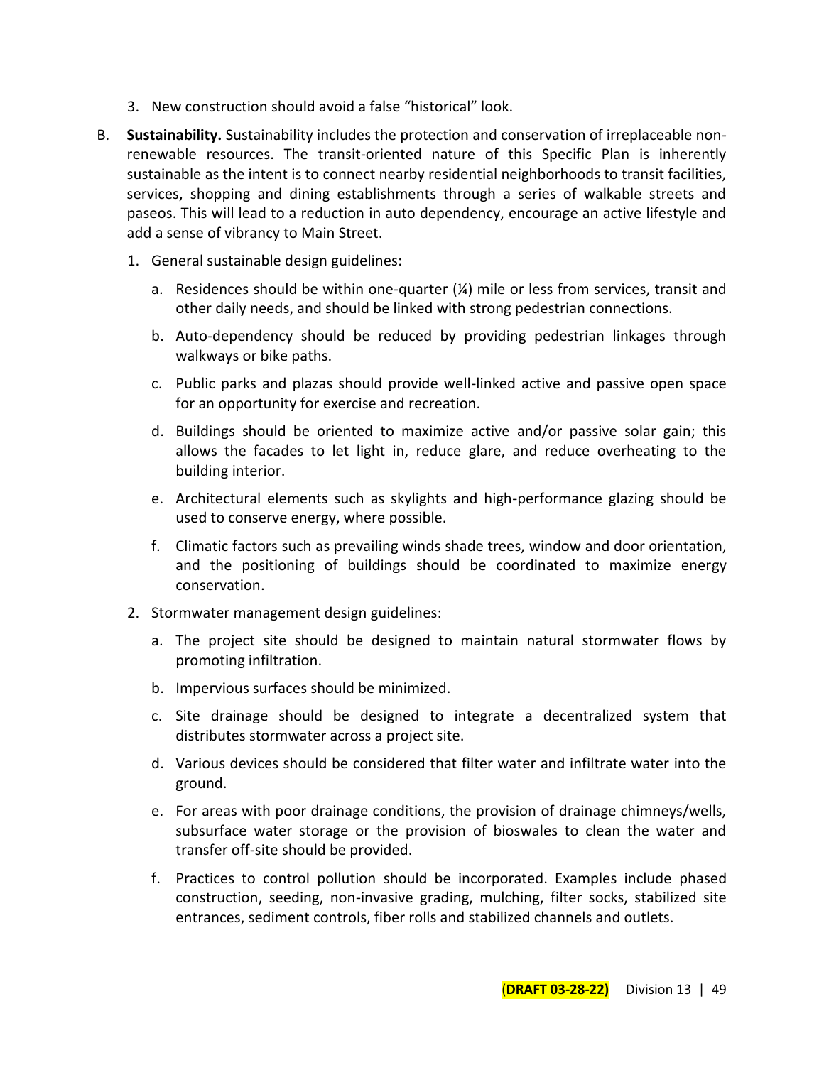3. New construction should avoid a false "historical" look.

B. **Sustainability.** Sustainability includes the protection and conservation of irreplaceable non-renewable resources. The transit-oriented nature of this Specific Plan is inherently sustainable as the intent is to connect nearby residential neighborhoods to transit facilities, services, shopping and dining establishments through a series of walkable streets and paseos. This will lead to a reduction in auto dependency, encourage an active lifestyle and add a sense of vibrancy to Main Street.

   1. General sustainable design guidelines:

      a. Residences should be within one-quarter (¼) mile or less from services, transit and other daily needs, and should be linked with strong pedestrian connections.

      b. Auto-dependency should be reduced by providing pedestrian linkages through walkways or bike paths.

      c. Public parks and plazas should provide well-linked active and passive open space for an opportunity for exercise and recreation.

      d. Buildings should be oriented to maximize active and/or passive solar gain; this allows the facades to let light in, reduce glare, and reduce overheating to the building interior.

      e. Architectural elements such as skylights and high-performance glazing should be used to conserve energy, where possible.

      f. Climatic factors such as prevailing winds shade trees, window and door orientation, and the positioning of buildings should be coordinated to maximize energy conservation.

   2. Stormwater management design guidelines:

      a. The project site should be designed to maintain natural stormwater flows by promoting infiltration.

      b. Impervious surfaces should be minimized.

      c. Site drainage should be designed to integrate a decentralized system that distributes stormwater across a project site.

      d. Various devices should be considered that filter water and infiltrate water into the ground.

      e. For areas with poor drainage conditions, the provision of drainage chimneys/wells, subsurface water storage or the provision of bioswales to clean the water and transfer off-site should be provided.

      f. Practices to control pollution should be incorporated. Examples include phased construction, seeding, non-invasive grading, mulching, filter socks, stabilized site entrances, sediment controls, fiber rolls and stabilized channels and outlets.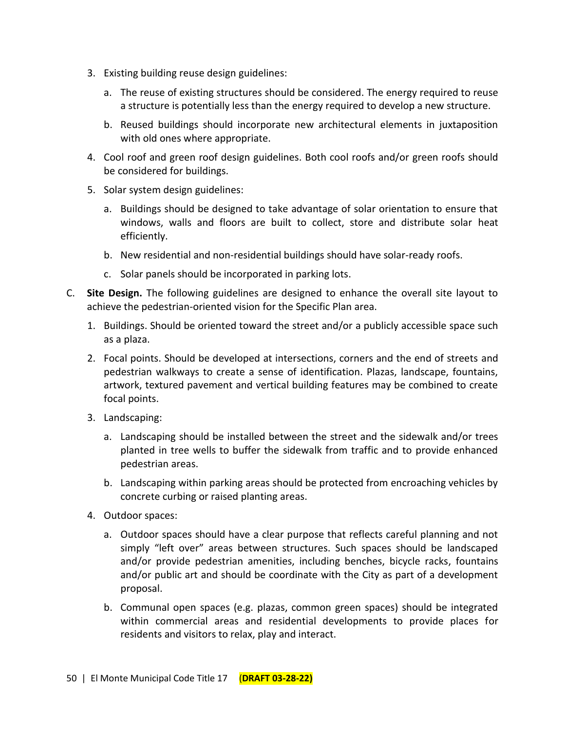3. Existing building reuse design guidelines:

   a. The reuse of existing structures should be considered. The energy required to reuse a structure is potentially less than the energy required to develop a new structure.

   b. Reused buildings should incorporate new architectural elements in juxtaposition with old ones where appropriate.

4. Cool roof and green roof design guidelines. Both cool roofs and/or green roofs should be considered for buildings.

5. Solar system design guidelines:

   a. Buildings should be designed to take advantage of solar orientation to ensure that windows, walls and floors are built to collect, store and distribute solar heat efficiently.

   b. New residential and non-residential buildings should have solar-ready roofs.

   c. Solar panels should be incorporated in parking lots.

C. **Site Design.** The following guidelines are designed to enhance the overall site layout to achieve the pedestrian-oriented vision for the Specific Plan area.

   1. Buildings. Should be oriented toward the street and/or a publicly accessible space such as a plaza.

   2. Focal points. Should be developed at intersections, corners and the end of streets and pedestrian walkways to create a sense of identification. Plazas, landscape, fountains, artwork, textured pavement and vertical building features may be combined to create focal points.

   3. Landscaping:

      a. Landscaping should be installed between the street and the sidewalk and/or trees planted in tree wells to buffer the sidewalk from traffic and to provide enhanced pedestrian areas.

      b. Landscaping within parking areas should be protected from encroaching vehicles by concrete curbing or raised planting areas.

   4. Outdoor spaces:

      a. Outdoor spaces should have a clear purpose that reflects careful planning and not simply "left over" areas between structures. Such spaces should be landscaped and/or provide pedestrian amenities, including benches, bicycle racks, fountains and/or public art and should be coordinate with the City as part of a development proposal.

      b. Communal open spaces (e.g. plazas, common green spaces) should be integrated within commercial areas and residential developments to provide places for residents and visitors to relax, play and interact.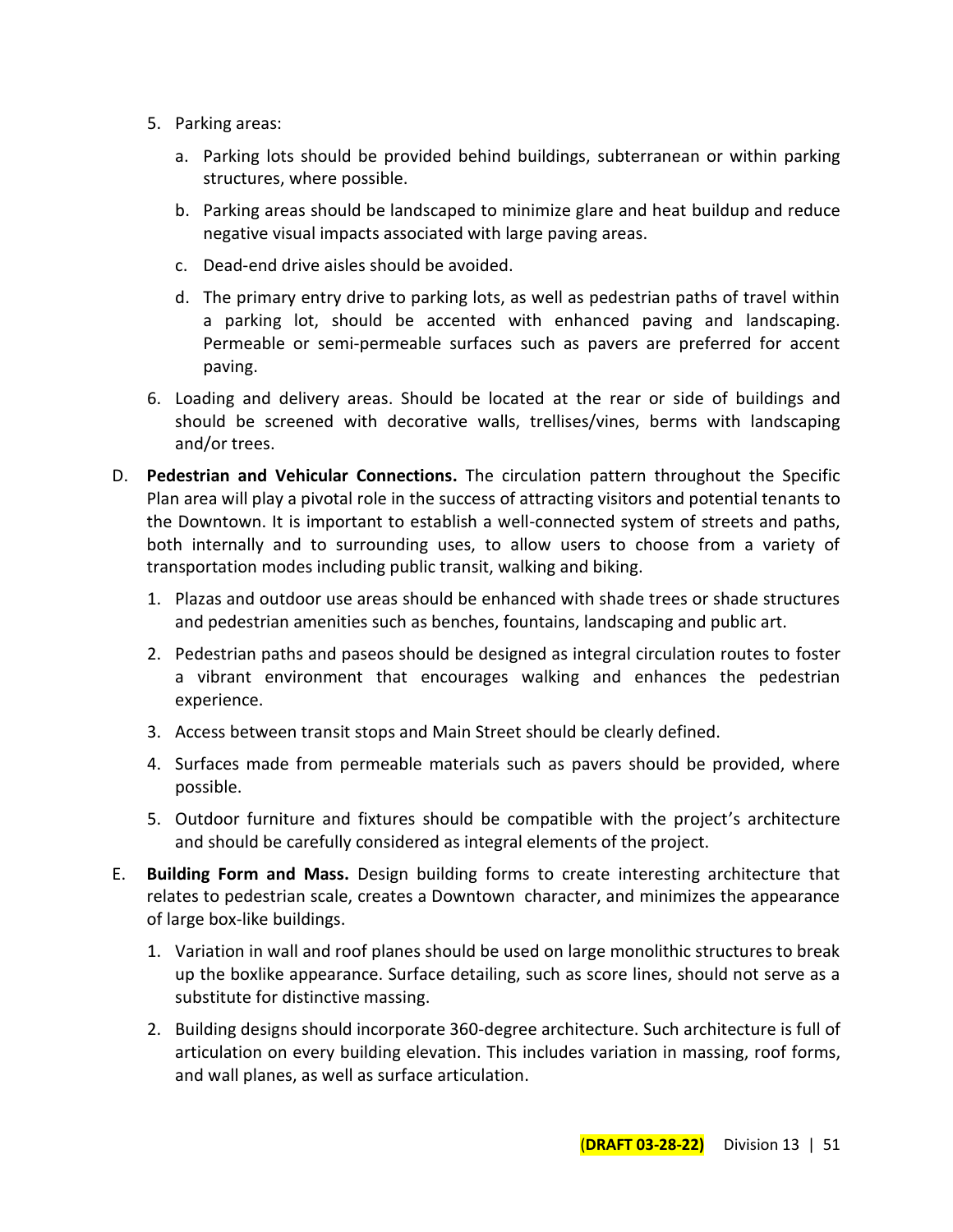5. Parking areas:

   a. Parking lots should be provided behind buildings, subterranean or within parking structures, where possible.

   b. Parking areas should be landscaped to minimize glare and heat buildup and reduce negative visual impacts associated with large paving areas.

   c. Dead-end drive aisles should be avoided.

   d. The primary entry drive to parking lots, as well as pedestrian paths of travel within a parking lot, should be accented with enhanced paving and landscaping. Permeable or semi-permeable surfaces such as pavers are preferred for accent paving.

6. Loading and delivery areas. Should be located at the rear or side of buildings and should be screened with decorative walls, trellises/vines, berms with landscaping and/or trees.

D. **Pedestrian and Vehicular Connections.** The circulation pattern throughout the Specific Plan area will play a pivotal role in the success of attracting visitors and potential tenants to the Downtown. It is important to establish a well-connected system of streets and paths, both internally and to surrounding uses, to allow users to choose from a variety of transportation modes including public transit, walking and biking.

   1. Plazas and outdoor use areas should be enhanced with shade trees or shade structures and pedestrian amenities such as benches, fountains, landscaping and public art.

   2. Pedestrian paths and paseos should be designed as integral circulation routes to foster a vibrant environment that encourages walking and enhances the pedestrian experience.

   3. Access between transit stops and Main Street should be clearly defined.

   4. Surfaces made from permeable materials such as pavers should be provided, where possible.

   5. Outdoor furniture and fixtures should be compatible with the project's architecture and should be carefully considered as integral elements of the project.

E. **Building Form and Mass.** Design building forms to create interesting architecture that relates to pedestrian scale, creates a Downtown character, and minimizes the appearance of large box-like buildings.

   1. Variation in wall and roof planes should be used on large monolithic structures to break up the boxlike appearance. Surface detailing, such as score lines, should not serve as a substitute for distinctive massing.

   2. Building designs should incorporate 360-degree architecture. Such architecture is full of articulation on every building elevation. This includes variation in massing, roof forms, and wall planes, as well as surface articulation.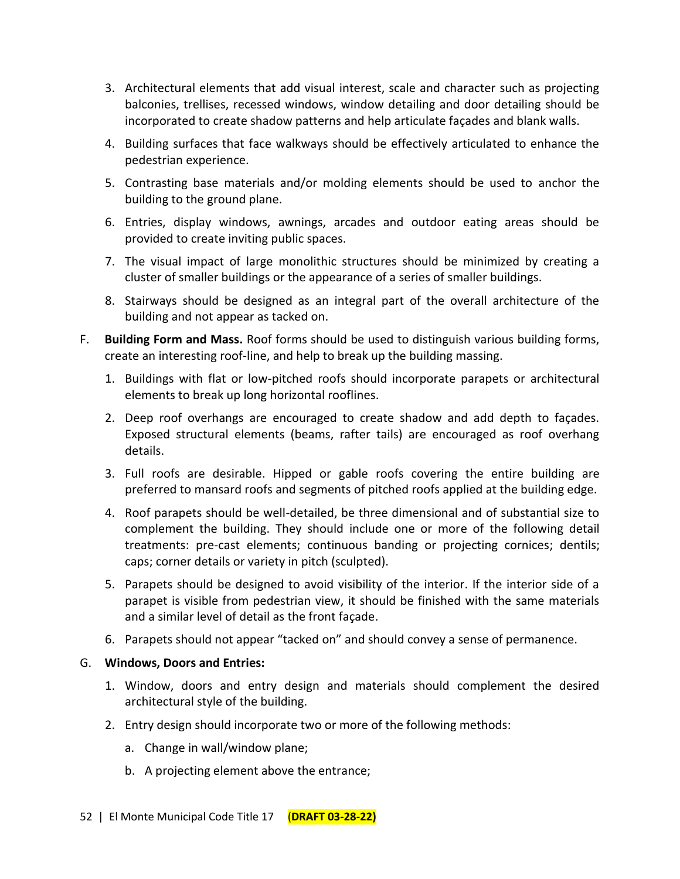3. Architectural elements that add visual interest, scale and character such as projecting balconies, trellises, recessed windows, window detailing and door detailing should be incorporated to create shadow patterns and help articulate façades and blank walls.
4. Building surfaces that face walkways should be effectively articulated to enhance the pedestrian experience.
5. Contrasting base materials and/or molding elements should be used to anchor the building to the ground plane.
6. Entries, display windows, awnings, arcades and outdoor eating areas should be provided to create inviting public spaces.
7. The visual impact of large monolithic structures should be minimized by creating a cluster of smaller buildings or the appearance of a series of smaller buildings.
8. Stairways should be designed as an integral part of the overall architecture of the building and not appear as tacked on.

F. **Building Form and Mass.** Roof forms should be used to distinguish various building forms, create an interesting roof-line, and help to break up the building massing.

1. Buildings with flat or low-pitched roofs should incorporate parapets or architectural elements to break up long horizontal rooflines.
2. Deep roof overhangs are encouraged to create shadow and add depth to façades. Exposed structural elements (beams, rafter tails) are encouraged as roof overhang details.
3. Full roofs are desirable. Hipped or gable roofs covering the entire building are preferred to mansard roofs and segments of pitched roofs applied at the building edge.
4. Roof parapets should be well-detailed, be three dimensional and of substantial size to complement the building. They should include one or more of the following detail treatments: pre-cast elements; continuous banding or projecting cornices; dentils; caps; corner details or variety in pitch (sculpted).
5. Parapets should be designed to avoid visibility of the interior. If the interior side of a parapet is visible from pedestrian view, it should be finished with the same materials and a similar level of detail as the front façade.
6. Parapets should not appear "tacked on" and should convey a sense of permanence.

G. **Windows, Doors and Entries:**

1. Window, doors and entry design and materials should complement the desired architectural style of the building.
2. Entry design should incorporate two or more of the following methods:
   a. Change in wall/window plane;
   b. A projecting element above the entrance;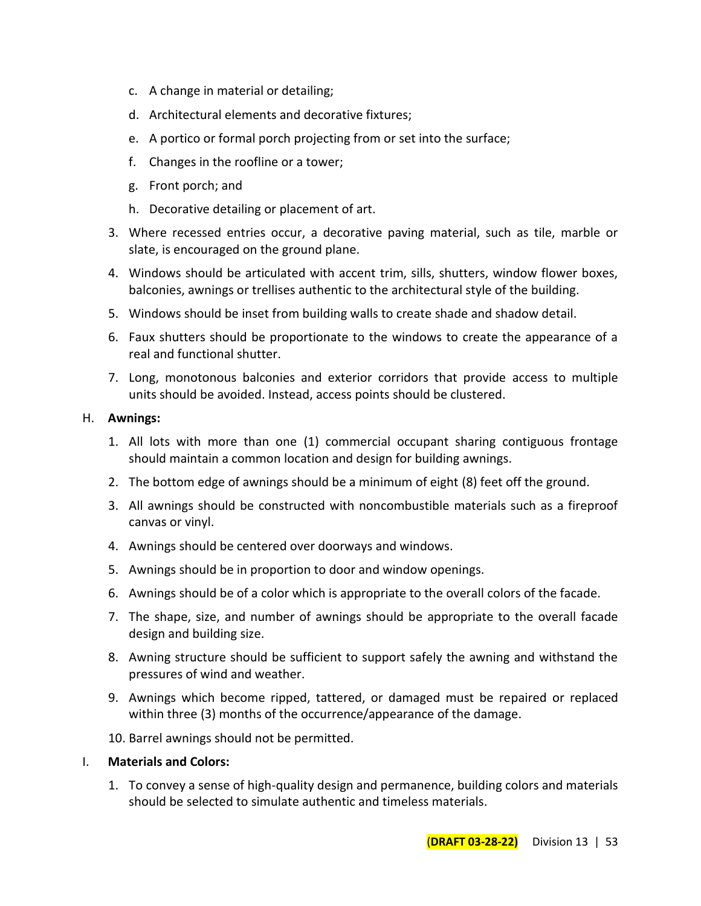c. A change in material or detailing;

d. Architectural elements and decorative fixtures;

e. A portico or formal porch projecting from or set into the surface;

f. Changes in the roofline or a tower;

g. Front porch; and

h. Decorative detailing or placement of art.

3. Where recessed entries occur, a decorative paving material, such as tile, marble or slate, is encouraged on the ground plane.
4. Windows should be articulated with accent trim, sills, shutters, window flower boxes, balconies, awnings or trellises authentic to the architectural style of the building.
5. Windows should be inset from building walls to create shade and shadow detail.
6. Faux shutters should be proportionate to the windows to create the appearance of a real and functional shutter.
7. Long, monotonous balconies and exterior corridors that provide access to multiple units should be avoided. Instead, access points should be clustered.

H. **Awnings:**

1. All lots with more than one (1) commercial occupant sharing contiguous frontage should maintain a common location and design for building awnings.
2. The bottom edge of awnings should be a minimum of eight (8) feet off the ground.
3. All awnings should be constructed with noncombustible materials such as a fireproof canvas or vinyl.
4. Awnings should be centered over doorways and windows.
5. Awnings should be in proportion to door and window openings.
6. Awnings should be of a color which is appropriate to the overall colors of the facade.
7. The shape, size, and number of awnings should be appropriate to the overall facade design and building size.
8. Awning structure should be sufficient to support safely the awning and withstand the pressures of wind and weather.
9. Awnings which become ripped, tattered, or damaged must be repaired or replaced within three (3) months of the occurrence/appearance of the damage.
10. Barrel awnings should not be permitted.

I. **Materials and Colors:**

1. To convey a sense of high-quality design and permanence, building colors and materials should be selected to simulate authentic and timeless materials.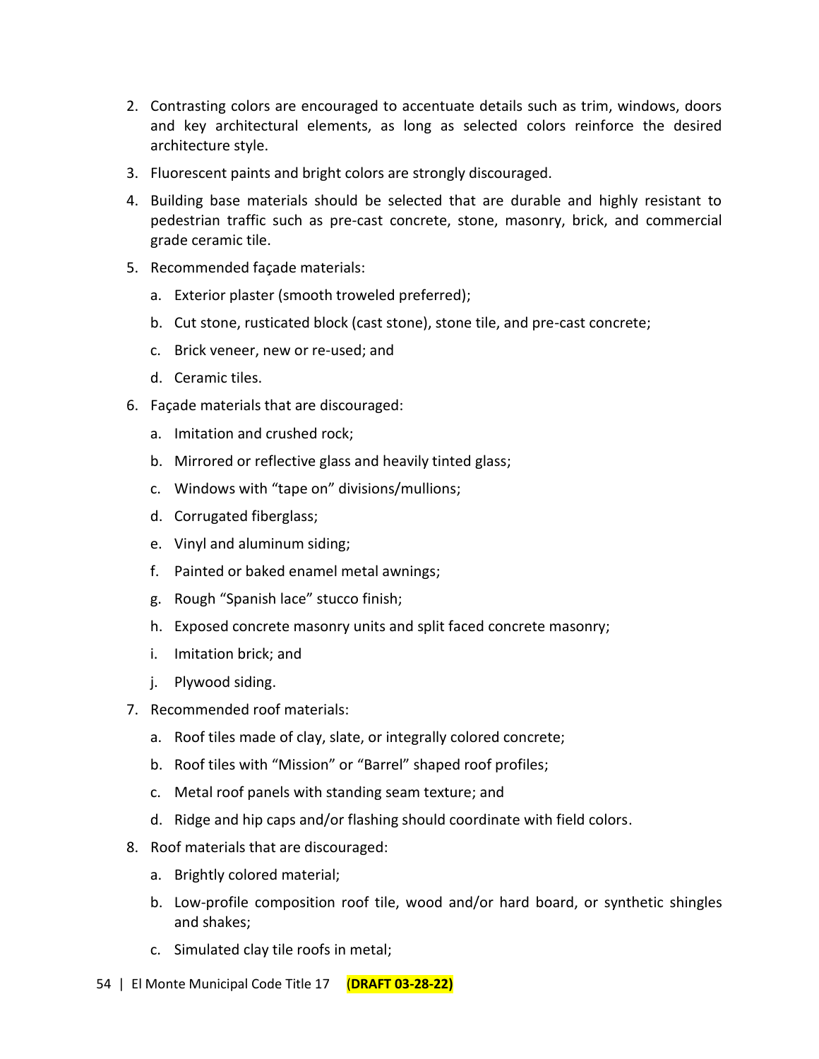2. Contrasting colors are encouraged to accentuate details such as trim, windows, doors and key architectural elements, as long as selected colors reinforce the desired architecture style.
3. Fluorescent paints and bright colors are strongly discouraged.
4. Building base materials should be selected that are durable and highly resistant to pedestrian traffic such as pre-cast concrete, stone, masonry, brick, and commercial grade ceramic tile.
5. Recommended façade materials:
   a. Exterior plaster (smooth troweled preferred);
   b. Cut stone, rusticated block (cast stone), stone tile, and pre-cast concrete;
   c. Brick veneer, new or re-used; and
   d. Ceramic tiles.
6. Façade materials that are discouraged:
   a. Imitation and crushed rock;
   b. Mirrored or reflective glass and heavily tinted glass;
   c. Windows with "tape on" divisions/mullions;
   d. Corrugated fiberglass;
   e. Vinyl and aluminum siding;
   f. Painted or baked enamel metal awnings;
   g. Rough "Spanish lace" stucco finish;
   h. Exposed concrete masonry units and split faced concrete masonry;
   i. Imitation brick; and
   j. Plywood siding.
7. Recommended roof materials:
   a. Roof tiles made of clay, slate, or integrally colored concrete;
   b. Roof tiles with "Mission" or "Barrel" shaped roof profiles;
   c. Metal roof panels with standing seam texture; and
   d. Ridge and hip caps and/or flashing should coordinate with field colors.
8. Roof materials that are discouraged:
   a. Brightly colored material;
   b. Low-profile composition roof tile, wood and/or hard board, or synthetic shingles and shakes;
   c. Simulated clay tile roofs in metal;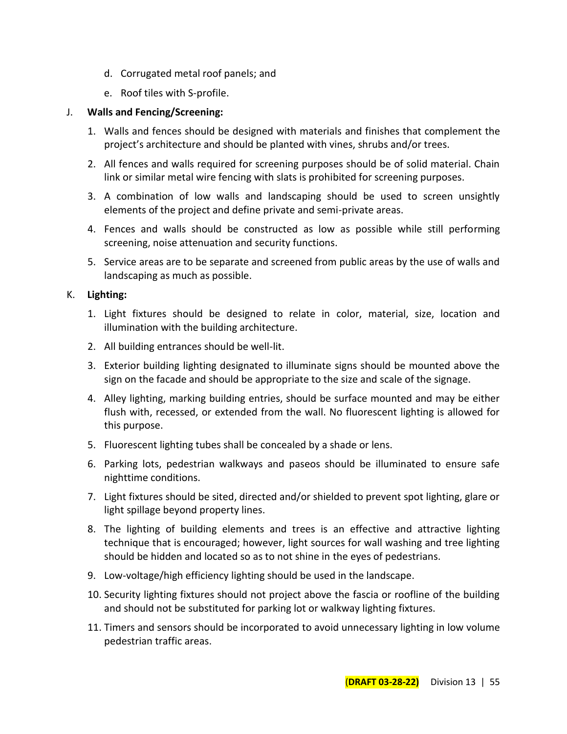d. Corrugated metal roof panels; and

e. Roof tiles with S-profile.

J. **Walls and Fencing/Screening:**

1. Walls and fences should be designed with materials and finishes that complement the project's architecture and should be planted with vines, shrubs and/or trees.
2. All fences and walls required for screening purposes should be of solid material. Chain link or similar metal wire fencing with slats is prohibited for screening purposes.
3. A combination of low walls and landscaping should be used to screen unsightly elements of the project and define private and semi-private areas.
4. Fences and walls should be constructed as low as possible while still performing screening, noise attenuation and security functions.
5. Service areas are to be separate and screened from public areas by the use of walls and landscaping as much as possible.

K. **Lighting:**

1. Light fixtures should be designed to relate in color, material, size, location and illumination with the building architecture.
2. All building entrances should be well-lit.
3. Exterior building lighting designated to illuminate signs should be mounted above the sign on the facade and should be appropriate to the size and scale of the signage.
4. Alley lighting, marking building entries, should be surface mounted and may be either flush with, recessed, or extended from the wall. No fluorescent lighting is allowed for this purpose.
5. Fluorescent lighting tubes shall be concealed by a shade or lens.
6. Parking lots, pedestrian walkways and paseos should be illuminated to ensure safe nighttime conditions.
7. Light fixtures should be sited, directed and/or shielded to prevent spot lighting, glare or light spillage beyond property lines.
8. The lighting of building elements and trees is an effective and attractive lighting technique that is encouraged; however, light sources for wall washing and tree lighting should be hidden and located so as to not shine in the eyes of pedestrians.
9. Low-voltage/high efficiency lighting should be used in the landscape.
10. Security lighting fixtures should not project above the fascia or roofline of the building and should not be substituted for parking lot or walkway lighting fixtures.
11. Timers and sensors should be incorporated to avoid unnecessary lighting in low volume pedestrian traffic areas.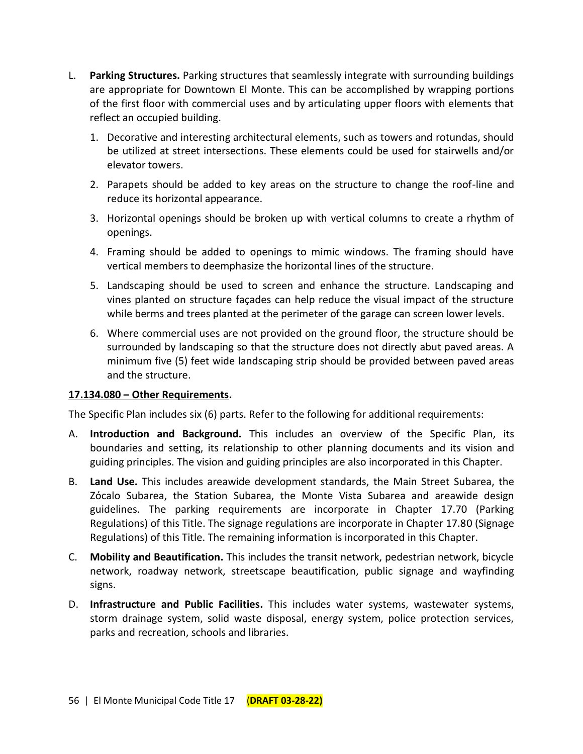L. **Parking Structures.** Parking structures that seamlessly integrate with surrounding buildings are appropriate for Downtown El Monte. This can be accomplished by wrapping portions of the first floor with commercial uses and by articulating upper floors with elements that reflect an occupied building.

   1. Decorative and interesting architectural elements, such as towers and rotundas, should be utilized at street intersections. These elements could be used for stairwells and/or elevator towers.
   2. Parapets should be added to key areas on the structure to change the roof-line and reduce its horizontal appearance.
   3. Horizontal openings should be broken up with vertical columns to create a rhythm of openings.
   4. Framing should be added to openings to mimic windows. The framing should have vertical members to deemphasize the horizontal lines of the structure.
   5. Landscaping should be used to screen and enhance the structure. Landscaping and vines planted on structure façades can help reduce the visual impact of the structure while berms and trees planted at the perimeter of the garage can screen lower levels.
   6. Where commercial uses are not provided on the ground floor, the structure should be surrounded by landscaping so that the structure does not directly abut paved areas. A minimum five (5) feet wide landscaping strip should be provided between paved areas and the structure.

**17.134.080 – Other Requirements.**

The Specific Plan includes six (6) parts. Refer to the following for additional requirements:

A. **Introduction and Background.** This includes an overview of the Specific Plan, its boundaries and setting, its relationship to other planning documents and its vision and guiding principles. The vision and guiding principles are also incorporated in this Chapter.

B. **Land Use.** This includes areawide development standards, the Main Street Subarea, the Zócalo Subarea, the Station Subarea, the Monte Vista Subarea and areawide design guidelines. The parking requirements are incorporate in Chapter 17.70 (Parking Regulations) of this Title. The signage regulations are incorporate in Chapter 17.80 (Signage Regulations) of this Title. The remaining information is incorporated in this Chapter.

C. **Mobility and Beautification.** This includes the transit network, pedestrian network, bicycle network, roadway network, streetscape beautification, public signage and wayfinding signs.

D. **Infrastructure and Public Facilities.** This includes water systems, wastewater systems, storm drainage system, solid waste disposal, energy system, police protection services, parks and recreation, schools and libraries.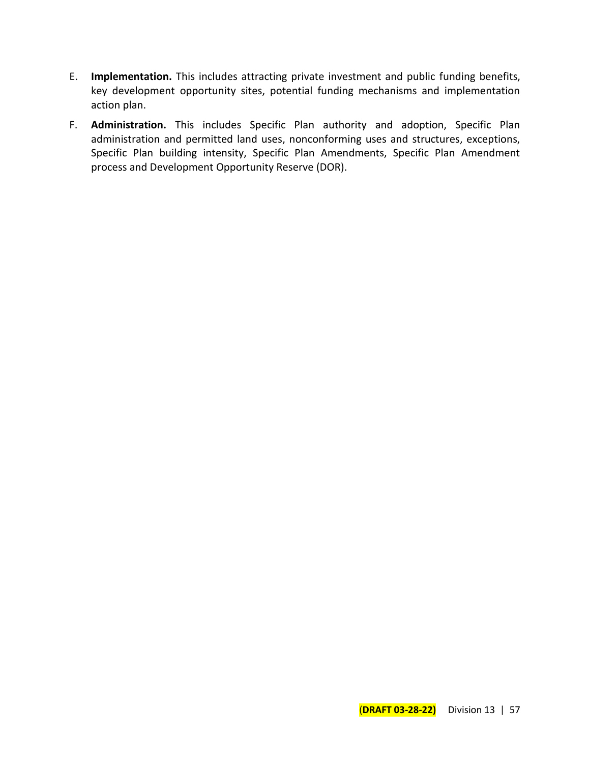E. **Implementation.** This includes attracting private investment and public funding benefits, key development opportunity sites, potential funding mechanisms and implementation action plan.

F. **Administration.** This includes Specific Plan authority and adoption, Specific Plan administration and permitted land uses, nonconforming uses and structures, exceptions, Specific Plan building intensity, Specific Plan Amendments, Specific Plan Amendment process and Development Opportunity Reserve (DOR).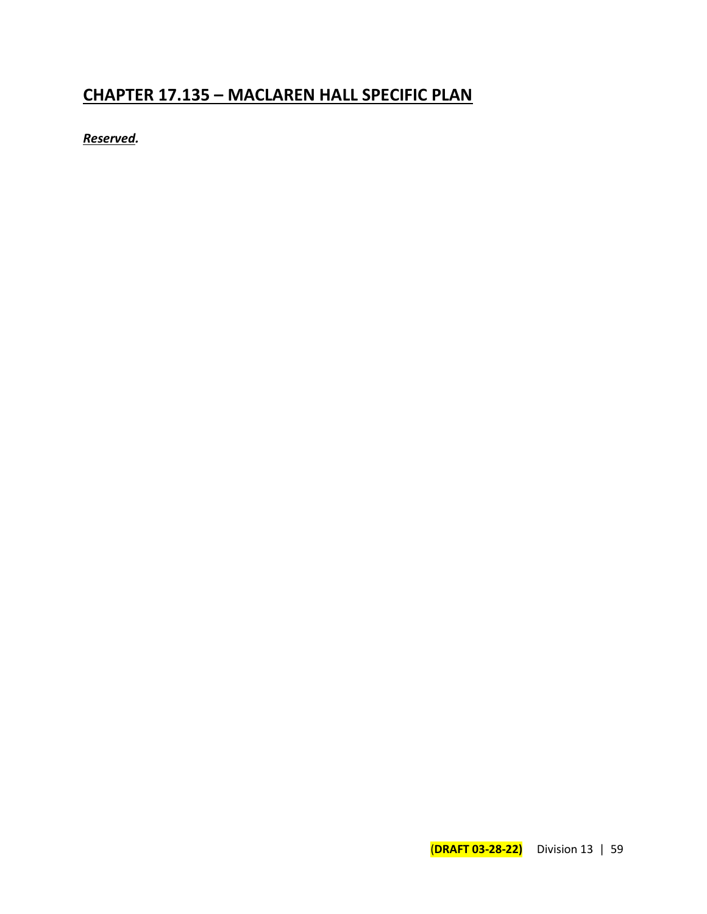# CHAPTER 17.135 – MACLAREN HALL SPECIFIC PLAN

***Reserved.***